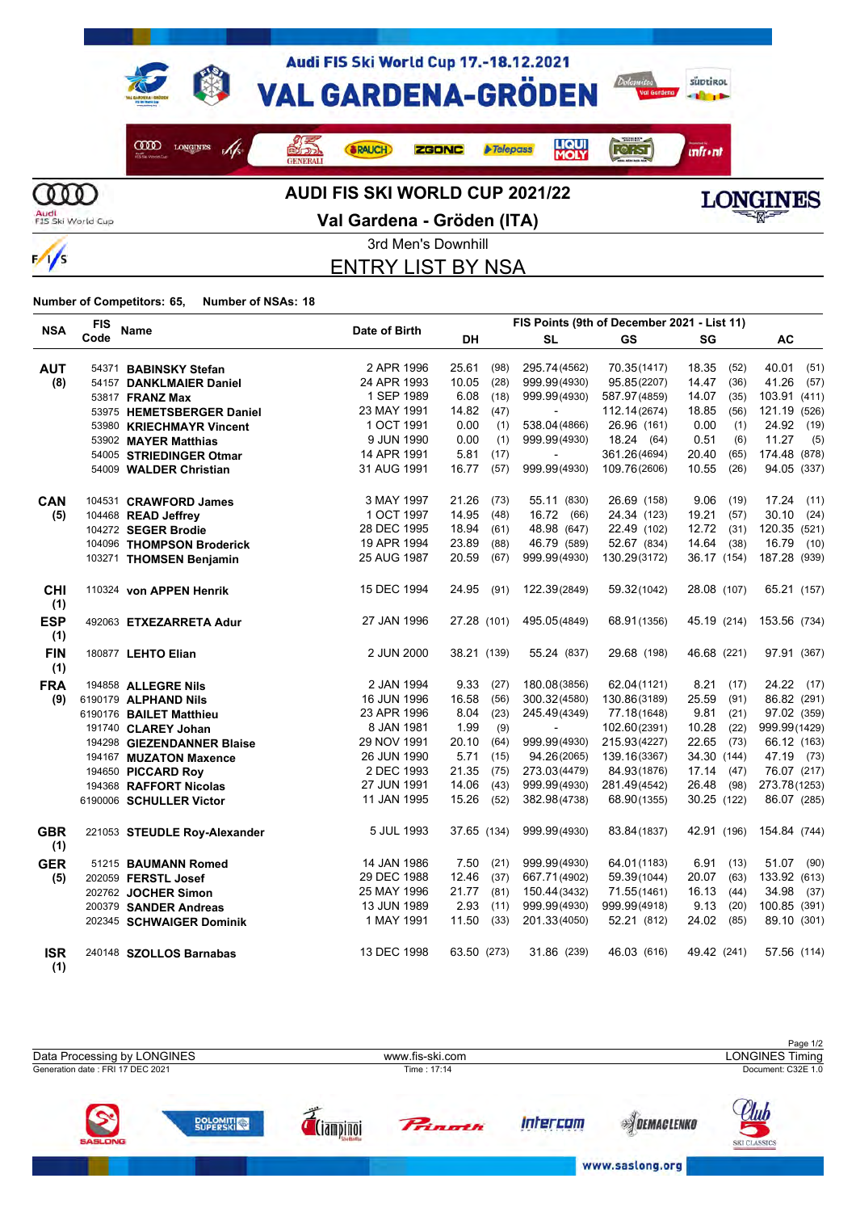Audi FIS Ski World Cup 17.-18.12.2021

# VAL GARDENA-GRÖDEN

## AUDI FIS SKI WORLD CUP 2021/22

## Val Gardena - Gröden (ITA)

3rd Men's Downhill

## ENTRY LIST BY NSA

**Number of Competitors: 65, Number of NSAs: 18**

| NSA | FIS Code | Name | Date of Birth | FIS Points (9th of December 2021 - List 11) DH | | SL | | GS | | SG | | AC | |
|---|---|---|---|---|---|---|---|---|---|---|---|---|---|
| | | | | DH | | SL | | GS | | SG | | AC | |
| **AUT** (8) | 54371 | **BABINSKY Stefan** | 2 APR 1996 | 25.61 | (98) | 295.74 | (4562) | 70.35 | (1417) | 18.35 | (52) | 40.01 | (51) |
| | 54157 | **DANKLMAIER Daniel** | 24 APR 1993 | 10.05 | (28) | 999.99 | (4930) | 95.85 | (2207) | 14.47 | (36) | 41.26 | (57) |
| | 53817 | **FRANZ Max** | 1 SEP 1989 | 6.08 | (18) | 999.99 | (4930) | 587.97 | (4859) | 14.07 | (35) | 103.91 | (411) |
| | 53975 | **HEMETSBERGER Daniel** | 23 MAY 1991 | 14.82 | (47) | - | | 112.14 | (2674) | 18.85 | (56) | 121.19 | (526) |
| | 53980 | **KRIECHMAYR Vincent** | 1 OCT 1991 | 0.00 | (1) | 538.04 | (4866) | 26.96 | (161) | 0.00 | (1) | 24.92 | (19) |
| | 53902 | **MAYER Matthias** | 9 JUN 1990 | 0.00 | (1) | 999.99 | (4930) | 18.24 | (64) | 0.51 | (6) | 11.27 | (5) |
| | 54005 | **STRIEDINGER Otmar** | 14 APR 1991 | 5.81 | (17) | - | | 361.26 | (4694) | 20.40 | (65) | 174.48 | (878) |
| | 54009 | **WALDER Christian** | 31 AUG 1991 | 16.77 | (57) | 999.99 | (4930) | 109.76 | (2606) | 10.55 | (26) | 94.05 | (337) |
| **CAN** (5) | 104531 | **CRAWFORD James** | 3 MAY 1997 | 21.26 | (73) | 55.11 | (830) | 26.69 | (158) | 9.06 | (19) | 17.24 | (11) |
| | 104468 | **READ Jeffrey** | 1 OCT 1997 | 14.95 | (48) | 16.72 | (66) | 24.34 | (123) | 19.21 | (57) | 30.10 | (24) |
| | 104272 | **SEGER Brodie** | 28 DEC 1995 | 18.94 | (61) | 48.98 | (647) | 22.49 | (102) | 12.72 | (31) | 120.35 | (521) |
| | 104096 | **THOMPSON Broderick** | 19 APR 1994 | 23.89 | (88) | 46.79 | (589) | 52.67 | (834) | 14.64 | (38) | 16.79 | (10) |
| | 103271 | **THOMSEN Benjamin** | 25 AUG 1987 | 20.59 | (67) | 999.99 | (4930) | 130.29 | (3172) | 36.17 | (154) | 187.28 | (939) |
| **CHI** (1) | 110324 | **von APPEN Henrik** | 15 DEC 1994 | 24.95 | (91) | 122.39 | (2849) | 59.32 | (1042) | 28.08 | (107) | 65.21 | (157) |
| **ESP** (1) | 492063 | **ETXEZARRETA Adur** | 27 JAN 1996 | 27.28 | (101) | 495.05 | (4849) | 68.91 | (1356) | 45.19 | (214) | 153.56 | (734) |
| **FIN** (1) | 180877 | **LEHTO Elian** | 2 JUN 2000 | 38.21 | (139) | 55.24 | (837) | 29.68 | (198) | 46.68 | (221) | 97.91 | (367) |
| **FRA** (9) | 194858 | **ALLEGRE Nils** | 2 JAN 1994 | 9.33 | (27) | 180.08 | (3856) | 62.04 | (1121) | 8.21 | (17) | 24.22 | (17) |
| | 6190179 | **ALPHAND Nils** | 16 JUN 1996 | 16.58 | (56) | 300.32 | (4580) | 130.86 | (3189) | 25.59 | (91) | 86.82 | (291) |
| | 6190176 | **BAILET Matthieu** | 23 APR 1996 | 8.04 | (23) | 245.49 | (4349) | 77.18 | (1648) | 9.81 | (21) | 97.02 | (359) |
| | 191740 | **CLAREY Johan** | 8 JAN 1981 | 1.99 | (9) | - | | 102.60 | (2391) | 10.28 | (22) | 999.99 | (1429) |
| | 194298 | **GIEZENDANNER Blaise** | 29 NOV 1991 | 20.10 | (64) | 999.99 | (4930) | 215.93 | (4227) | 22.65 | (73) | 66.12 | (163) |
| | 194167 | **MUZATON Maxence** | 26 JUN 1990 | 5.71 | (15) | 94.26 | (2065) | 139.16 | (3367) | 34.30 | (144) | 47.19 | (73) |
| | 194650 | **PICCARD Roy** | 2 DEC 1993 | 21.35 | (75) | 273.03 | (4479) | 84.93 | (1876) | 17.14 | (47) | 76.07 | (217) |
| | 194368 | **RAFFORT Nicolas** | 27 JUN 1991 | 14.06 | (43) | 999.99 | (4930) | 281.49 | (4542) | 26.48 | (98) | 273.78 | (1253) |
| | 6190006 | **SCHULLER Victor** | 11 JAN 1995 | 15.26 | (52) | 382.98 | (4738) | 68.90 | (1355) | 30.25 | (122) | 86.07 | (285) |
| **GBR** (1) | 221053 | **STEUDLE Roy-Alexander** | 5 JUL 1993 | 37.65 | (134) | 999.99 | (4930) | 83.84 | (1837) | 42.91 | (196) | 154.84 | (744) |
| **GER** (5) | 51215 | **BAUMANN Romed** | 14 JAN 1986 | 7.50 | (21) | 999.99 | (4930) | 64.01 | (1183) | 6.91 | (13) | 51.07 | (90) |
| | 202059 | **FERSTL Josef** | 29 DEC 1988 | 12.46 | (37) | 667.71 | (4902) | 59.39 | (1044) | 20.07 | (63) | 133.92 | (613) |
| | 202762 | **JOCHER Simon** | 25 MAY 1996 | 21.77 | (81) | 150.44 | (3432) | 71.55 | (1461) | 16.13 | (44) | 34.98 | (37) |
| | 200379 | **SANDER Andreas** | 13 JUN 1989 | 2.93 | (11) | 999.99 | (4930) | 999.99 | (4918) | 9.13 | (20) | 100.85 | (391) |
| | 202345 | **SCHWAIGER Dominik** | 1 MAY 1991 | 11.50 | (33) | 201.33 | (4050) | 52.21 | (812) | 24.02 | (85) | 89.10 | (301) |
| **ISR** (1) | 240148 | **SZOLLOS Barnabas** | 13 DEC 1998 | 63.50 | (273) | 31.86 | (239) | 46.03 | (616) | 49.42 | (241) | 57.56 | (114) |

Data Processing by LONGINES | www.fis-ski.com | LONGINES Timing

Generation date : FRI 17 DEC 2021 | Time : 17:14 | Document: C32E 1.0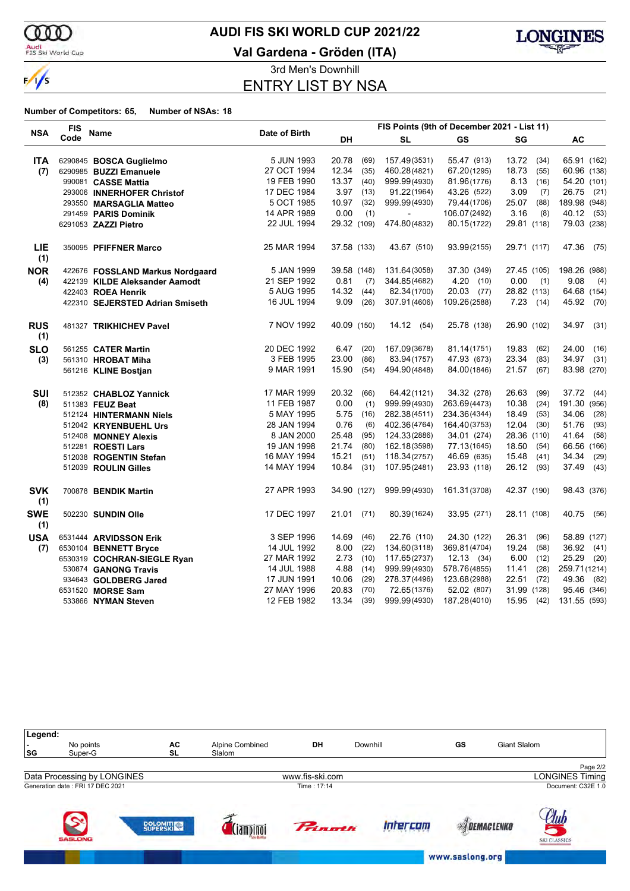# AUDI FIS SKI WORLD CUP 2021/22

## Val Gardena - Gröden (ITA)

3rd Men's Downhill

## ENTRY LIST BY NSA

**Number of Competitors: 65, Number of NSAs: 18**

| NSA | FIS Code | Name | Date of Birth | DH | | SL | | GS | | SG | | AC | |
|---|---|---|---|---|---|---|---|---|---|---|---|---|---|
| **ITA (7)** | 6290845 | **BOSCA Guglielmo** | 5 JUN 1993 | 20.78 | (69) | 157.49 | (3531) | 55.47 | (913) | 13.72 | (34) | 65.91 | (162) |
| | 6290985 | **BUZZI Emanuele** | 27 OCT 1994 | 12.34 | (35) | 460.28 | (4821) | 67.20 | (1295) | 18.73 | (55) | 60.96 | (138) |
| | 990081 | **CASSE Mattia** | 19 FEB 1990 | 13.37 | (40) | 999.99 | (4930) | 81.96 | (1776) | 8.13 | (16) | 54.20 | (101) |
| | 293006 | **INNERHOFER Christof** | 17 DEC 1984 | 3.97 | (13) | 91.22 | (1964) | 43.26 | (522) | 3.09 | (7) | 26.75 | (21) |
| | 293550 | **MARSAGLIA Matteo** | 5 OCT 1985 | 10.97 | (32) | 999.99 | (4930) | 79.44 | (1706) | 25.07 | (88) | 189.98 | (948) |
| | 291459 | **PARIS Dominik** | 14 APR 1989 | 0.00 | (1) | - | | 106.07 | (2492) | 3.16 | (8) | 40.12 | (53) |
| | 6291053 | **ZAZZI Pietro** | 22 JUL 1994 | 29.32 | (109) | 474.80 | (4832) | 80.15 | (1722) | 29.81 | (118) | 79.03 | (238) |
| **LIE (1)** | 350095 | **PFIFFNER Marco** | 25 MAR 1994 | 37.58 | (133) | 43.67 | (510) | 93.99 | (2155) | 29.71 | (117) | 47.36 | (75) |
| **NOR (4)** | 422676 | **FOSSLAND Markus Nordgaard** | 5 JAN 1999 | 39.58 | (148) | 131.64 | (3058) | 37.30 | (349) | 27.45 | (105) | 198.26 | (988) |
| | 422139 | **KILDE Aleksander Aamodt** | 21 SEP 1992 | 0.81 | (7) | 344.85 | (4682) | 4.20 | (10) | 0.00 | (1) | 9.08 | (4) |
| | 422403 | **ROEA Henrik** | 5 AUG 1995 | 14.32 | (44) | 82.34 | (1700) | 20.03 | (77) | 28.82 | (113) | 64.68 | (154) |
| | 422310 | **SEJERSTED Adrian Smiseth** | 16 JUL 1994 | 9.09 | (26) | 307.91 | (4606) | 109.26 | (2588) | 7.23 | (14) | 45.92 | (70) |
| **RUS (1)** | 481327 | **TRIKHICHEV Pavel** | 7 NOV 1992 | 40.09 | (150) | 14.12 | (54) | 25.78 | (138) | 26.90 | (102) | 34.97 | (31) |
| **SLO (3)** | 561255 | **CATER Martin** | 20 DEC 1992 | 6.47 | (20) | 167.09 | (3678) | 81.14 | (1751) | 19.83 | (62) | 24.00 | (16) |
| | 561310 | **HROBAT Miha** | 3 FEB 1995 | 23.00 | (86) | 83.94 | (1757) | 47.93 | (673) | 23.34 | (83) | 34.97 | (31) |
| | 561216 | **KLINE Bostjan** | 9 MAR 1991 | 15.90 | (54) | 494.90 | (4848) | 84.00 | (1846) | 21.57 | (67) | 83.98 | (270) |
| **SUI (8)** | 512352 | **CHABLOZ Yannick** | 17 MAR 1999 | 20.32 | (66) | 64.42 | (1121) | 34.32 | (278) | 26.63 | (99) | 37.72 | (44) |
| | 511383 | **FEUZ Beat** | 11 FEB 1987 | 0.00 | (1) | 999.99 | (4930) | 263.69 | (4473) | 10.38 | (24) | 191.30 | (956) |
| | 512124 | **HINTERMANN Niels** | 5 MAY 1995 | 5.75 | (16) | 282.38 | (4511) | 234.36 | (4344) | 18.49 | (53) | 34.06 | (28) |
| | 512042 | **KRYENBUEHL Urs** | 28 JAN 1994 | 0.76 | (6) | 402.36 | (4764) | 164.40 | (3753) | 12.04 | (30) | 51.76 | (93) |
| | 512408 | **MONNEY Alexis** | 8 JAN 2000 | 25.48 | (95) | 124.33 | (2886) | 34.01 | (274) | 28.36 | (110) | 41.64 | (58) |
| | 512281 | **ROESTI Lars** | 19 JAN 1998 | 21.74 | (80) | 162.18 | (3598) | 77.13 | (1645) | 18.50 | (54) | 66.56 | (166) |
| | 512038 | **ROGENTIN Stefan** | 16 MAY 1994 | 15.21 | (51) | 118.34 | (2757) | 46.69 | (635) | 15.48 | (41) | 34.34 | (29) |
| | 512039 | **ROULIN Gilles** | 14 MAY 1994 | 10.84 | (31) | 107.95 | (2481) | 23.93 | (118) | 26.12 | (93) | 37.49 | (43) |
| **SVK (1)** | 700878 | **BENDIK Martin** | 27 APR 1993 | 34.90 | (127) | 999.99 | (4930) | 161.31 | (3708) | 42.37 | (190) | 98.43 | (376) |
| **SWE (1)** | 502230 | **SUNDIN Olle** | 17 DEC 1997 | 21.01 | (71) | 80.39 | (1624) | 33.95 | (271) | 28.11 | (108) | 40.75 | (56) |
| **USA (7)** | 6531444 | **ARVIDSSON Erik** | 3 SEP 1996 | 14.69 | (46) | 22.76 | (110) | 24.30 | (122) | 26.31 | (96) | 58.89 | (127) |
| | 6530104 | **BENNETT Bryce** | 14 JUL 1992 | 8.00 | (22) | 134.60 | (3118) | 369.81 | (4704) | 19.24 | (58) | 36.92 | (41) |
| | 6530319 | **COCHRAN-SIEGLE Ryan** | 27 MAR 1992 | 2.73 | (10) | 117.65 | (2737) | 12.13 | (34) | 6.00 | (12) | 25.29 | (20) |
| | 530874 | **GANONG Travis** | 14 JUL 1988 | 4.88 | (14) | 999.99 | (4930) | 578.76 | (4855) | 11.41 | (28) | 259.71 | (1214) |
| | 934643 | **GOLDBERG Jared** | 17 JUN 1991 | 10.06 | (29) | 278.37 | (4496) | 123.68 | (2988) | 22.51 | (72) | 49.36 | (82) |
| | 6531520 | **MORSE Sam** | 27 MAY 1996 | 20.83 | (70) | 72.65 | (1376) | 52.02 | (807) | 31.99 | (128) | 95.46 | (346) |
| | 533866 | **NYMAN Steven** | 12 FEB 1982 | 13.34 | (39) | 999.99 | (4930) | 187.28 | (4010) | 15.95 | (42) | 131.55 | (593) |

FIS Points (9th of December 2021 - List 11)

**Legend:**

| | | | | | | | |
|---|---|---|---|---|---|---|---|
| - | No points | AC | Alpine Combined | DH | Downhill | GS | Giant Slalom |
| SG | Super-G | SL | Slalom | | | | |

Data Processing by LONGINES — www.fis-ski.com — LONGINES Timing

Generation date : FRI 17 DEC 2021 — Time : 17:14 — Document: C32E 1.0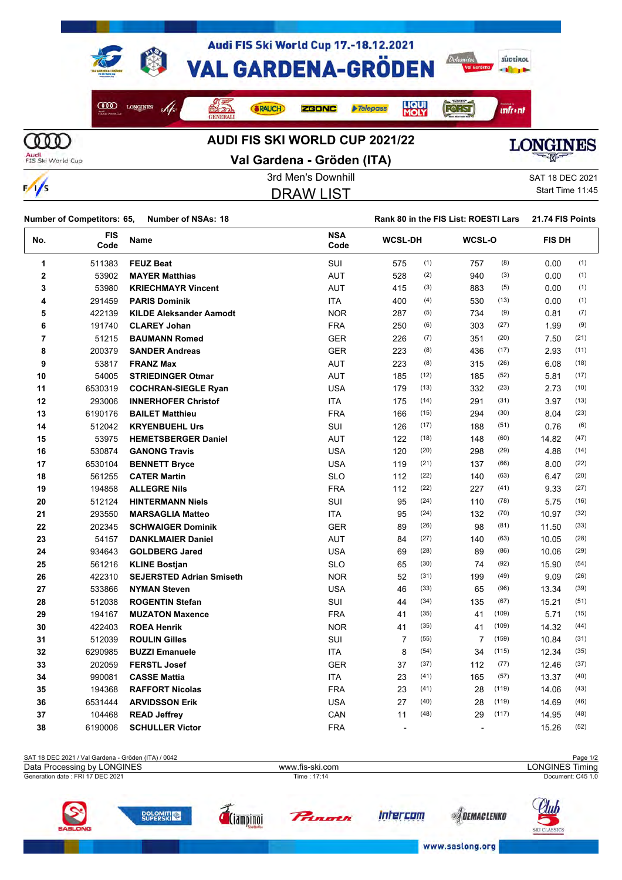Audi FIS Ski World Cup 17.-18.12.2021

# VAL GARDENA-GRÖDEN

## AUDI FIS SKI WORLD CUP 2021/22

## Val Gardena - Gröden (ITA)

3rd Men's Downhill

SAT 18 DEC 2021
Start Time 11:45

## DRAW LIST

**Number of Competitors: 65, Number of NSAs: 18**

**Rank 80 in the FIS List: ROESTI Lars 21.74 FIS Points**

| No. | FIS Code | Name | NSA Code | WCSL-DH | | WCSL-O | | FIS DH | |
|---|---|---|---|---|---|---|---|---|---|
| 1 | 511383 | **FEUZ Beat** | SUI | 575 | (1) | 757 | (8) | 0.00 | (1) |
| 2 | 53902 | **MAYER Matthias** | AUT | 528 | (2) | 940 | (3) | 0.00 | (1) |
| 3 | 53980 | **KRIECHMAYR Vincent** | AUT | 415 | (3) | 883 | (5) | 0.00 | (1) |
| 4 | 291459 | **PARIS Dominik** | ITA | 400 | (4) | 530 | (13) | 0.00 | (1) |
| 5 | 422139 | **KILDE Aleksander Aamodt** | NOR | 287 | (5) | 734 | (9) | 0.81 | (7) |
| 6 | 191740 | **CLAREY Johan** | FRA | 250 | (6) | 303 | (27) | 1.99 | (9) |
| 7 | 51215 | **BAUMANN Romed** | GER | 226 | (7) | 351 | (20) | 7.50 | (21) |
| 8 | 200379 | **SANDER Andreas** | GER | 223 | (8) | 436 | (17) | 2.93 | (11) |
| 9 | 53817 | **FRANZ Max** | AUT | 223 | (8) | 315 | (26) | 6.08 | (18) |
| 10 | 54005 | **STRIEDINGER Otmar** | AUT | 185 | (12) | 185 | (52) | 5.81 | (17) |
| 11 | 6530319 | **COCHRAN-SIEGLE Ryan** | USA | 179 | (13) | 332 | (23) | 2.73 | (10) |
| 12 | 293006 | **INNERHOFER Christof** | ITA | 175 | (14) | 291 | (31) | 3.97 | (13) |
| 13 | 6190176 | **BAILET Matthieu** | FRA | 166 | (15) | 294 | (30) | 8.04 | (23) |
| 14 | 512042 | **KRYENBUEHL Urs** | SUI | 126 | (17) | 188 | (51) | 0.76 | (6) |
| 15 | 53975 | **HEMETSBERGER Daniel** | AUT | 122 | (18) | 148 | (60) | 14.82 | (47) |
| 16 | 530874 | **GANONG Travis** | USA | 120 | (20) | 298 | (29) | 4.88 | (14) |
| 17 | 6530104 | **BENNETT Bryce** | USA | 119 | (21) | 137 | (66) | 8.00 | (22) |
| 18 | 561255 | **CATER Martin** | SLO | 112 | (22) | 140 | (63) | 6.47 | (20) |
| 19 | 194858 | **ALLEGRE Nils** | FRA | 112 | (22) | 227 | (41) | 9.33 | (27) |
| 20 | 512124 | **HINTERMANN Niels** | SUI | 95 | (24) | 110 | (78) | 5.75 | (16) |
| 21 | 293550 | **MARSAGLIA Matteo** | ITA | 95 | (24) | 132 | (70) | 10.97 | (32) |
| 22 | 202345 | **SCHWAIGER Dominik** | GER | 89 | (26) | 98 | (81) | 11.50 | (33) |
| 23 | 54157 | **DANKLMAIER Daniel** | AUT | 84 | (27) | 140 | (63) | 10.05 | (28) |
| 24 | 934643 | **GOLDBERG Jared** | USA | 69 | (28) | 89 | (86) | 10.06 | (29) |
| 25 | 561216 | **KLINE Bostjan** | SLO | 65 | (30) | 74 | (92) | 15.90 | (54) |
| 26 | 422310 | **SEJERSTED Adrian Smiseth** | NOR | 52 | (31) | 199 | (49) | 9.09 | (26) |
| 27 | 533866 | **NYMAN Steven** | USA | 46 | (33) | 65 | (96) | 13.34 | (39) |
| 28 | 512038 | **ROGENTIN Stefan** | SUI | 44 | (34) | 135 | (67) | 15.21 | (51) |
| 29 | 194167 | **MUZATON Maxence** | FRA | 41 | (35) | 41 | (109) | 5.71 | (15) |
| 30 | 422403 | **ROEA Henrik** | NOR | 41 | (35) | 41 | (109) | 14.32 | (44) |
| 31 | 512039 | **ROULIN Gilles** | SUI | 7 | (55) | 7 | (159) | 10.84 | (31) |
| 32 | 6290985 | **BUZZI Emanuele** | ITA | 8 | (54) | 34 | (115) | 12.34 | (35) |
| 33 | 202059 | **FERSTL Josef** | GER | 37 | (37) | 112 | (77) | 12.46 | (37) |
| 34 | 990081 | **CASSE Mattia** | ITA | 23 | (41) | 165 | (57) | 13.37 | (40) |
| 35 | 194368 | **RAFFORT Nicolas** | FRA | 23 | (41) | 28 | (119) | 14.06 | (43) |
| 36 | 6531444 | **ARVIDSSON Erik** | USA | 27 | (40) | 28 | (119) | 14.69 | (46) |
| 37 | 104468 | **READ Jeffrey** | CAN | 11 | (48) | 29 | (117) | 14.95 | (48) |
| 38 | 6190006 | **SCHULLER Victor** | FRA | - | | - | | 15.26 | (52) |

SAT 18 DEC 2021 / Val Gardena - Gröden (ITA) / 0042
Data Processing by LONGINES    www.fis-ski.com    LONGINES Timing
Generation date : FRI 17 DEC 2021    Time : 17:14    Document: C45 1.0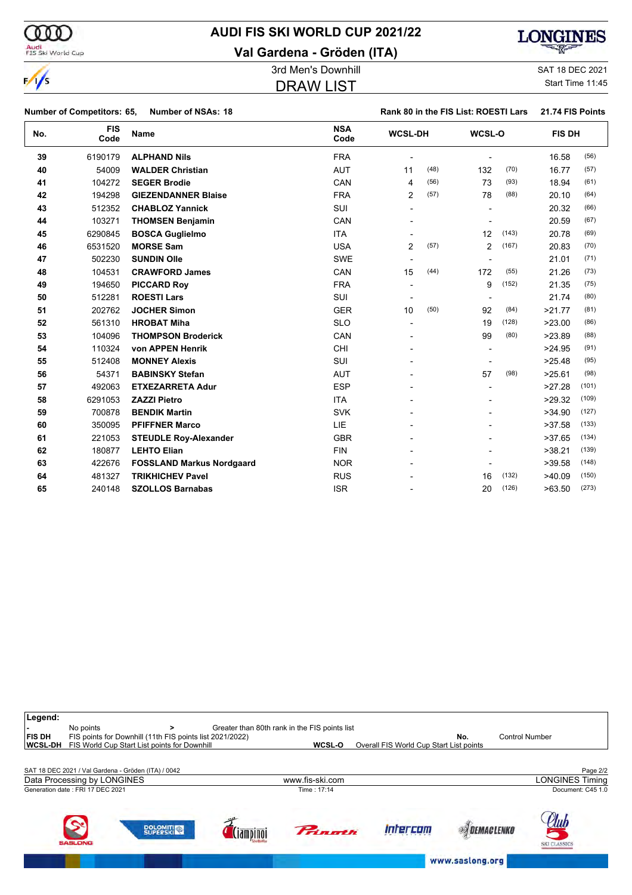# AUDI FIS SKI WORLD CUP 2021/22

## Val Gardena - Gröden (ITA)

3rd Men's Downhill

SAT 18 DEC 2021

Start Time 11:45

## DRAW LIST

**Number of Competitors: 65, Number of NSAs: 18**

**Rank 80 in the FIS List: ROESTI Lars 21.74 FIS Points**

| No. | FIS Code | Name | NSA Code | WCSL-DH | | WCSL-O | | FIS DH | |
|---|---|---|---|---|---|---|---|---|---|
| 39 | 6190179 | **ALPHAND Nils** | FRA | - | | - | | 16.58 | (56) |
| 40 | 54009 | **WALDER Christian** | AUT | 11 | (48) | 132 | (70) | 16.77 | (57) |
| 41 | 104272 | **SEGER Brodie** | CAN | 4 | (56) | 73 | (93) | 18.94 | (61) |
| 42 | 194298 | **GIEZENDANNER Blaise** | FRA | 2 | (57) | 78 | (88) | 20.10 | (64) |
| 43 | 512352 | **CHABLOZ Yannick** | SUI | - | | - | | 20.32 | (66) |
| 44 | 103271 | **THOMSEN Benjamin** | CAN | - | | - | | 20.59 | (67) |
| 45 | 6290845 | **BOSCA Guglielmo** | ITA | - | | 12 | (143) | 20.78 | (69) |
| 46 | 6531520 | **MORSE Sam** | USA | 2 | (57) | 2 | (167) | 20.83 | (70) |
| 47 | 502230 | **SUNDIN Olle** | SWE | - | | - | | 21.01 | (71) |
| 48 | 104531 | **CRAWFORD James** | CAN | 15 | (44) | 172 | (55) | 21.26 | (73) |
| 49 | 194650 | **PICCARD Roy** | FRA | - | | 9 | (152) | 21.35 | (75) |
| 50 | 512281 | **ROESTI Lars** | SUI | - | | - | | 21.74 | (80) |
| 51 | 202762 | **JOCHER Simon** | GER | 10 | (50) | 92 | (84) | >21.77 | (81) |
| 52 | 561310 | **HROBAT Miha** | SLO | - | | 19 | (128) | >23.00 | (86) |
| 53 | 104096 | **THOMPSON Broderick** | CAN | - | | 99 | (80) | >23.89 | (88) |
| 54 | 110324 | **von APPEN Henrik** | CHI | - | | - | | >24.95 | (91) |
| 55 | 512408 | **MONNEY Alexis** | SUI | - | | - | | >25.48 | (95) |
| 56 | 54371 | **BABINSKY Stefan** | AUT | - | | 57 | (98) | >25.61 | (98) |
| 57 | 492063 | **ETXEZARRETA Adur** | ESP | - | | - | | >27.28 | (101) |
| 58 | 6291053 | **ZAZZI Pietro** | ITA | - | | - | | >29.32 | (109) |
| 59 | 700878 | **BENDIK Martin** | SVK | - | | - | | >34.90 | (127) |
| 60 | 350095 | **PFIFFNER Marco** | LIE | - | | - | | >37.58 | (133) |
| 61 | 221053 | **STEUDLE Roy-Alexander** | GBR | - | | - | | >37.65 | (134) |
| 62 | 180877 | **LEHTO Elian** | FIN | - | | - | | >38.21 | (139) |
| 63 | 422676 | **FOSSLAND Markus Nordgaard** | NOR | - | | - | | >39.58 | (148) |
| 64 | 481327 | **TRIKHICHEV Pavel** | RUS | - | | 16 | (132) | >40.09 | (150) |
| 65 | 240148 | **SZOLLOS Barnabas** | ISR | - | | 20 | (126) | >63.50 | (273) |

**Legend:**

| | | | |
|---|---|---|---|
| **-** | No points | **>** | Greater than 80th rank in the FIS points list |
| **FIS DH** | FIS points for Downhill (11th FIS points list 2021/2022) | **No.** | Control Number |
| **WCSL-DH** | FIS World Cup Start List points for Downhill | **WCSL-O** | Overall FIS World Cup Start List points |

SAT 18 DEC 2021 / Val Gardena - Gröden (ITA) / 0042

Data Processing by LONGINES

www.fis-ski.com

LONGINES Timing

Generation date : FRI 17 DEC 2021

Time : 17:14

Document: C45 1.0

www.saslong.org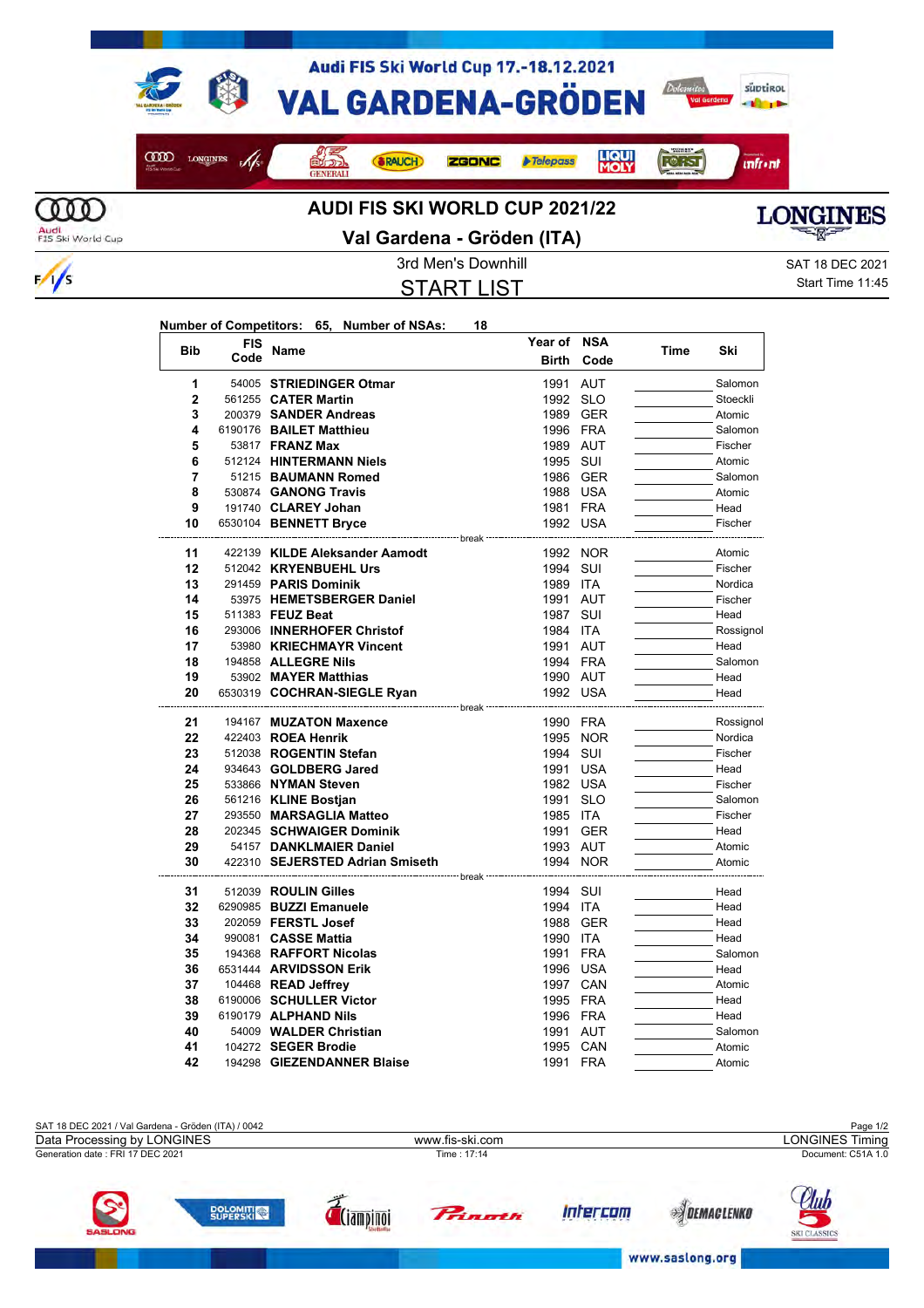Audi FIS Ski World Cup 17.-18.12.2021

# VAL GARDENA-GRÖDEN

## AUDI FIS SKI WORLD CUP 2021/22

## Val Gardena - Gröden (ITA)

3rd Men's Downhill

SAT 18 DEC 2021

Start Time 11:45

## START LIST

**Number of Competitors: 65, Number of NSAs: 18**

| Bib | FIS Code | Name | Year of Birth | NSA Code | Time | Ski |
|---|---|---|---|---|---|---|
| 1 | 54005 | **STRIEDINGER Otmar** | 1991 | AUT | | Salomon |
| 2 | 561255 | **CATER Martin** | 1992 | SLO | | Stoeckli |
| 3 | 200379 | **SANDER Andreas** | 1989 | GER | | Atomic |
| 4 | 6190176 | **BAILET Matthieu** | 1996 | FRA | | Salomon |
| 5 | 53817 | **FRANZ Max** | 1989 | AUT | | Fischer |
| 6 | 512124 | **HINTERMANN Niels** | 1995 | SUI | | Atomic |
| 7 | 51215 | **BAUMANN Romed** | 1986 | GER | | Salomon |
| 8 | 530874 | **GANONG Travis** | 1988 | USA | | Atomic |
| 9 | 191740 | **CLAREY Johan** | 1981 | FRA | | Head |
| 10 | 6530104 | **BENNETT Bryce** | 1992 | USA | | Fischer |
| | | break | | | | |
| 11 | 422139 | **KILDE Aleksander Aamodt** | 1992 | NOR | | Atomic |
| 12 | 512042 | **KRYENBUEHL Urs** | 1994 | SUI | | Fischer |
| 13 | 291459 | **PARIS Dominik** | 1989 | ITA | | Nordica |
| 14 | 53975 | **HEMETSBERGER Daniel** | 1991 | AUT | | Fischer |
| 15 | 511383 | **FEUZ Beat** | 1987 | SUI | | Head |
| 16 | 293006 | **INNERHOFER Christof** | 1984 | ITA | | Rossignol |
| 17 | 53980 | **KRIECHMAYR Vincent** | 1991 | AUT | | Head |
| 18 | 194858 | **ALLEGRE Nils** | 1994 | FRA | | Salomon |
| 19 | 53902 | **MAYER Matthias** | 1990 | AUT | | Head |
| 20 | 6530319 | **COCHRAN-SIEGLE Ryan** | 1992 | USA | | Head |
| | | break | | | | |
| 21 | 194167 | **MUZATON Maxence** | 1990 | FRA | | Rossignol |
| 22 | 422403 | **ROEA Henrik** | 1995 | NOR | | Nordica |
| 23 | 512038 | **ROGENTIN Stefan** | 1994 | SUI | | Fischer |
| 24 | 934643 | **GOLDBERG Jared** | 1991 | USA | | Head |
| 25 | 533866 | **NYMAN Steven** | 1982 | USA | | Fischer |
| 26 | 561216 | **KLINE Bostjan** | 1991 | SLO | | Salomon |
| 27 | 293550 | **MARSAGLIA Matteo** | 1985 | ITA | | Fischer |
| 28 | 202345 | **SCHWAIGER Dominik** | 1991 | GER | | Head |
| 29 | 54157 | **DANKLMAIER Daniel** | 1993 | AUT | | Atomic |
| 30 | 422310 | **SEJERSTED Adrian Smiseth** | 1994 | NOR | | Atomic |
| | | break | | | | |
| 31 | 512039 | **ROULIN Gilles** | 1994 | SUI | | Head |
| 32 | 6290985 | **BUZZI Emanuele** | 1994 | ITA | | Head |
| 33 | 202059 | **FERSTL Josef** | 1988 | GER | | Head |
| 34 | 990081 | **CASSE Mattia** | 1990 | ITA | | Head |
| 35 | 194368 | **RAFFORT Nicolas** | 1991 | FRA | | Salomon |
| 36 | 6531444 | **ARVIDSSON Erik** | 1996 | USA | | Head |
| 37 | 104468 | **READ Jeffrey** | 1997 | CAN | | Atomic |
| 38 | 6190006 | **SCHULLER Victor** | 1995 | FRA | | Head |
| 39 | 6190179 | **ALPHAND Nils** | 1996 | FRA | | Head |
| 40 | 54009 | **WALDER Christian** | 1991 | AUT | | Salomon |
| 41 | 104272 | **SEGER Brodie** | 1995 | CAN | | Atomic |
| 42 | 194298 | **GIEZENDANNER Blaise** | 1991 | FRA | | Atomic |

SAT 18 DEC 2021 / Val Gardena - Gröden (ITA) / 0042

Data Processing by LONGINES — www.fis-ski.com — LONGINES Timing

Generation date : FRI 17 DEC 2021 — Time : 17:14 — Document: C51A 1.0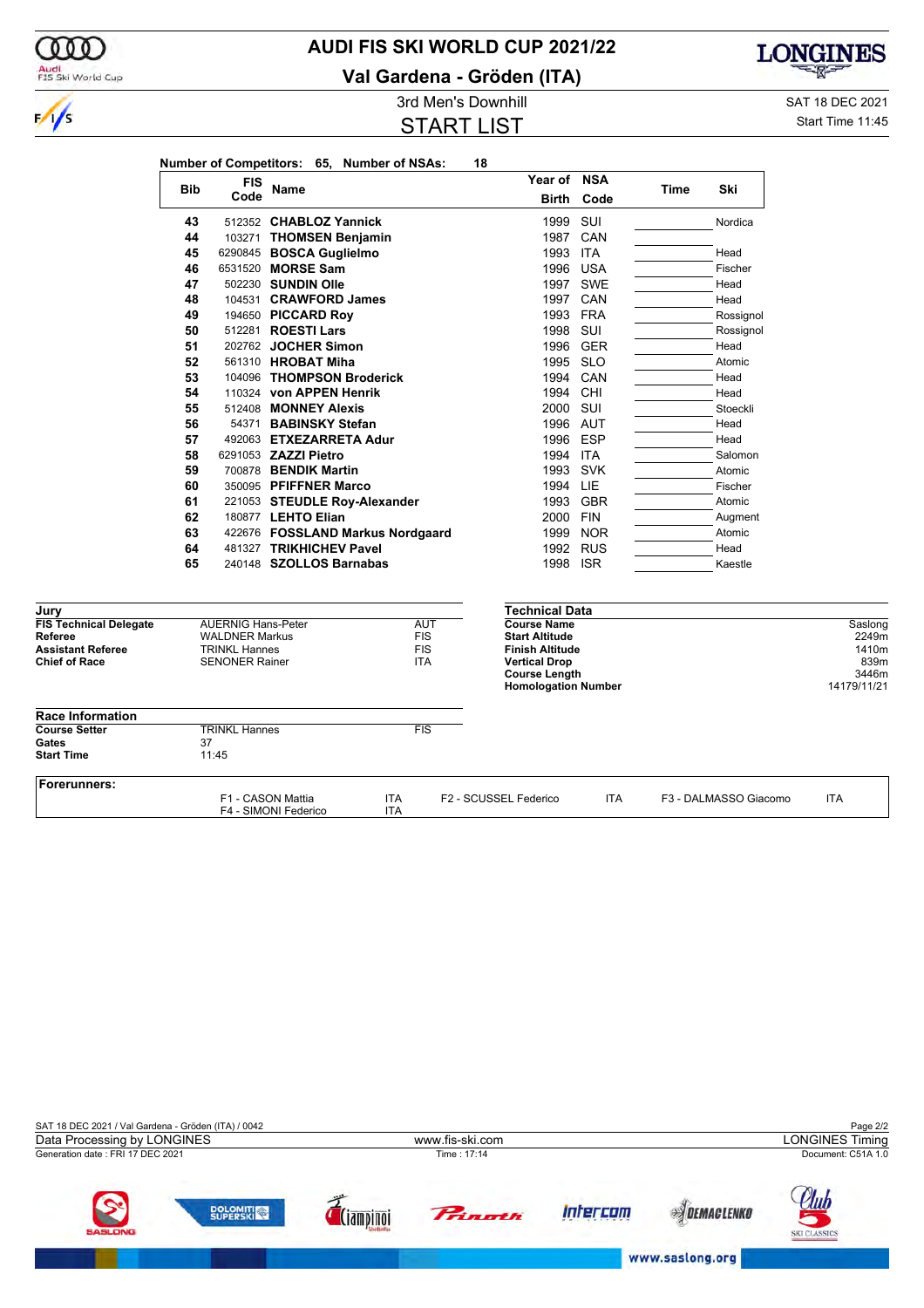# AUDI FIS SKI WORLD CUP 2021/22

## Val Gardena - Gröden (ITA)

### 3rd Men's Downhill

### START LIST

SAT 18 DEC 2021

Start Time 11:45

**Number of Competitors: 65, Number of NSAs: 18**

| Bib | FIS Code | Name | Year of Birth | NSA Code | Time | Ski |
|---|---|---|---|---|---|---|
| 43 | 512352 | **CHABLOZ Yannick** | 1999 | SUI | | Nordica |
| 44 | 103271 | **THOMSEN Benjamin** | 1987 | CAN | | |
| 45 | 6290845 | **BOSCA Guglielmo** | 1993 | ITA | | Head |
| 46 | 6531520 | **MORSE Sam** | 1996 | USA | | Fischer |
| 47 | 502230 | **SUNDIN Olle** | 1997 | SWE | | Head |
| 48 | 104531 | **CRAWFORD James** | 1997 | CAN | | Head |
| 49 | 194650 | **PICCARD Roy** | 1993 | FRA | | Rossignol |
| 50 | 512281 | **ROESTI Lars** | 1998 | SUI | | Rossignol |
| 51 | 202762 | **JOCHER Simon** | 1996 | GER | | Head |
| 52 | 561310 | **HROBAT Miha** | 1995 | SLO | | Atomic |
| 53 | 104096 | **THOMPSON Broderick** | 1994 | CAN | | Head |
| 54 | 110324 | **von APPEN Henrik** | 1994 | CHI | | Head |
| 55 | 512408 | **MONNEY Alexis** | 2000 | SUI | | Stoeckli |
| 56 | 54371 | **BABINSKY Stefan** | 1996 | AUT | | Head |
| 57 | 492063 | **ETXEZARRETA Adur** | 1996 | ESP | | Head |
| 58 | 6291053 | **ZAZZI Pietro** | 1994 | ITA | | Salomon |
| 59 | 700878 | **BENDIK Martin** | 1993 | SVK | | Atomic |
| 60 | 350095 | **PFIFFNER Marco** | 1994 | LIE | | Fischer |
| 61 | 221053 | **STEUDLE Roy-Alexander** | 1993 | GBR | | Atomic |
| 62 | 180877 | **LEHTO Elian** | 2000 | FIN | | Augment |
| 63 | 422676 | **FOSSLAND Markus Nordgaard** | 1999 | NOR | | Atomic |
| 64 | 481327 | **TRIKHICHEV Pavel** | 1992 | RUS | | Head |
| 65 | 240148 | **SZOLLOS Barnabas** | 1998 | ISR | | Kaestle |

| Jury | | |
|---|---|---|
| **FIS Technical Delegate** | AUERNIG Hans-Peter | AUT |
| **Referee** | WALDNER Markus | FIS |
| **Assistant Referee** | TRINKL Hannes | FIS |
| **Chief of Race** | SENONER Rainer | ITA |

| Technical Data | |
|---|---|
| **Course Name** | Saslong |
| **Start Altitude** | 2249m |
| **Finish Altitude** | 1410m |
| **Vertical Drop** | 839m |
| **Course Length** | 3446m |
| **Homologation Number** | 14179/11/21 |

| Race Information | | |
|---|---|---|
| **Course Setter** | TRINKL Hannes | FIS |
| **Gates** | 37 | |
| **Start Time** | 11:45 | |

**Forerunners:**

| | | | | | |
|---|---|---|---|---|---|
| F1 - CASON Mattia | ITA | F2 - SCUSSEL Federico | ITA | F3 - DALMASSO Giacomo | ITA |
| F4 - SIMONI Federico | ITA | | | | |

SAT 18 DEC 2021 / Val Gardena - Gröden (ITA) / 0042

Data Processing by LONGINES | www.fis-ski.com | LONGINES Timing

Generation date : FRI 17 DEC 2021 | Time : 17:14 | Document: C51A 1.0

www.saslong.org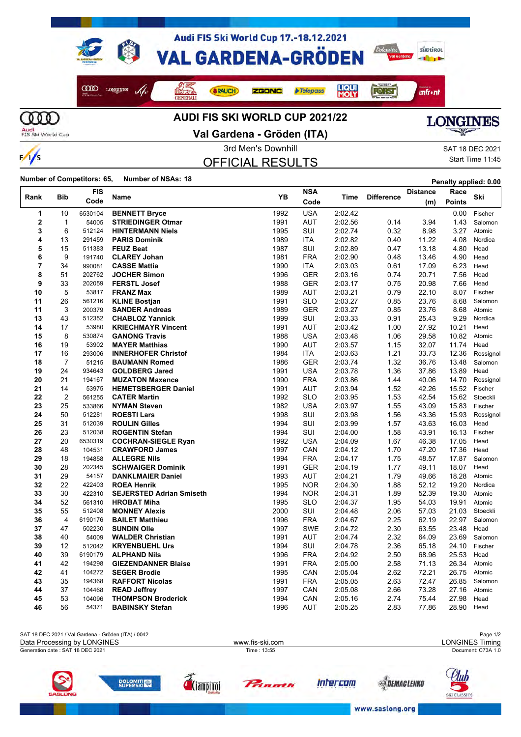# Audi FIS Ski World Cup 17.-18.12.2021
# VAL GARDENA-GRÖDEN

## AUDI FIS SKI WORLD CUP 2021/22

## Val Gardena - Gröden (ITA)

3rd Men's Downhill

SAT 18 DEC 2021

Start Time 11:45

## OFFICIAL RESULTS

**Number of Competitors: 65, Number of NSAs: 18**

**Penalty applied: 0.00**

| Rank | Bib | FIS Code | Name | YB | NSA Code | Time | Difference | Distance (m) | Race Points | Ski |
|---|---|---|---|---|---|---|---|---|---|---|
| 1 | 10 | 6530104 | **BENNETT Bryce** | 1992 | USA | 2:02.42 | | | 0.00 | Fischer |
| 2 | 1 | 54005 | **STRIEDINGER Otmar** | 1991 | AUT | 2:02.56 | 0.14 | 3.94 | 1.43 | Salomon |
| 3 | 6 | 512124 | **HINTERMANN Niels** | 1995 | SUI | 2:02.74 | 0.32 | 8.98 | 3.27 | Atomic |
| 4 | 13 | 291459 | **PARIS Dominik** | 1989 | ITA | 2:02.82 | 0.40 | 11.22 | 4.08 | Nordica |
| 5 | 15 | 511383 | **FEUZ Beat** | 1987 | SUI | 2:02.89 | 0.47 | 13.18 | 4.80 | Head |
| 6 | 9 | 191740 | **CLAREY Johan** | 1981 | FRA | 2:02.90 | 0.48 | 13.46 | 4.90 | Head |
| 7 | 34 | 990081 | **CASSE Mattia** | 1990 | ITA | 2:03.03 | 0.61 | 17.09 | 6.23 | Head |
| 8 | 51 | 202762 | **JOCHER Simon** | 1996 | GER | 2:03.16 | 0.74 | 20.71 | 7.56 | Head |
| 9 | 33 | 202059 | **FERSTL Josef** | 1988 | GER | 2:03.17 | 0.75 | 20.98 | 7.66 | Head |
| 10 | 5 | 53817 | **FRANZ Max** | 1989 | AUT | 2:03.21 | 0.79 | 22.10 | 8.07 | Fischer |
| 11 | 26 | 561216 | **KLINE Bostjan** | 1991 | SLO | 2:03.27 | 0.85 | 23.76 | 8.68 | Salomon |
| 11 | 3 | 200379 | **SANDER Andreas** | 1989 | GER | 2:03.27 | 0.85 | 23.76 | 8.68 | Atomic |
| 13 | 43 | 512352 | **CHABLOZ Yannick** | 1999 | SUI | 2:03.33 | 0.91 | 25.43 | 9.29 | Nordica |
| 14 | 17 | 53980 | **KRIECHMAYR Vincent** | 1991 | AUT | 2:03.42 | 1.00 | 27.92 | 10.21 | Head |
| 15 | 8 | 530874 | **GANONG Travis** | 1988 | USA | 2:03.48 | 1.06 | 29.58 | 10.82 | Atomic |
| 16 | 19 | 53902 | **MAYER Matthias** | 1990 | AUT | 2:03.57 | 1.15 | 32.07 | 11.74 | Head |
| 17 | 16 | 293006 | **INNERHOFER Christof** | 1984 | ITA | 2:03.63 | 1.21 | 33.73 | 12.36 | Rossignol |
| 18 | 7 | 51215 | **BAUMANN Romed** | 1986 | GER | 2:03.74 | 1.32 | 36.76 | 13.48 | Salomon |
| 19 | 24 | 934643 | **GOLDBERG Jared** | 1991 | USA | 2:03.78 | 1.36 | 37.86 | 13.89 | Head |
| 20 | 21 | 194167 | **MUZATON Maxence** | 1990 | FRA | 2:03.86 | 1.44 | 40.06 | 14.70 | Rossignol |
| 21 | 14 | 53975 | **HEMETSBERGER Daniel** | 1991 | AUT | 2:03.94 | 1.52 | 42.26 | 15.52 | Fischer |
| 22 | 2 | 561255 | **CATER Martin** | 1992 | SLO | 2:03.95 | 1.53 | 42.54 | 15.62 | Stoeckli |
| 23 | 25 | 533866 | **NYMAN Steven** | 1982 | USA | 2:03.97 | 1.55 | 43.09 | 15.83 | Fischer |
| 24 | 50 | 512281 | **ROESTI Lars** | 1998 | SUI | 2:03.98 | 1.56 | 43.36 | 15.93 | Rossignol |
| 25 | 31 | 512039 | **ROULIN Gilles** | 1994 | SUI | 2:03.99 | 1.57 | 43.63 | 16.03 | Head |
| 26 | 23 | 512038 | **ROGENTIN Stefan** | 1994 | SUI | 2:04.00 | 1.58 | 43.91 | 16.13 | Fischer |
| 27 | 20 | 6530319 | **COCHRAN-SIEGLE Ryan** | 1992 | USA | 2:04.09 | 1.67 | 46.38 | 17.05 | Head |
| 28 | 48 | 104531 | **CRAWFORD James** | 1997 | CAN | 2:04.12 | 1.70 | 47.20 | 17.36 | Head |
| 29 | 18 | 194858 | **ALLEGRE Nils** | 1994 | FRA | 2:04.17 | 1.75 | 48.57 | 17.87 | Salomon |
| 30 | 28 | 202345 | **SCHWAIGER Dominik** | 1991 | GER | 2:04.19 | 1.77 | 49.11 | 18.07 | Head |
| 31 | 29 | 54157 | **DANKLMAIER Daniel** | 1993 | AUT | 2:04.21 | 1.79 | 49.66 | 18.28 | Atomic |
| 32 | 22 | 422403 | **ROEA Henrik** | 1995 | NOR | 2:04.30 | 1.88 | 52.12 | 19.20 | Nordica |
| 33 | 30 | 422310 | **SEJERSTED Adrian Smiseth** | 1994 | NOR | 2:04.31 | 1.89 | 52.39 | 19.30 | Atomic |
| 34 | 52 | 561310 | **HROBAT Miha** | 1995 | SLO | 2:04.37 | 1.95 | 54.03 | 19.91 | Atomic |
| 35 | 55 | 512408 | **MONNEY Alexis** | 2000 | SUI | 2:04.48 | 2.06 | 57.03 | 21.03 | Stoeckli |
| 36 | 4 | 6190176 | **BAILET Matthieu** | 1996 | FRA | 2:04.67 | 2.25 | 62.19 | 22.97 | Salomon |
| 37 | 47 | 502230 | **SUNDIN Olle** | 1997 | SWE | 2:04.72 | 2.30 | 63.55 | 23.48 | Head |
| 38 | 40 | 54009 | **WALDER Christian** | 1991 | AUT | 2:04.74 | 2.32 | 64.09 | 23.69 | Salomon |
| 39 | 12 | 512042 | **KRYENBUEHL Urs** | 1994 | SUI | 2:04.78 | 2.36 | 65.18 | 24.10 | Fischer |
| 40 | 39 | 6190179 | **ALPHAND Nils** | 1996 | FRA | 2:04.92 | 2.50 | 68.96 | 25.53 | Head |
| 41 | 42 | 194298 | **GIEZENDANNER Blaise** | 1991 | FRA | 2:05.00 | 2.58 | 71.13 | 26.34 | Atomic |
| 42 | 41 | 104272 | **SEGER Brodie** | 1995 | CAN | 2:05.04 | 2.62 | 72.21 | 26.75 | Atomic |
| 43 | 35 | 194368 | **RAFFORT Nicolas** | 1991 | FRA | 2:05.05 | 2.63 | 72.47 | 26.85 | Salomon |
| 44 | 37 | 104468 | **READ Jeffrey** | 1997 | CAN | 2:05.08 | 2.66 | 73.28 | 27.16 | Atomic |
| 45 | 53 | 104096 | **THOMPSON Broderick** | 1994 | CAN | 2:05.16 | 2.74 | 75.44 | 27.98 | Head |
| 46 | 56 | 54371 | **BABINSKY Stefan** | 1996 | AUT | 2:05.25 | 2.83 | 77.86 | 28.90 | Head |

SAT 18 DEC 2021 / Val Gardena - Gröden (ITA) / 0042

Data Processing by LONGINES | www.fis-ski.com | LONGINES Timing

Generation date : SAT 18 DEC 2021 | Time : 13:55 | Document: C73A 1.0

www.saslong.org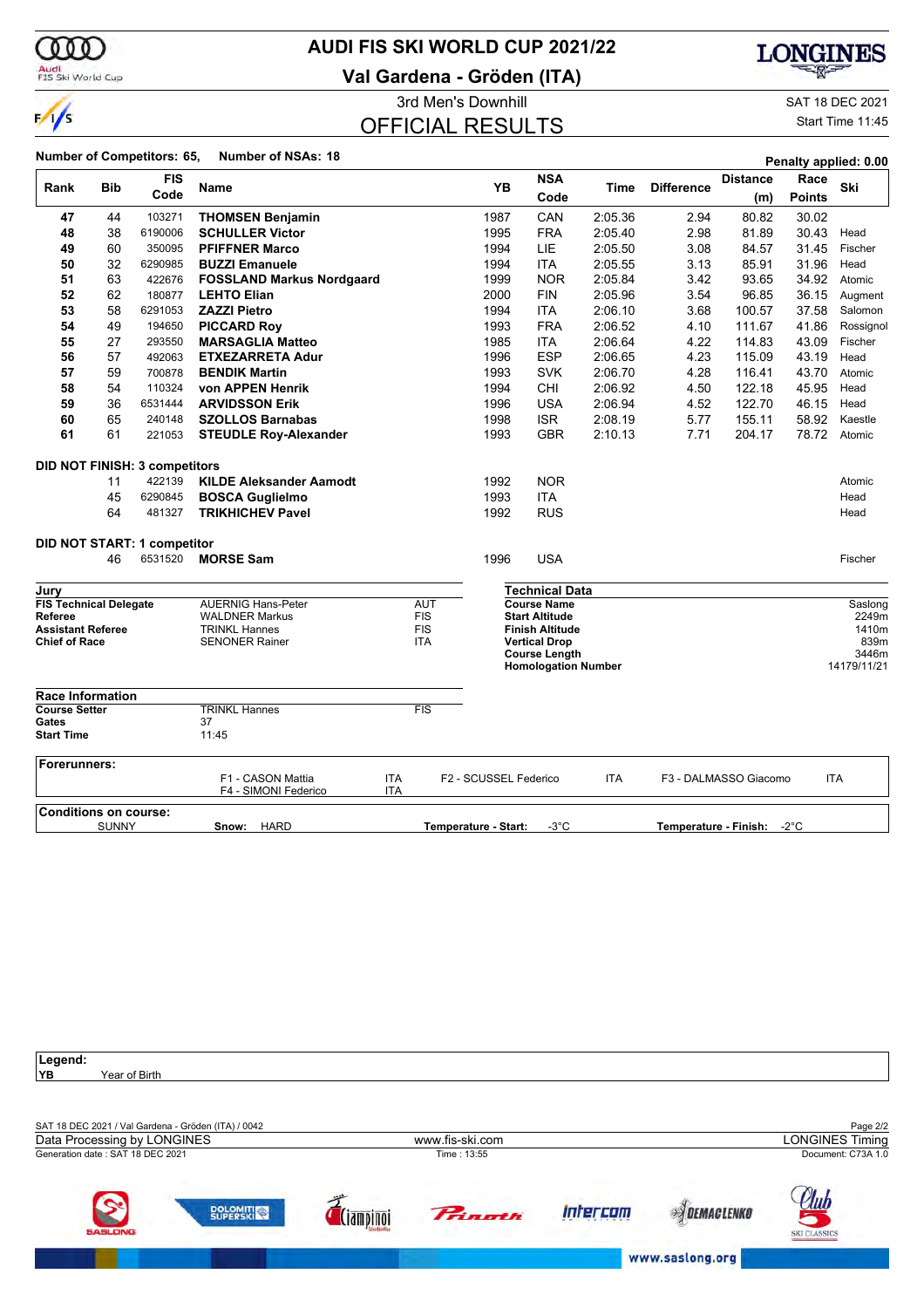# AUDI FIS SKI WORLD CUP 2021/22

## Val Gardena - Gröden (ITA)

3rd Men's Downhill

SAT 18 DEC 2021

Start Time 11:45

## OFFICIAL RESULTS

**Number of Competitors: 65, Number of NSAs: 18**

**Penalty applied: 0.00**

| Rank | Bib | FIS Code | Name | YB | NSA Code | Time | Difference | Distance (m) | Race Points | Ski |
|---|---|---|---|---|---|---|---|---|---|---|
| 47 | 44 | 103271 | **THOMSEN Benjamin** | 1987 | CAN | 2:05.36 | 2.94 | 80.82 | 30.02 | |
| 48 | 38 | 6190006 | **SCHULLER Victor** | 1995 | FRA | 2:05.40 | 2.98 | 81.89 | 30.43 | Head |
| 49 | 60 | 350095 | **PFIFFNER Marco** | 1994 | LIE | 2:05.50 | 3.08 | 84.57 | 31.45 | Fischer |
| 50 | 32 | 6290985 | **BUZZI Emanuele** | 1994 | ITA | 2:05.55 | 3.13 | 85.91 | 31.96 | Head |
| 51 | 63 | 422676 | **FOSSLAND Markus Nordgaard** | 1999 | NOR | 2:05.84 | 3.42 | 93.65 | 34.92 | Atomic |
| 52 | 62 | 180877 | **LEHTO Elian** | 2000 | FIN | 2:05.96 | 3.54 | 96.85 | 36.15 | Augment |
| 53 | 58 | 6291053 | **ZAZZI Pietro** | 1994 | ITA | 2:06.10 | 3.68 | 100.57 | 37.58 | Salomon |
| 54 | 49 | 194650 | **PICCARD Roy** | 1993 | FRA | 2:06.52 | 4.10 | 111.67 | 41.86 | Rossignol |
| 55 | 27 | 293550 | **MARSAGLIA Matteo** | 1985 | ITA | 2:06.64 | 4.22 | 114.83 | 43.09 | Fischer |
| 56 | 57 | 492063 | **ETXEZARRETA Adur** | 1996 | ESP | 2:06.65 | 4.23 | 115.09 | 43.19 | Head |
| 57 | 59 | 700878 | **BENDIK Martin** | 1993 | SVK | 2:06.70 | 4.28 | 116.41 | 43.70 | Atomic |
| 58 | 54 | 110324 | **von APPEN Henrik** | 1994 | CHI | 2:06.92 | 4.50 | 122.18 | 45.95 | Head |
| 59 | 36 | 6531444 | **ARVIDSSON Erik** | 1996 | USA | 2:06.94 | 4.52 | 122.70 | 46.15 | Head |
| 60 | 65 | 240148 | **SZOLLOS Barnabas** | 1998 | ISR | 2:08.19 | 5.77 | 155.11 | 58.92 | Kaestle |
| 61 | 61 | 221053 | **STEUDLE Roy-Alexander** | 1993 | GBR | 2:10.13 | 7.71 | 204.17 | 78.72 | Atomic |

**DID NOT FINISH: 3 competitors**

| Bib | FIS Code | Name | YB | NSA Code | Ski |
|---|---|---|---|---|---|
| 11 | 422139 | **KILDE Aleksander Aamodt** | 1992 | NOR | Atomic |
| 45 | 6290845 | **BOSCA Guglielmo** | 1993 | ITA | Head |
| 64 | 481327 | **TRIKHICHEV Pavel** | 1992 | RUS | Head |

**DID NOT START: 1 competitor**

| Bib | FIS Code | Name | YB | NSA Code | Ski |
|---|---|---|---|---|---|
| 46 | 6531520 | **MORSE Sam** | 1996 | USA | Fischer |

### Jury

| | | |
|---|---|---|
| **FIS Technical Delegate** | AUERNIG Hans-Peter | AUT |
| **Referee** | WALDNER Markus | FIS |
| **Assistant Referee** | TRINKL Hannes | FIS |
| **Chief of Race** | SENONER Rainer | ITA |

### Technical Data

| | |
|---|---|
| **Course Name** | Saslong |
| **Start Altitude** | 2249m |
| **Finish Altitude** | 1410m |
| **Vertical Drop** | 839m |
| **Course Length** | 3446m |
| **Homologation Number** | 14179/11/21 |

### Race Information

| | | |
|---|---|---|
| **Course Setter** | TRINKL Hannes | FIS |
| **Gates** | 37 | |
| **Start Time** | 11:45 | |

**Forerunners:**

F1 - CASON Mattia ITA; F2 - SCUSSEL Federico ITA; F3 - DALMASSO Giacomo ITA; F4 - SIMONI Federico ITA

**Conditions on course:**

SUNNY — **Snow:** HARD — **Temperature - Start:** -3°C — **Temperature - Finish:** -2°C

**Legend:**

**YB** Year of Birth

SAT 18 DEC 2021 / Val Gardena - Gröden (ITA) / 0042

Data Processing by LONGINES — www.fis-ski.com — LONGINES Timing

Generation date : SAT 18 DEC 2021 — Time : 13:55 — Document: C73A 1.0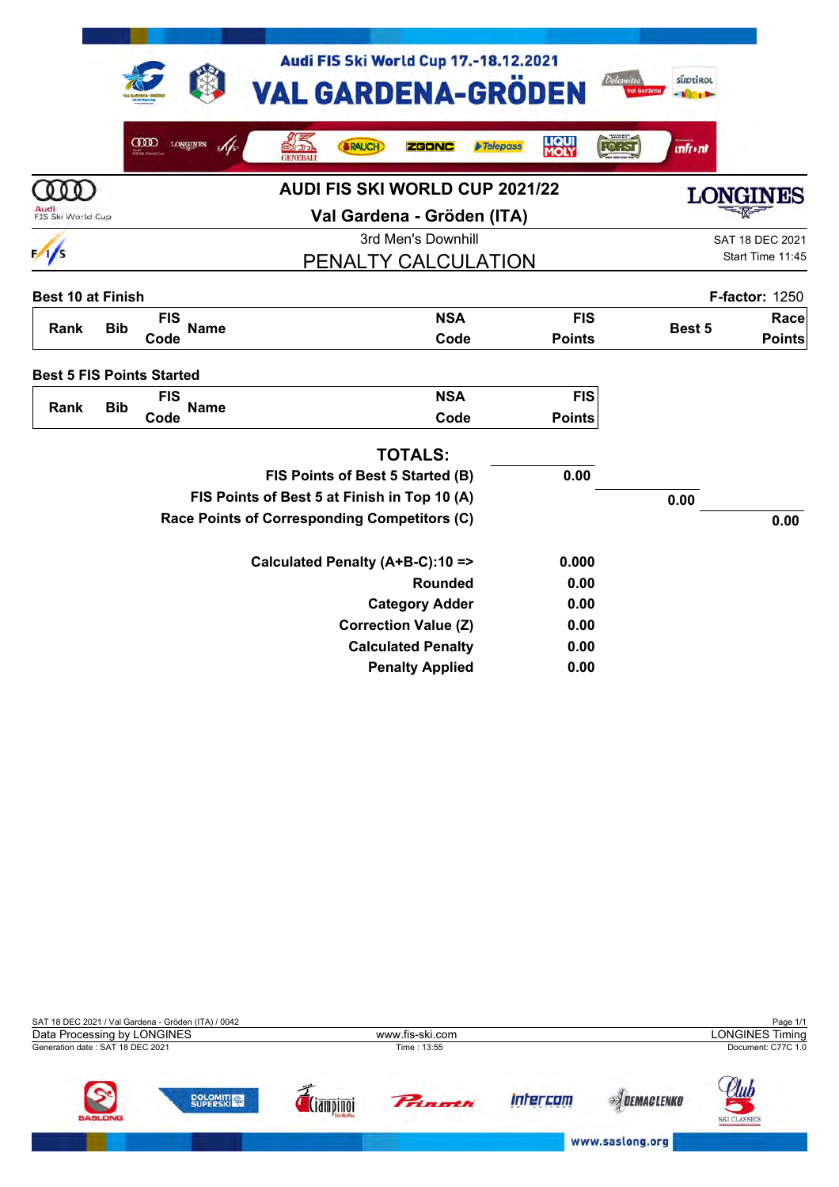Audi FIS Ski World Cup 17.-18.12.2021

VAL GARDENA-GRÖDEN

# AUDI FIS SKI WORLD CUP 2021/22

## Val Gardena - Gröden (ITA)

3rd Men's Downhill

SAT 18 DEC 2021
Start Time 11:45

## PENALTY CALCULATION

**Best 10 at Finish** **F-factor:** 1250

| Rank | Bib | FIS Code | Name | NSA Code | FIS Points | Best 5 | Race Points |
|---|---|---|---|---|---|---|---|

**Best 5 FIS Points Started**

| Rank | Bib | FIS Code | Name | NSA Code | FIS Points |
|---|---|---|---|---|---|

**TOTALS:**

| | | | |
|---|---|---|---|
| **FIS Points of Best 5 Started (B)** | **0.00** | | |
| **FIS Points of Best 5 at Finish in Top 10 (A)** | | **0.00** | |
| **Race Points of Corresponding Competitors (C)** | | | **0.00** |

| | |
|---|---|
| **Calculated Penalty (A+B-C):10 =>** | **0.000** |
| **Rounded** | **0.00** |
| **Category Adder** | **0.00** |
| **Correction Value (Z)** | **0.00** |
| **Calculated Penalty** | **0.00** |
| **Penalty Applied** | **0.00** |

SAT 18 DEC 2021 / Val Gardena - Gröden (ITA) / 0042
Data Processing by LONGINES — www.fis-ski.com — LONGINES Timing
Generation date : SAT 18 DEC 2021 — Time : 13:55 — Document: C77C 1.0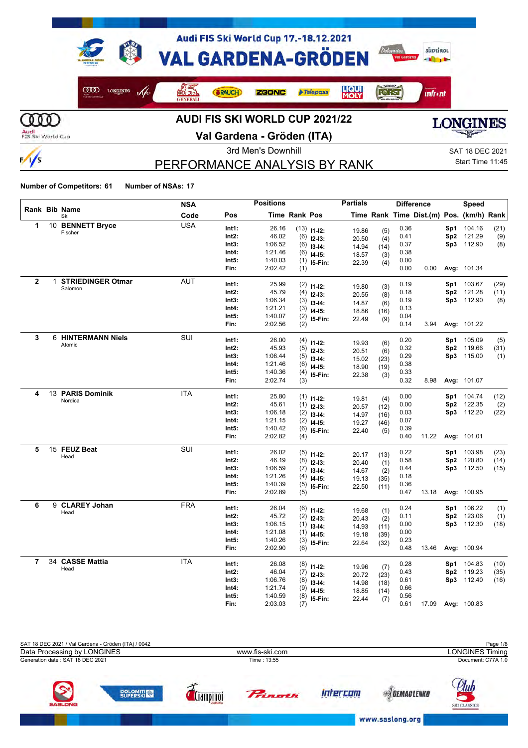# AUDI FIS SKI WORLD CUP 2021/22

## Val Gardena - Gröden (ITA)

3rd Men's Downhill

SAT 18 DEC 2021

Start Time 11:45

# PERFORMANCE ANALYSIS BY RANK

**Number of Competitors: 61** **Number of NSAs: 17**

| Rank | Bib | Name / Ski | NSA Code | Pos | Time | Rank | Pos | Partials Time | Rank | Difference Time | Dist.(m) | Pos. | Speed (km/h) | Rank |
|---|---|---|---|---|---|---|---|---|---|---|---|---|---|---|
| 1 | 10 | **BENNETT Bryce** Fischer | USA | Int1: | 26.16 | (13) | I1-I2: | 19.86 | (5) | 0.36 | | Sp1 | 104.16 | (21) |
| | | | | Int2: | 46.02 | (6) | I2-I3: | 20.50 | (4) | 0.41 | | Sp2 | 121.29 | (9) |
| | | | | Int3: | 1:06.52 | (6) | I3-I4: | 14.94 | (14) | 0.37 | | Sp3 | 112.90 | (8) |
| | | | | Int4: | 1:21.46 | (6) | I4-I5: | 18.57 | (3) | 0.38 | | | | |
| | | | | Int5: | 1:40.03 | (1) | I5-Fin: | 22.39 | (4) | 0.00 | | | | |
| | | | | Fin: | 2:02.42 | (1) | | | | 0.00 | 0.00 | Avg: | 101.34 | |
| 2 | 1 | **STRIEDINGER Otmar** Salomon | AUT | Int1: | 25.99 | (2) | I1-I2: | 19.80 | (3) | 0.19 | | Sp1 | 103.67 | (29) |
| | | | | Int2: | 45.79 | (5) | I2-I3: | 20.55 | (8) | 0.18 | | Sp2 | 121.28 | (11) |
| | | | | Int3: | 1:06.34 | (3) | I3-I4: | 14.87 | (6) | 0.19 | | Sp3 | 112.90 | (8) |
| | | | | Int4: | 1:21.21 | (3) | I4-I5: | 18.86 | (16) | 0.13 | | | | |
| | | | | Int5: | 1:40.07 | (2) | I5-Fin: | 22.49 | (9) | 0.04 | | | | |
| | | | | Fin: | 2:02.56 | (2) | | | | 0.14 | 3.94 | Avg: | 101.22 | |
| 3 | 6 | **HINTERMANN Niels** Atomic | SUI | Int1: | 26.00 | (4) | I1-I2: | 19.93 | (6) | 0.20 | | Sp1 | 105.09 | (5) |
| | | | | Int2: | 45.93 | (5) | I2-I3: | 20.51 | (6) | 0.32 | | Sp2 | 119.66 | (31) |
| | | | | Int3: | 1:06.44 | (5) | I3-I4: | 15.02 | (23) | 0.29 | | Sp3 | 115.00 | (1) |
| | | | | Int4: | 1:21.46 | (6) | I4-I5: | 18.90 | (19) | 0.38 | | | | |
| | | | | Int5: | 1:40.36 | (4) | I5-Fin: | 22.38 | (3) | 0.33 | | | | |
| | | | | Fin: | 2:02.74 | (3) | | | | 0.32 | 8.98 | Avg: | 101.07 | |
| 4 | 13 | **PARIS Dominik** Nordica | ITA | Int1: | 25.80 | (1) | I1-I2: | 19.81 | (4) | 0.00 | | Sp1 | 104.74 | (12) |
| | | | | Int2: | 45.61 | (1) | I2-I3: | 20.57 | (12) | 0.00 | | Sp2 | 122.35 | (2) |
| | | | | Int3: | 1:06.18 | (2) | I3-I4: | 14.97 | (16) | 0.03 | | Sp3 | 112.20 | (22) |
| | | | | Int4: | 1:21.15 | (2) | I4-I5: | 19.27 | (46) | 0.07 | | | | |
| | | | | Int5: | 1:40.42 | (6) | I5-Fin: | 22.40 | (5) | 0.39 | | | | |
| | | | | Fin: | 2:02.82 | (4) | | | | 0.40 | 11.22 | Avg: | 101.01 | |
| 5 | 15 | **FEUZ Beat** Head | SUI | Int1: | 26.02 | (5) | I1-I2: | 20.17 | (13) | 0.22 | | Sp1 | 103.98 | (23) |
| | | | | Int2: | 46.19 | (8) | I2-I3: | 20.40 | (1) | 0.58 | | Sp2 | 120.80 | (14) |
| | | | | Int3: | 1:06.59 | (7) | I3-I4: | 14.67 | (2) | 0.44 | | Sp3 | 112.50 | (15) |
| | | | | Int4: | 1:21.26 | (4) | I4-I5: | 19.13 | (35) | 0.18 | | | | |
| | | | | Int5: | 1:40.39 | (5) | I5-Fin: | 22.50 | (11) | 0.36 | | | | |
| | | | | Fin: | 2:02.89 | (5) | | | | 0.47 | 13.18 | Avg: | 100.95 | |
| 6 | 9 | **CLAREY Johan** Head | FRA | Int1: | 26.04 | (6) | I1-I2: | 19.68 | (1) | 0.24 | | Sp1 | 106.22 | (1) |
| | | | | Int2: | 45.72 | (2) | I2-I3: | 20.43 | (2) | 0.11 | | Sp2 | 123.06 | (1) |
| | | | | Int3: | 1:06.15 | (1) | I3-I4: | 14.93 | (11) | 0.00 | | Sp3 | 112.30 | (18) |
| | | | | Int4: | 1:21.08 | (1) | I4-I5: | 19.18 | (39) | 0.00 | | | | |
| | | | | Int5: | 1:40.26 | (3) | I5-Fin: | 22.64 | (32) | 0.23 | | | | |
| | | | | Fin: | 2:02.90 | (6) | | | | 0.48 | 13.46 | Avg: | 100.94 | |
| 7 | 34 | **CASSE Mattia** Head | ITA | Int1: | 26.08 | (8) | I1-I2: | 19.96 | (7) | 0.28 | | Sp1 | 104.83 | (10) |
| | | | | Int2: | 46.04 | (7) | I2-I3: | 20.72 | (23) | 0.43 | | Sp2 | 119.23 | (35) |
| | | | | Int3: | 1:06.76 | (8) | I3-I4: | 14.98 | (18) | 0.61 | | Sp3 | 112.40 | (16) |
| | | | | Int4: | 1:21.74 | (9) | I4-I5: | 18.85 | (14) | 0.66 | | | | |
| | | | | Int5: | 1:40.59 | (8) | I5-Fin: | 22.44 | (7) | 0.56 | | | | |
| | | | | Fin: | 2:03.03 | (7) | | | | 0.61 | 17.09 | Avg: | 100.83 | |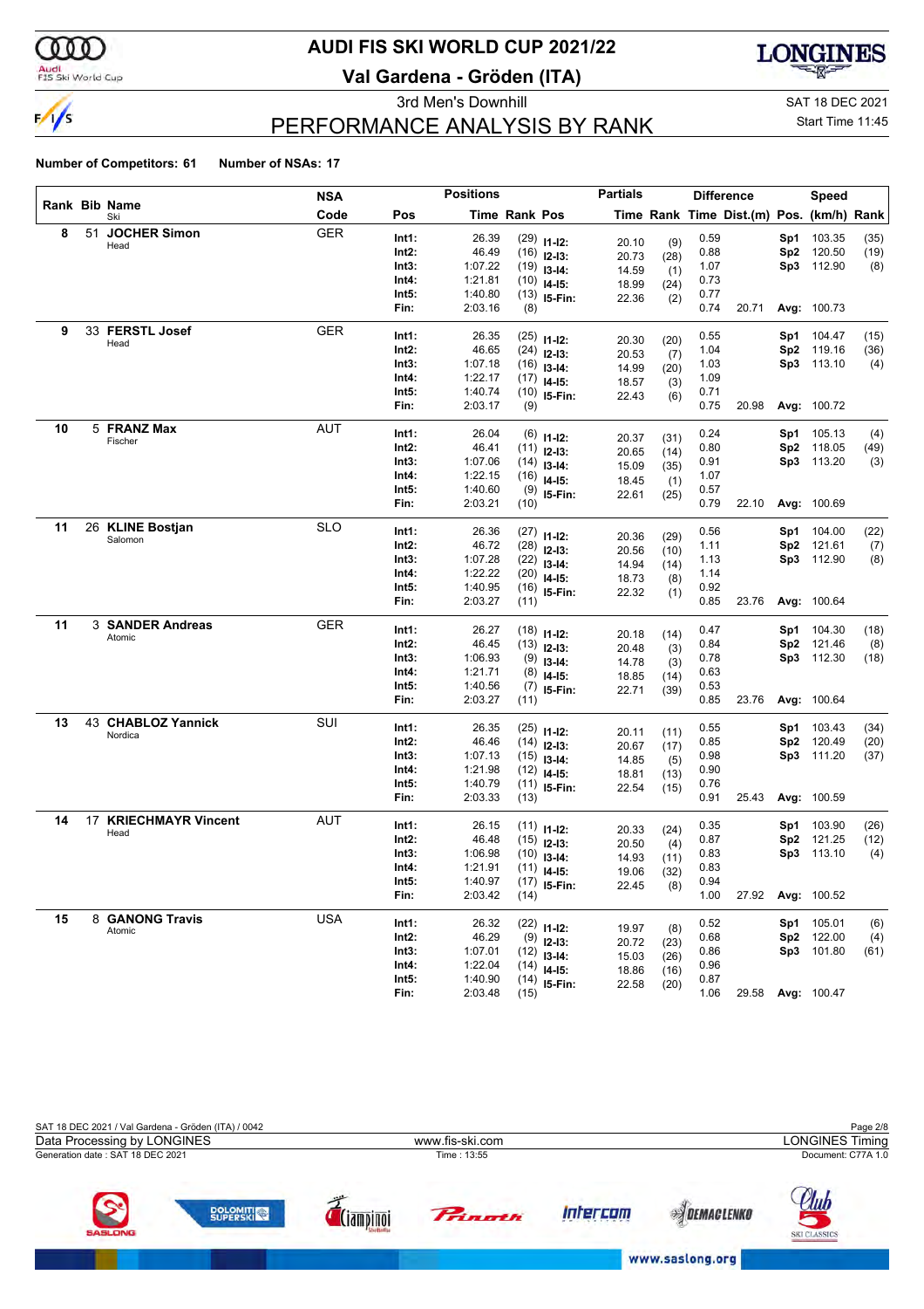# AUDI FIS SKI WORLD CUP 2021/22

## Val Gardena - Gröden (ITA)

3rd Men's Downhill

SAT 18 DEC 2021

# PERFORMANCE ANALYSIS BY RANK

Start Time 11:45

**Number of Competitors: 61** **Number of NSAs: 17**

| Rank | Bib | Name / Ski | NSA Code | Pos | Time | Rank | Pos | Partials Time | Rank | Difference Time | Dist.(m) | Speed Pos. | (km/h) | Rank |
|---|---|---|---|---|---|---|---|---|---|---|---|---|---|---|
| 8 | 51 | **JOCHER Simon** Head | GER | Int1: | 26.39 | (29) | I1-I2: | 20.10 | (9) | 0.59 | | Sp1 | 103.35 | (35) |
| | | | | Int2: | 46.49 | (16) | I2-I3: | 20.73 | (28) | 0.88 | | Sp2 | 120.50 | (19) |
| | | | | Int3: | 1:07.22 | (19) | I3-I4: | 14.59 | (1) | 1.07 | | Sp3 | 112.90 | (8) |
| | | | | Int4: | 1:21.81 | (10) | I4-I5: | 18.99 | (24) | 0.73 | | | | |
| | | | | Int5: | 1:40.80 | (13) | I5-Fin: | 22.36 | (2) | 0.77 | | | | |
| | | | | Fin: | 2:03.16 | (8) | | | | 0.74 | 20.71 | Avg: | 100.73 | |
| 9 | 33 | **FERSTL Josef** Head | GER | Int1: | 26.35 | (25) | I1-I2: | 20.30 | (20) | 0.55 | | Sp1 | 104.47 | (15) |
| | | | | Int2: | 46.65 | (24) | I2-I3: | 20.53 | (7) | 1.04 | | Sp2 | 119.16 | (36) |
| | | | | Int3: | 1:07.18 | (16) | I3-I4: | 14.99 | (20) | 1.03 | | Sp3 | 113.10 | (4) |
| | | | | Int4: | 1:22.17 | (17) | I4-I5: | 18.57 | (3) | 1.09 | | | | |
| | | | | Int5: | 1:40.74 | (10) | I5-Fin: | 22.43 | (6) | 0.71 | | | | |
| | | | | Fin: | 2:03.17 | (9) | | | | 0.75 | 20.98 | Avg: | 100.72 | |
| 10 | 5 | **FRANZ Max** Fischer | AUT | Int1: | 26.04 | (6) | I1-I2: | 20.37 | (31) | 0.24 | | Sp1 | 105.13 | (4) |
| | | | | Int2: | 46.41 | (11) | I2-I3: | 20.65 | (14) | 0.80 | | Sp2 | 118.05 | (49) |
| | | | | Int3: | 1:07.06 | (14) | I3-I4: | 15.09 | (35) | 0.91 | | Sp3 | 113.20 | (3) |
| | | | | Int4: | 1:22.15 | (16) | I4-I5: | 18.45 | (1) | 1.07 | | | | |
| | | | | Int5: | 1:40.60 | (9) | I5-Fin: | 22.61 | (25) | 0.57 | | | | |
| | | | | Fin: | 2:03.21 | (10) | | | | 0.79 | 22.10 | Avg: | 100.69 | |
| 11 | 26 | **KLINE Bostjan** Salomon | SLO | Int1: | 26.36 | (27) | I1-I2: | 20.36 | (29) | 0.56 | | Sp1 | 104.00 | (22) |
| | | | | Int2: | 46.72 | (28) | I2-I3: | 20.56 | (10) | 1.11 | | Sp2 | 121.61 | (7) |
| | | | | Int3: | 1:07.28 | (22) | I3-I4: | 14.94 | (14) | 1.13 | | Sp3 | 112.90 | (8) |
| | | | | Int4: | 1:22.22 | (20) | I4-I5: | 18.73 | (8) | 1.14 | | | | |
| | | | | Int5: | 1:40.95 | (16) | I5-Fin: | 22.32 | (1) | 0.92 | | | | |
| | | | | Fin: | 2:03.27 | (11) | | | | 0.85 | 23.76 | Avg: | 100.64 | |
| 11 | 3 | **SANDER Andreas** Atomic | GER | Int1: | 26.27 | (18) | I1-I2: | 20.18 | (14) | 0.47 | | Sp1 | 104.30 | (18) |
| | | | | Int2: | 46.45 | (13) | I2-I3: | 20.48 | (3) | 0.84 | | Sp2 | 121.46 | (8) |
| | | | | Int3: | 1:06.93 | (9) | I3-I4: | 14.78 | (3) | 0.78 | | Sp3 | 112.30 | (18) |
| | | | | Int4: | 1:21.71 | (8) | I4-I5: | 18.85 | (14) | 0.63 | | | | |
| | | | | Int5: | 1:40.56 | (7) | I5-Fin: | 22.71 | (39) | 0.53 | | | | |
| | | | | Fin: | 2:03.27 | (11) | | | | 0.85 | 23.76 | Avg: | 100.64 | |
| 13 | 43 | **CHABLOZ Yannick** Nordica | SUI | Int1: | 26.35 | (25) | I1-I2: | 20.11 | (11) | 0.55 | | Sp1 | 103.43 | (34) |
| | | | | Int2: | 46.46 | (14) | I2-I3: | 20.67 | (17) | 0.85 | | Sp2 | 120.49 | (20) |
| | | | | Int3: | 1:07.13 | (15) | I3-I4: | 14.85 | (5) | 0.98 | | Sp3 | 111.20 | (37) |
| | | | | Int4: | 1:21.98 | (12) | I4-I5: | 18.81 | (13) | 0.90 | | | | |
| | | | | Int5: | 1:40.79 | (11) | I5-Fin: | 22.54 | (15) | 0.76 | | | | |
| | | | | Fin: | 2:03.33 | (13) | | | | 0.91 | 25.43 | Avg: | 100.59 | |
| 14 | 17 | **KRIECHMAYR Vincent** Head | AUT | Int1: | 26.15 | (11) | I1-I2: | 20.33 | (24) | 0.35 | | Sp1 | 103.90 | (26) |
| | | | | Int2: | 46.48 | (15) | I2-I3: | 20.50 | (4) | 0.87 | | Sp2 | 121.25 | (12) |
| | | | | Int3: | 1:06.98 | (10) | I3-I4: | 14.93 | (11) | 0.83 | | Sp3 | 113.10 | (4) |
| | | | | Int4: | 1:21.91 | (11) | I4-I5: | 19.06 | (32) | 0.83 | | | | |
| | | | | Int5: | 1:40.97 | (17) | I5-Fin: | 22.45 | (8) | 0.94 | | | | |
| | | | | Fin: | 2:03.42 | (14) | | | | 1.00 | 27.92 | Avg: | 100.52 | |
| 15 | 8 | **GANONG Travis** Atomic | USA | Int1: | 26.32 | (22) | I1-I2: | 19.97 | (8) | 0.52 | | Sp1 | 105.01 | (6) |
| | | | | Int2: | 46.29 | (9) | I2-I3: | 20.72 | (23) | 0.68 | | Sp2 | 122.00 | (4) |
| | | | | Int3: | 1:07.01 | (12) | I3-I4: | 15.03 | (26) | 0.86 | | Sp3 | 101.80 | (61) |
| | | | | Int4: | 1:22.04 | (14) | I4-I5: | 18.86 | (16) | 0.96 | | | | |
| | | | | Int5: | 1:40.90 | (14) | I5-Fin: | 22.58 | (20) | 0.87 | | | | |
| | | | | Fin: | 2:03.48 | (15) | | | | 1.06 | 29.58 | Avg: | 100.47 | |

SAT 18 DEC 2021 / Val Gardena - Gröden (ITA) / 0042

Data Processing by LONGINES — www.fis-ski.com — LONGINES Timing

Generation date : SAT 18 DEC 2021 — Time : 13:55 — Document: C77A 1.0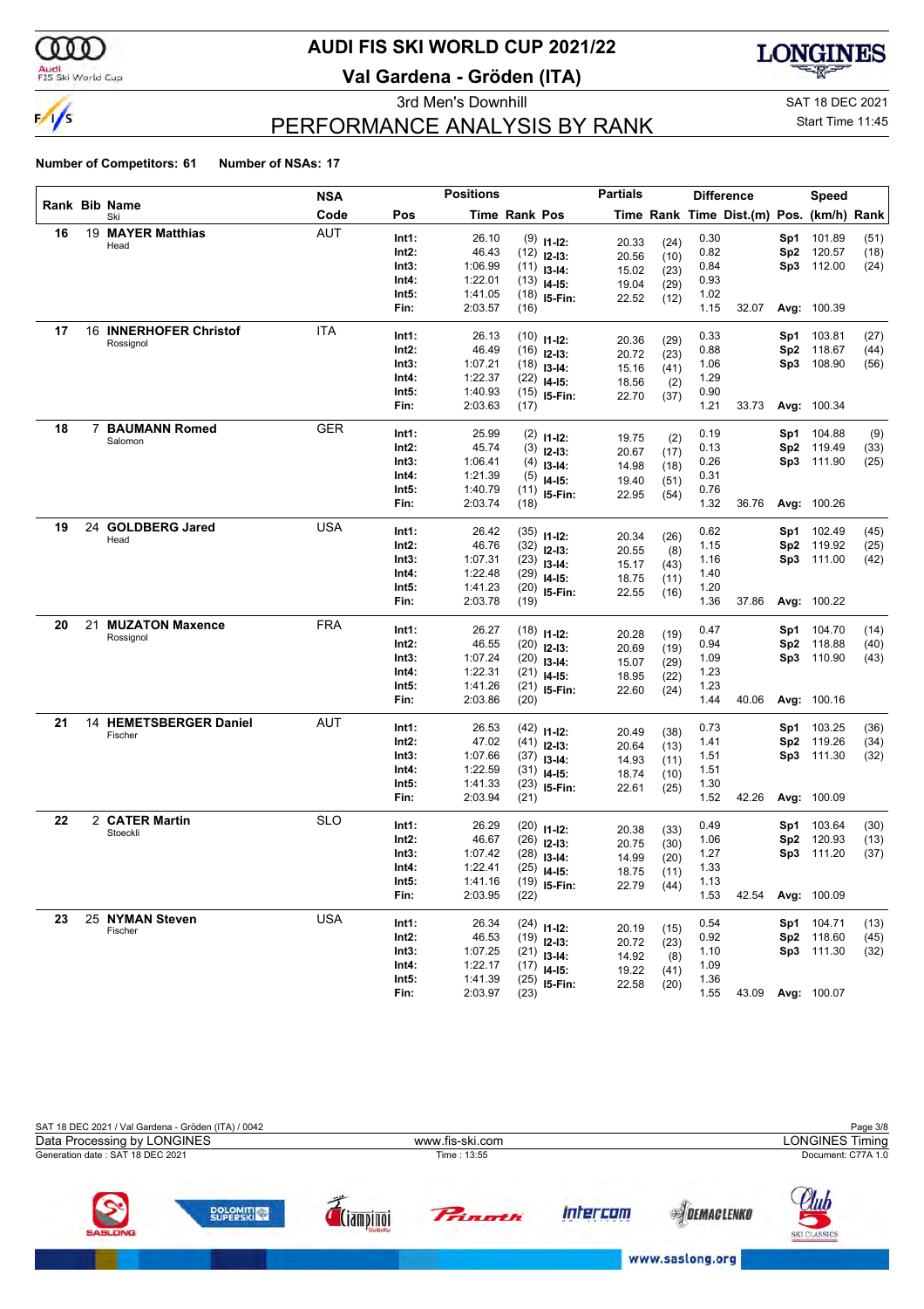# AUDI FIS SKI WORLD CUP 2021/22

## Val Gardena - Gröden (ITA)

3rd Men's Downhill

SAT 18 DEC 2021

Start Time 11:45

## PERFORMANCE ANALYSIS BY RANK

**Number of Competitors: 61** **Number of NSAs: 17**

| Rank | Bib | Name / Ski | NSA Code | Pos | Time | Rank | Pos | Time | Rank | Time | Dist.(m) | Pos. | (km/h) | Rank |
|---|---|---|---|---|---|---|---|---|---|---|---|---|---|---|
| 16 | 19 | **MAYER Matthias** Head | AUT | Int1: | 26.10 | (9) | I1-I2: | 20.33 | (24) | 0.30 | | Sp1 | 101.89 | (51) |
| | | | | Int2: | 46.43 | (12) | I2-I3: | 20.56 | (10) | 0.82 | | Sp2 | 120.57 | (18) |
| | | | | Int3: | 1:06.99 | (11) | I3-I4: | 15.02 | (23) | 0.84 | | Sp3 | 112.00 | (24) |
| | | | | Int4: | 1:22.01 | (13) | I4-I5: | 19.04 | (29) | 0.93 | | | | |
| | | | | Int5: | 1:41.05 | (18) | I5-Fin: | 22.52 | (12) | 1.02 | | | | |
| | | | | Fin: | 2:03.57 | (16) | | | | 1.15 | 32.07 | Avg: | 100.39 | |
| 17 | 16 | **INNERHOFER Christof** Rossignol | ITA | Int1: | 26.13 | (10) | I1-I2: | 20.36 | (29) | 0.33 | | Sp1 | 103.81 | (27) |
| | | | | Int2: | 46.49 | (16) | I2-I3: | 20.72 | (23) | 0.88 | | Sp2 | 118.67 | (44) |
| | | | | Int3: | 1:07.21 | (18) | I3-I4: | 15.16 | (41) | 1.06 | | Sp3 | 108.90 | (56) |
| | | | | Int4: | 1:22.37 | (22) | I4-I5: | 18.56 | (2) | 1.29 | | | | |
| | | | | Int5: | 1:40.93 | (15) | I5-Fin: | 22.70 | (37) | 0.90 | | | | |
| | | | | Fin: | 2:03.63 | (17) | | | | 1.21 | 33.73 | Avg: | 100.34 | |
| 18 | 7 | **BAUMANN Romed** Salomon | GER | Int1: | 25.99 | (2) | I1-I2: | 19.75 | (2) | 0.19 | | Sp1 | 104.88 | (9) |
| | | | | Int2: | 45.74 | (3) | I2-I3: | 20.67 | (17) | 0.13 | | Sp2 | 119.49 | (33) |
| | | | | Int3: | 1:06.41 | (4) | I3-I4: | 14.98 | (18) | 0.26 | | Sp3 | 111.90 | (25) |
| | | | | Int4: | 1:21.39 | (5) | I4-I5: | 19.40 | (51) | 0.31 | | | | |
| | | | | Int5: | 1:40.79 | (11) | I5-Fin: | 22.95 | (54) | 0.76 | | | | |
| | | | | Fin: | 2:03.74 | (18) | | | | 1.32 | 36.76 | Avg: | 100.26 | |
| 19 | 24 | **GOLDBERG Jared** Head | USA | Int1: | 26.42 | (35) | I1-I2: | 20.34 | (26) | 0.62 | | Sp1 | 102.49 | (45) |
| | | | | Int2: | 46.76 | (32) | I2-I3: | 20.55 | (8) | 1.15 | | Sp2 | 119.92 | (25) |
| | | | | Int3: | 1:07.31 | (23) | I3-I4: | 15.17 | (43) | 1.16 | | Sp3 | 111.00 | (42) |
| | | | | Int4: | 1:22.48 | (29) | I4-I5: | 18.75 | (11) | 1.40 | | | | |
| | | | | Int5: | 1:41.23 | (20) | I5-Fin: | 22.55 | (16) | 1.20 | | | | |
| | | | | Fin: | 2:03.78 | (19) | | | | 1.36 | 37.86 | Avg: | 100.22 | |
| 20 | 21 | **MUZATON Maxence** Rossignol | FRA | Int1: | 26.27 | (18) | I1-I2: | 20.28 | (19) | 0.47 | | Sp1 | 104.70 | (14) |
| | | | | Int2: | 46.55 | (20) | I2-I3: | 20.69 | (19) | 0.94 | | Sp2 | 118.88 | (40) |
| | | | | Int3: | 1:07.24 | (20) | I3-I4: | 15.07 | (29) | 1.09 | | Sp3 | 110.90 | (43) |
| | | | | Int4: | 1:22.31 | (21) | I4-I5: | 18.95 | (22) | 1.23 | | | | |
| | | | | Int5: | 1:41.26 | (21) | I5-Fin: | 22.60 | (24) | 1.23 | | | | |
| | | | | Fin: | 2:03.86 | (20) | | | | 1.44 | 40.06 | Avg: | 100.16 | |
| 21 | 14 | **HEMETSBERGER Daniel** Fischer | AUT | Int1: | 26.53 | (42) | I1-I2: | 20.49 | (38) | 0.73 | | Sp1 | 103.25 | (36) |
| | | | | Int2: | 47.02 | (41) | I2-I3: | 20.64 | (13) | 1.41 | | Sp2 | 119.26 | (34) |
| | | | | Int3: | 1:07.66 | (37) | I3-I4: | 14.93 | (11) | 1.51 | | Sp3 | 111.30 | (32) |
| | | | | Int4: | 1:22.59 | (31) | I4-I5: | 18.74 | (10) | 1.51 | | | | |
| | | | | Int5: | 1:41.33 | (23) | I5-Fin: | 22.61 | (25) | 1.30 | | | | |
| | | | | Fin: | 2:03.94 | (21) | | | | 1.52 | 42.26 | Avg: | 100.09 | |
| 22 | 2 | **CATER Martin** Stoeckli | SLO | Int1: | 26.29 | (20) | I1-I2: | 20.38 | (33) | 0.49 | | Sp1 | 103.64 | (30) |
| | | | | Int2: | 46.67 | (26) | I2-I3: | 20.75 | (30) | 1.06 | | Sp2 | 120.93 | (13) |
| | | | | Int3: | 1:07.42 | (28) | I3-I4: | 14.99 | (20) | 1.27 | | Sp3 | 111.20 | (37) |
| | | | | Int4: | 1:22.41 | (25) | I4-I5: | 18.75 | (11) | 1.33 | | | | |
| | | | | Int5: | 1:41.16 | (19) | I5-Fin: | 22.79 | (44) | 1.13 | | | | |
| | | | | Fin: | 2:03.95 | (22) | | | | 1.53 | 42.54 | Avg: | 100.09 | |
| 23 | 25 | **NYMAN Steven** Fischer | USA | Int1: | 26.34 | (24) | I1-I2: | 20.19 | (15) | 0.54 | | Sp1 | 104.71 | (13) |
| | | | | Int2: | 46.53 | (19) | I2-I3: | 20.72 | (23) | 0.92 | | Sp2 | 118.60 | (45) |
| | | | | Int3: | 1:07.25 | (21) | I3-I4: | 14.92 | (8) | 1.10 | | Sp3 | 111.30 | (32) |
| | | | | Int4: | 1:22.17 | (17) | I4-I5: | 19.22 | (41) | 1.09 | | | | |
| | | | | Int5: | 1:41.39 | (25) | I5-Fin: | 22.58 | (20) | 1.36 | | | | |
| | | | | Fin: | 2:03.97 | (23) | | | | 1.55 | 43.09 | Avg: | 100.07 | |

SAT 18 DEC 2021 / Val Gardena - Gröden (ITA) / 0042

Data Processing by LONGINES — www.fis-ski.com — LONGINES Timing

Generation date : SAT 18 DEC 2021 — Time : 13:55 — Document: C77A 1.0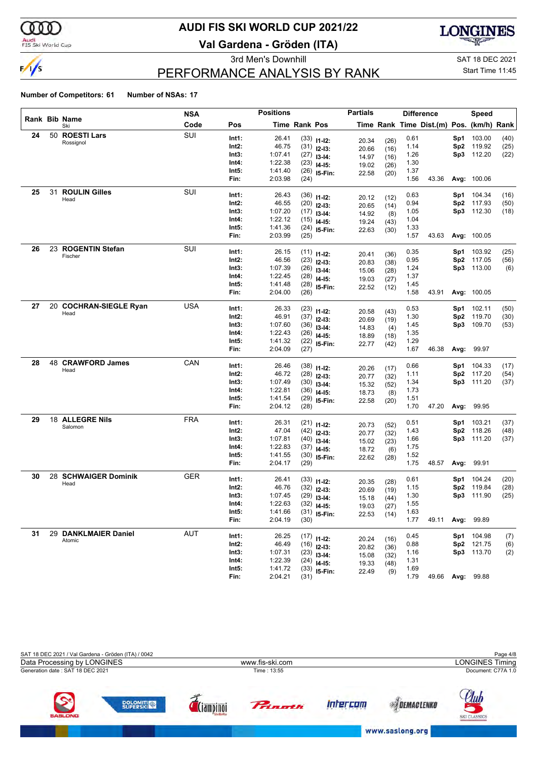# AUDI FIS SKI WORLD CUP 2021/22

## Val Gardena - Gröden (ITA)

3rd Men's Downhill

SAT 18 DEC 2021

Start Time 11:45

## PERFORMANCE ANALYSIS BY RANK

**Number of Competitors: 61** **Number of NSAs: 17**

| Rank | Bib | Name / Ski | NSA Code | Pos | Time | Rank | Pos | Partials Time | Rank | Difference Time | Dist.(m) | Speed Pos. | (km/h) | Rank |
|---|---|---|---|---|---|---|---|---|---|---|---|---|---|---|
| 24 | 50 | **ROESTI Lars** Rossignol | SUI | Int1: | 26.41 | (33) | I1-I2: | 20.34 | (26) | 0.61 | | Sp1 | 103.00 | (40) |
| | | | | Int2: | 46.75 | (31) | I2-I3: | 20.66 | (16) | 1.14 | | Sp2 | 119.92 | (25) |
| | | | | Int3: | 1:07.41 | (27) | I3-I4: | 14.97 | (16) | 1.26 | | Sp3 | 112.20 | (22) |
| | | | | Int4: | 1:22.38 | (23) | I4-I5: | 19.02 | (26) | 1.30 | | | | |
| | | | | Int5: | 1:41.40 | (26) | I5-Fin: | 22.58 | (20) | 1.37 | | | | |
| | | | | Fin: | 2:03.98 | (24) | | | | 1.56 | 43.36 | Avg: | 100.06 | |
| 25 | 31 | **ROULIN Gilles** Head | SUI | Int1: | 26.43 | (36) | I1-I2: | 20.12 | (12) | 0.63 | | Sp1 | 104.34 | (16) |
| | | | | Int2: | 46.55 | (20) | I2-I3: | 20.65 | (14) | 0.94 | | Sp2 | 117.93 | (50) |
| | | | | Int3: | 1:07.20 | (17) | I3-I4: | 14.92 | (8) | 1.05 | | Sp3 | 112.30 | (18) |
| | | | | Int4: | 1:22.12 | (15) | I4-I5: | 19.24 | (43) | 1.04 | | | | |
| | | | | Int5: | 1:41.36 | (24) | I5-Fin: | 22.63 | (30) | 1.33 | | | | |
| | | | | Fin: | 2:03.99 | (25) | | | | 1.57 | 43.63 | Avg: | 100.05 | |
| 26 | 23 | **ROGENTIN Stefan** Fischer | SUI | Int1: | 26.15 | (11) | I1-I2: | 20.41 | (36) | 0.35 | | Sp1 | 103.92 | (25) |
| | | | | Int2: | 46.56 | (23) | I2-I3: | 20.83 | (38) | 0.95 | | Sp2 | 117.05 | (56) |
| | | | | Int3: | 1:07.39 | (26) | I3-I4: | 15.06 | (28) | 1.24 | | Sp3 | 113.00 | (6) |
| | | | | Int4: | 1:22.45 | (28) | I4-I5: | 19.03 | (27) | 1.37 | | | | |
| | | | | Int5: | 1:41.48 | (28) | I5-Fin: | 22.52 | (12) | 1.45 | | | | |
| | | | | Fin: | 2:04.00 | (26) | | | | 1.58 | 43.91 | Avg: | 100.05 | |
| 27 | 20 | **COCHRAN-SIEGLE Ryan** Head | USA | Int1: | 26.33 | (23) | I1-I2: | 20.58 | (43) | 0.53 | | Sp1 | 102.11 | (50) |
| | | | | Int2: | 46.91 | (37) | I2-I3: | 20.69 | (19) | 1.30 | | Sp2 | 119.70 | (30) |
| | | | | Int3: | 1:07.60 | (36) | I3-I4: | 14.83 | (4) | 1.45 | | Sp3 | 109.70 | (53) |
| | | | | Int4: | 1:22.43 | (26) | I4-I5: | 18.89 | (18) | 1.35 | | | | |
| | | | | Int5: | 1:41.32 | (22) | I5-Fin: | 22.77 | (42) | 1.29 | | | | |
| | | | | Fin: | 2:04.09 | (27) | | | | 1.67 | 46.38 | Avg: | 99.97 | |
| 28 | 48 | **CRAWFORD James** Head | CAN | Int1: | 26.46 | (38) | I1-I2: | 20.26 | (17) | 0.66 | | Sp1 | 104.33 | (17) |
| | | | | Int2: | 46.72 | (28) | I2-I3: | 20.77 | (32) | 1.11 | | Sp2 | 117.20 | (54) |
| | | | | Int3: | 1:07.49 | (30) | I3-I4: | 15.32 | (52) | 1.34 | | Sp3 | 111.20 | (37) |
| | | | | Int4: | 1:22.81 | (36) | I4-I5: | 18.73 | (8) | 1.73 | | | | |
| | | | | Int5: | 1:41.54 | (29) | I5-Fin: | 22.58 | (20) | 1.51 | | | | |
| | | | | Fin: | 2:04.12 | (28) | | | | 1.70 | 47.20 | Avg: | 99.95 | |
| 29 | 18 | **ALLEGRE Nils** Salomon | FRA | Int1: | 26.31 | (21) | I1-I2: | 20.73 | (52) | 0.51 | | Sp1 | 103.21 | (37) |
| | | | | Int2: | 47.04 | (42) | I2-I3: | 20.77 | (32) | 1.43 | | Sp2 | 118.26 | (48) |
| | | | | Int3: | 1:07.81 | (40) | I3-I4: | 15.02 | (23) | 1.66 | | Sp3 | 111.20 | (37) |
| | | | | Int4: | 1:22.83 | (37) | I4-I5: | 18.72 | (6) | 1.75 | | | | |
| | | | | Int5: | 1:41.55 | (30) | I5-Fin: | 22.62 | (28) | 1.52 | | | | |
| | | | | Fin: | 2:04.17 | (29) | | | | 1.75 | 48.57 | Avg: | 99.91 | |
| 30 | 28 | **SCHWAIGER Dominik** Head | GER | Int1: | 26.41 | (33) | I1-I2: | 20.35 | (28) | 0.61 | | Sp1 | 104.24 | (20) |
| | | | | Int2: | 46.76 | (32) | I2-I3: | 20.69 | (19) | 1.15 | | Sp2 | 119.84 | (28) |
| | | | | Int3: | 1:07.45 | (29) | I3-I4: | 15.18 | (44) | 1.30 | | Sp3 | 111.90 | (25) |
| | | | | Int4: | 1:22.63 | (32) | I4-I5: | 19.03 | (27) | 1.55 | | | | |
| | | | | Int5: | 1:41.66 | (31) | I5-Fin: | 22.53 | (14) | 1.63 | | | | |
| | | | | Fin: | 2:04.19 | (30) | | | | 1.77 | 49.11 | Avg: | 99.89 | |
| 31 | 29 | **DANKLMAIER Daniel** Atomic | AUT | Int1: | 26.25 | (17) | I1-I2: | 20.24 | (16) | 0.45 | | Sp1 | 104.98 | (7) |
| | | | | Int2: | 46.49 | (16) | I2-I3: | 20.82 | (36) | 0.88 | | Sp2 | 121.75 | (6) |
| | | | | Int3: | 1:07.31 | (23) | I3-I4: | 15.08 | (32) | 1.16 | | Sp3 | 113.70 | (2) |
| | | | | Int4: | 1:22.39 | (24) | I4-I5: | 19.33 | (48) | 1.31 | | | | |
| | | | | Int5: | 1:41.72 | (33) | I5-Fin: | 22.49 | (9) | 1.69 | | | | |
| | | | | Fin: | 2:04.21 | (31) | | | | 1.79 | 49.66 | Avg: | 99.88 | |

SAT 18 DEC 2021 / Val Gardena - Gröden (ITA) / 0042

Data Processing by LONGINES | www.fis-ski.com | LONGINES Timing

Generation date : SAT 18 DEC 2021 | Time : 13:55 | Document: C77A 1.0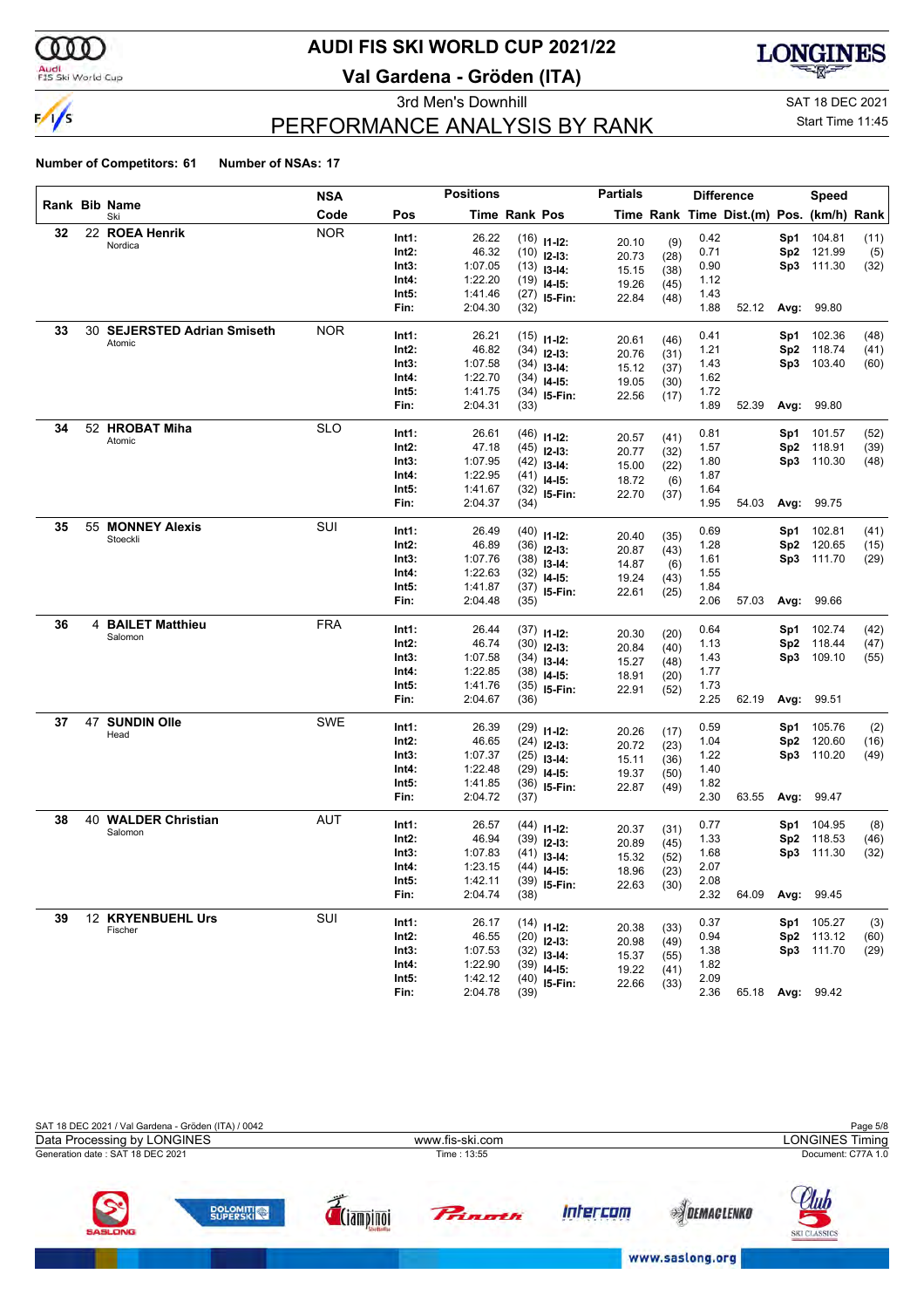# AUDI FIS SKI WORLD CUP 2021/22

## Val Gardena - Gröden (ITA)

3rd Men's Downhill

SAT 18 DEC 2021

Start Time 11:45

## PERFORMANCE ANALYSIS BY RANK

**Number of Competitors: 61** **Number of NSAs: 17**

| Rank | Bib | Name / Ski | NSA Code | Pos | Time | Rank | Pos | Partials Time | Rank | Difference Time | Dist.(m) | Speed Pos. | (km/h) | Rank |
|---|---|---|---|---|---|---|---|---|---|---|---|---|---|---|
| 32 | 22 | **ROEA Henrik** Nordica | NOR | Int1: | 26.22 | (16) | I1-I2: | 20.10 | (9) | 0.42 | | Sp1 | 104.81 | (11) |
| | | | | Int2: | 46.32 | (10) | I2-I3: | 20.73 | (28) | 0.71 | | Sp2 | 121.99 | (5) |
| | | | | Int3: | 1:07.05 | (13) | I3-I4: | 15.15 | (38) | 0.90 | | Sp3 | 111.30 | (32) |
| | | | | Int4: | 1:22.20 | (19) | I4-I5: | 19.26 | (45) | 1.12 | | | | |
| | | | | Int5: | 1:41.46 | (27) | I5-Fin: | 22.84 | (48) | 1.43 | | | | |
| | | | | Fin: | 2:04.30 | (32) | | | | 1.88 | 52.12 | Avg: | 99.80 | |
| 33 | 30 | **SEJERSTED Adrian Smiseth** Atomic | NOR | Int1: | 26.21 | (15) | I1-I2: | 20.61 | (46) | 0.41 | | Sp1 | 102.36 | (48) |
| | | | | Int2: | 46.82 | (34) | I2-I3: | 20.76 | (31) | 1.21 | | Sp2 | 118.74 | (41) |
| | | | | Int3: | 1:07.58 | (34) | I3-I4: | 15.12 | (37) | 1.43 | | Sp3 | 103.40 | (60) |
| | | | | Int4: | 1:22.70 | (34) | I4-I5: | 19.05 | (30) | 1.62 | | | | |
| | | | | Int5: | 1:41.75 | (34) | I5-Fin: | 22.56 | (17) | 1.72 | | | | |
| | | | | Fin: | 2:04.31 | (33) | | | | 1.89 | 52.39 | Avg: | 99.80 | |
| 34 | 52 | **HROBAT Miha** Atomic | SLO | Int1: | 26.61 | (46) | I1-I2: | 20.57 | (41) | 0.81 | | Sp1 | 101.57 | (52) |
| | | | | Int2: | 47.18 | (45) | I2-I3: | 20.77 | (32) | 1.57 | | Sp2 | 118.91 | (39) |
| | | | | Int3: | 1:07.95 | (42) | I3-I4: | 15.00 | (22) | 1.80 | | Sp3 | 110.30 | (48) |
| | | | | Int4: | 1:22.95 | (41) | I4-I5: | 18.72 | (6) | 1.87 | | | | |
| | | | | Int5: | 1:41.67 | (32) | I5-Fin: | 22.70 | (37) | 1.64 | | | | |
| | | | | Fin: | 2:04.37 | (34) | | | | 1.95 | 54.03 | Avg: | 99.75 | |
| 35 | 55 | **MONNEY Alexis** Stoeckli | SUI | Int1: | 26.49 | (40) | I1-I2: | 20.40 | (35) | 0.69 | | Sp1 | 102.81 | (41) |
| | | | | Int2: | 46.89 | (36) | I2-I3: | 20.87 | (43) | 1.28 | | Sp2 | 120.65 | (15) |
| | | | | Int3: | 1:07.76 | (38) | I3-I4: | 14.87 | (6) | 1.61 | | Sp3 | 111.70 | (29) |
| | | | | Int4: | 1:22.63 | (32) | I4-I5: | 19.24 | (43) | 1.55 | | | | |
| | | | | Int5: | 1:41.87 | (37) | I5-Fin: | 22.61 | (25) | 1.84 | | | | |
| | | | | Fin: | 2:04.48 | (35) | | | | 2.06 | 57.03 | Avg: | 99.66 | |
| 36 | 4 | **BAILET Matthieu** Salomon | FRA | Int1: | 26.44 | (37) | I1-I2: | 20.30 | (20) | 0.64 | | Sp1 | 102.74 | (42) |
| | | | | Int2: | 46.74 | (30) | I2-I3: | 20.84 | (40) | 1.13 | | Sp2 | 118.44 | (47) |
| | | | | Int3: | 1:07.58 | (34) | I3-I4: | 15.27 | (48) | 1.43 | | Sp3 | 109.10 | (55) |
| | | | | Int4: | 1:22.85 | (38) | I4-I5: | 18.91 | (20) | 1.77 | | | | |
| | | | | Int5: | 1:41.76 | (35) | I5-Fin: | 22.91 | (52) | 1.73 | | | | |
| | | | | Fin: | 2:04.67 | (36) | | | | 2.25 | 62.19 | Avg: | 99.51 | |
| 37 | 47 | **SUNDIN Olle** Head | SWE | Int1: | 26.39 | (29) | I1-I2: | 20.26 | (17) | 0.59 | | Sp1 | 105.76 | (2) |
| | | | | Int2: | 46.65 | (24) | I2-I3: | 20.72 | (23) | 1.04 | | Sp2 | 120.60 | (16) |
| | | | | Int3: | 1:07.37 | (25) | I3-I4: | 15.11 | (36) | 1.22 | | Sp3 | 110.20 | (49) |
| | | | | Int4: | 1:22.48 | (29) | I4-I5: | 19.37 | (50) | 1.40 | | | | |
| | | | | Int5: | 1:41.85 | (36) | I5-Fin: | 22.87 | (49) | 1.82 | | | | |
| | | | | Fin: | 2:04.72 | (37) | | | | 2.30 | 63.55 | Avg: | 99.47 | |
| 38 | 40 | **WALDER Christian** Salomon | AUT | Int1: | 26.57 | (44) | I1-I2: | 20.37 | (31) | 0.77 | | Sp1 | 104.95 | (8) |
| | | | | Int2: | 46.94 | (39) | I2-I3: | 20.89 | (45) | 1.33 | | Sp2 | 118.53 | (46) |
| | | | | Int3: | 1:07.83 | (41) | I3-I4: | 15.32 | (52) | 1.68 | | Sp3 | 111.30 | (32) |
| | | | | Int4: | 1:23.15 | (44) | I4-I5: | 18.96 | (23) | 2.07 | | | | |
| | | | | Int5: | 1:42.11 | (39) | I5-Fin: | 22.63 | (30) | 2.08 | | | | |
| | | | | Fin: | 2:04.74 | (38) | | | | 2.32 | 64.09 | Avg: | 99.45 | |
| 39 | 12 | **KRYENBUEHL Urs** Fischer | SUI | Int1: | 26.17 | (14) | I1-I2: | 20.38 | (33) | 0.37 | | Sp1 | 105.27 | (3) |
| | | | | Int2: | 46.55 | (20) | I2-I3: | 20.98 | (49) | 0.94 | | Sp2 | 113.12 | (60) |
| | | | | Int3: | 1:07.53 | (32) | I3-I4: | 15.37 | (55) | 1.38 | | Sp3 | 111.70 | (29) |
| | | | | Int4: | 1:22.90 | (39) | I4-I5: | 19.22 | (41) | 1.82 | | | | |
| | | | | Int5: | 1:42.12 | (40) | I5-Fin: | 22.66 | (33) | 2.09 | | | | |
| | | | | Fin: | 2:04.78 | (39) | | | | 2.36 | 65.18 | Avg: | 99.42 | |

SAT 18 DEC 2021 / Val Gardena - Gröden (ITA) / 0042

Data Processing by LONGINES — www.fis-ski.com — LONGINES Timing

Generation date : SAT 18 DEC 2021 — Time : 13:55 — Document: C77A 1.0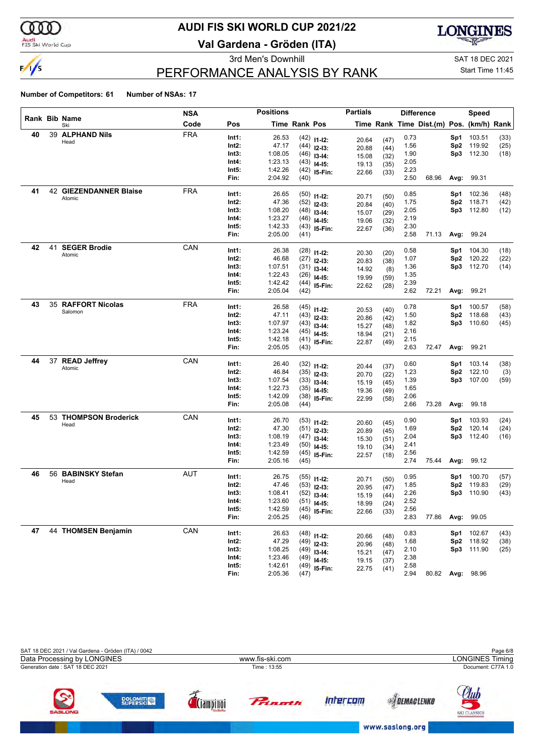# AUDI FIS SKI WORLD CUP 2021/22

## Val Gardena - Gröden (ITA)

3rd Men's Downhill

SAT 18 DEC 2021

Start Time 11:45

## PERFORMANCE ANALYSIS BY RANK

**Number of Competitors: 61** **Number of NSAs: 17**

| Rank | Bib | Name / Ski | NSA Code | Pos | Time | Rank | Pos | Partial Time | Partial Rank | Diff. Time | Dist.(m) | Pos. | Speed (km/h) | Speed Rank |
|---|---|---|---|---|---|---|---|---|---|---|---|---|---|---|
| 40 | 39 | **ALPHAND Nils** Head | FRA | Int1: | 26.53 | (42) | I1-I2: | 20.64 | (47) | 0.73 | | Sp1 | 103.51 | (33) |
| | | | | Int2: | 47.17 | (44) | I2-I3: | 20.88 | (44) | 1.56 | | Sp2 | 119.92 | (25) |
| | | | | Int3: | 1:08.05 | (46) | I3-I4: | 15.08 | (32) | 1.90 | | Sp3 | 112.30 | (18) |
| | | | | Int4: | 1:23.13 | (43) | I4-I5: | 19.13 | (35) | 2.05 | | | | |
| | | | | Int5: | 1:42.26 | (42) | I5-Fin: | 22.66 | (33) | 2.23 | | | | |
| | | | | Fin: | 2:04.92 | (40) | | | | 2.50 | 68.96 | Avg: | 99.31 | |
| 41 | 42 | **GIEZENDANNER Blaise** Atomic | FRA | Int1: | 26.65 | (50) | I1-I2: | 20.71 | (50) | 0.85 | | Sp1 | 102.36 | (48) |
| | | | | Int2: | 47.36 | (52) | I2-I3: | 20.84 | (40) | 1.75 | | Sp2 | 118.71 | (42) |
| | | | | Int3: | 1:08.20 | (48) | I3-I4: | 15.07 | (29) | 2.05 | | Sp3 | 112.80 | (12) |
| | | | | Int4: | 1:23.27 | (46) | I4-I5: | 19.06 | (32) | 2.19 | | | | |
| | | | | Int5: | 1:42.33 | (43) | I5-Fin: | 22.67 | (36) | 2.30 | | | | |
| | | | | Fin: | 2:05.00 | (41) | | | | 2.58 | 71.13 | Avg: | 99.24 | |
| 42 | 41 | **SEGER Brodie** Atomic | CAN | Int1: | 26.38 | (28) | I1-I2: | 20.30 | (20) | 0.58 | | Sp1 | 104.30 | (18) |
| | | | | Int2: | 46.68 | (27) | I2-I3: | 20.83 | (38) | 1.07 | | Sp2 | 120.22 | (22) |
| | | | | Int3: | 1:07.51 | (31) | I3-I4: | 14.92 | (8) | 1.36 | | Sp3 | 112.70 | (14) |
| | | | | Int4: | 1:22.43 | (26) | I4-I5: | 19.99 | (59) | 1.35 | | | | |
| | | | | Int5: | 1:42.42 | (44) | I5-Fin: | 22.62 | (28) | 2.39 | | | | |
| | | | | Fin: | 2:05.04 | (42) | | | | 2.62 | 72.21 | Avg: | 99.21 | |
| 43 | 35 | **RAFFORT Nicolas** Salomon | FRA | Int1: | 26.58 | (45) | I1-I2: | 20.53 | (40) | 0.78 | | Sp1 | 100.57 | (58) |
| | | | | Int2: | 47.11 | (43) | I2-I3: | 20.86 | (42) | 1.50 | | Sp2 | 118.68 | (43) |
| | | | | Int3: | 1:07.97 | (43) | I3-I4: | 15.27 | (48) | 1.82 | | Sp3 | 110.60 | (45) |
| | | | | Int4: | 1:23.24 | (45) | I4-I5: | 18.94 | (21) | 2.16 | | | | |
| | | | | Int5: | 1:42.18 | (41) | I5-Fin: | 22.87 | (49) | 2.15 | | | | |
| | | | | Fin: | 2:05.05 | (43) | | | | 2.63 | 72.47 | Avg: | 99.21 | |
| 44 | 37 | **READ Jeffrey** Atomic | CAN | Int1: | 26.40 | (32) | I1-I2: | 20.44 | (37) | 0.60 | | Sp1 | 103.14 | (38) |
| | | | | Int2: | 46.84 | (35) | I2-I3: | 20.70 | (22) | 1.23 | | Sp2 | 122.10 | (3) |
| | | | | Int3: | 1:07.54 | (33) | I3-I4: | 15.19 | (45) | 1.39 | | Sp3 | 107.00 | (59) |
| | | | | Int4: | 1:22.73 | (35) | I4-I5: | 19.36 | (49) | 1.65 | | | | |
| | | | | Int5: | 1:42.09 | (38) | I5-Fin: | 22.99 | (58) | 2.06 | | | | |
| | | | | Fin: | 2:05.08 | (44) | | | | 2.66 | 73.28 | Avg: | 99.18 | |
| 45 | 53 | **THOMPSON Broderick** Head | CAN | Int1: | 26.70 | (53) | I1-I2: | 20.60 | (45) | 0.90 | | Sp1 | 103.93 | (24) |
| | | | | Int2: | 47.30 | (51) | I2-I3: | 20.89 | (45) | 1.69 | | Sp2 | 120.14 | (24) |
| | | | | Int3: | 1:08.19 | (47) | I3-I4: | 15.30 | (51) | 2.04 | | Sp3 | 112.40 | (16) |
| | | | | Int4: | 1:23.49 | (50) | I4-I5: | 19.10 | (34) | 2.41 | | | | |
| | | | | Int5: | 1:42.59 | (45) | I5-Fin: | 22.57 | (18) | 2.56 | | | | |
| | | | | Fin: | 2:05.16 | (45) | | | | 2.74 | 75.44 | Avg: | 99.12 | |
| 46 | 56 | **BABINSKY Stefan** Head | AUT | Int1: | 26.75 | (55) | I1-I2: | 20.71 | (50) | 0.95 | | Sp1 | 100.70 | (57) |
| | | | | Int2: | 47.46 | (53) | I2-I3: | 20.95 | (47) | 1.85 | | Sp2 | 119.83 | (29) |
| | | | | Int3: | 1:08.41 | (52) | I3-I4: | 15.19 | (44) | 2.26 | | Sp3 | 110.90 | (43) |
| | | | | Int4: | 1:23.60 | (51) | I4-I5: | 18.99 | (24) | 2.52 | | | | |
| | | | | Int5: | 1:42.59 | (45) | I5-Fin: | 22.66 | (33) | 2.56 | | | | |
| | | | | Fin: | 2:05.25 | (46) | | | | 2.83 | 77.86 | Avg: | 99.05 | |
| 47 | 44 | **THOMSEN Benjamin** | CAN | Int1: | 26.63 | (48) | I1-I2: | 20.66 | (48) | 0.83 | | Sp1 | 102.67 | (43) |
| | | | | Int2: | 47.29 | (49) | I2-I3: | 20.96 | (48) | 1.68 | | Sp2 | 118.92 | (38) |
| | | | | Int3: | 1:08.25 | (49) | I3-I4: | 15.21 | (47) | 2.10 | | Sp3 | 111.90 | (25) |
| | | | | Int4: | 1:23.46 | (49) | I4-I5: | 19.15 | (37) | 2.38 | | | | |
| | | | | Int5: | 1:42.61 | (49) | I5-Fin: | 22.75 | (41) | 2.58 | | | | |
| | | | | Fin: | 2:05.36 | (47) | | | | 2.94 | 80.82 | Avg: | 98.96 | |

SAT 18 DEC 2021 / Val Gardena - Gröden (ITA) / 0042

Data Processing by LONGINES — www.fis-ski.com — LONGINES Timing

Generation date : SAT 18 DEC 2021 — Time : 13:55 — Document: C77A 1.0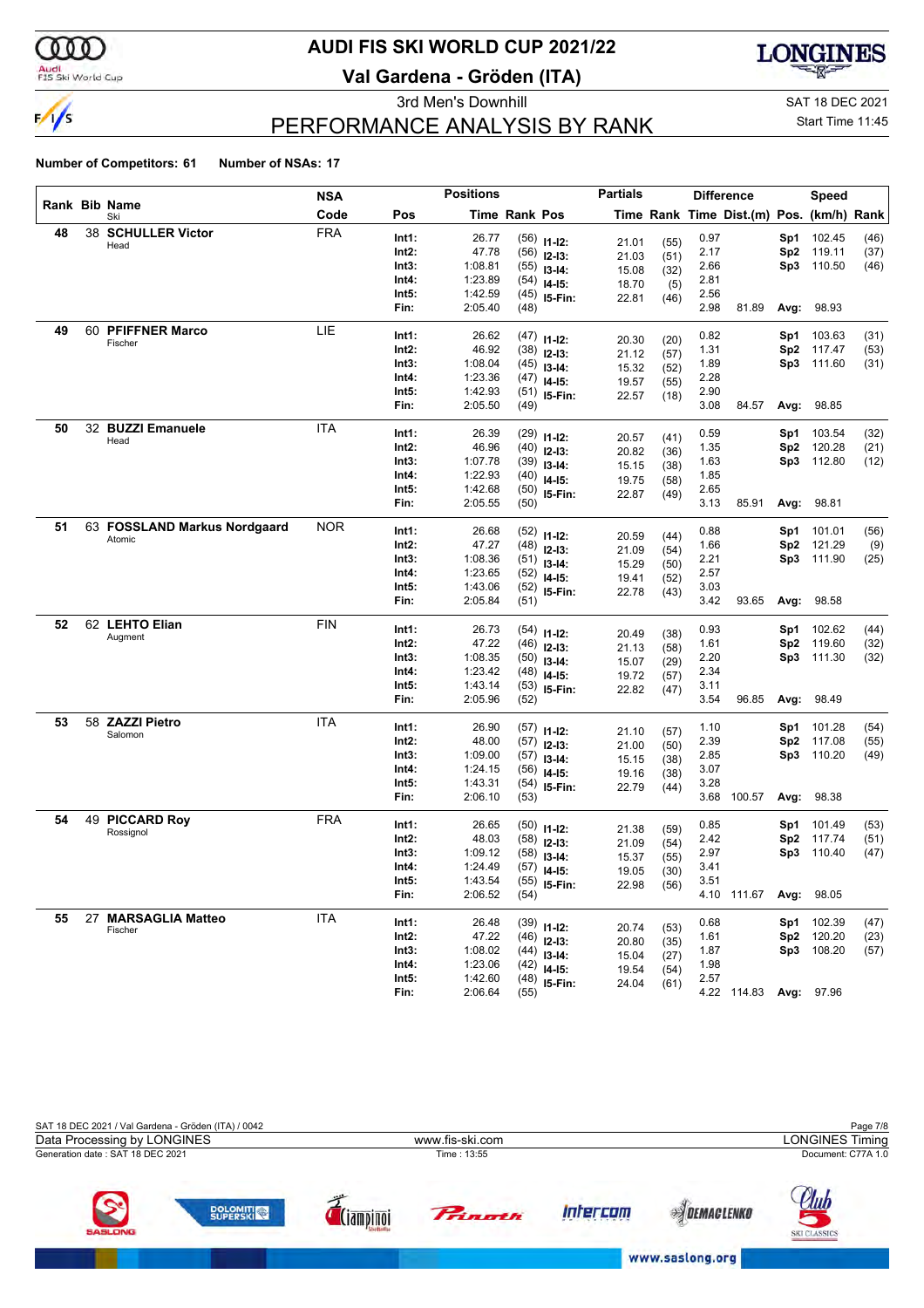# AUDI FIS SKI WORLD CUP 2021/22

## Val Gardena - Gröden (ITA)

3rd Men's Downhill

SAT 18 DEC 2021

Start Time 11:45

## PERFORMANCE ANALYSIS BY RANK

**Number of Competitors: 61** **Number of NSAs: 17**

| Rank | Bib | Name / Ski | NSA Code | Pos | Time | Rank | Pos | Partials Time | Rank | Difference Time | Dist.(m) | Speed Pos. | (km/h) | Rank |
|---|---|---|---|---|---|---|---|---|---|---|---|---|---|---|
| 48 | 38 | **SCHULLER Victor** Head | FRA | Int1: | 26.77 | (56) | I1-I2: | 21.01 | (55) | 0.97 | | Sp1 | 102.45 | (46) |
| | | | | Int2: | 47.78 | (56) | I2-I3: | 21.03 | (51) | 2.17 | | Sp2 | 119.11 | (37) |
| | | | | Int3: | 1:08.81 | (55) | I3-I4: | 15.08 | (32) | 2.66 | | Sp3 | 110.50 | (46) |
| | | | | Int4: | 1:23.89 | (54) | I4-I5: | 18.70 | (5) | 2.81 | | | | |
| | | | | Int5: | 1:42.59 | (45) | I5-Fin: | 22.81 | (46) | 2.56 | | | | |
| | | | | Fin: | 2:05.40 | (48) | | | | 2.98 | 81.89 | Avg: | 98.93 | |
| 49 | 60 | **PFIFFNER Marco** Fischer | LIE | Int1: | 26.62 | (47) | I1-I2: | 20.30 | (20) | 0.82 | | Sp1 | 103.63 | (31) |
| | | | | Int2: | 46.92 | (38) | I2-I3: | 21.12 | (57) | 1.31 | | Sp2 | 117.47 | (53) |
| | | | | Int3: | 1:08.04 | (45) | I3-I4: | 15.32 | (52) | 1.89 | | Sp3 | 111.60 | (31) |
| | | | | Int4: | 1:23.36 | (47) | I4-I5: | 19.57 | (55) | 2.28 | | | | |
| | | | | Int5: | 1:42.93 | (51) | I5-Fin: | 22.57 | (18) | 2.90 | | | | |
| | | | | Fin: | 2:05.50 | (49) | | | | 3.08 | 84.57 | Avg: | 98.85 | |
| 50 | 32 | **BUZZI Emanuele** Head | ITA | Int1: | 26.39 | (29) | I1-I2: | 20.57 | (41) | 0.59 | | Sp1 | 103.54 | (32) |
| | | | | Int2: | 46.96 | (40) | I2-I3: | 20.82 | (36) | 1.35 | | Sp2 | 120.28 | (21) |
| | | | | Int3: | 1:07.78 | (39) | I3-I4: | 15.15 | (38) | 1.63 | | Sp3 | 112.80 | (12) |
| | | | | Int4: | 1:22.93 | (40) | I4-I5: | 19.75 | (58) | 1.85 | | | | |
| | | | | Int5: | 1:42.68 | (50) | I5-Fin: | 22.87 | (49) | 2.65 | | | | |
| | | | | Fin: | 2:05.55 | (50) | | | | 3.13 | 85.91 | Avg: | 98.81 | |
| 51 | 63 | **FOSSLAND Markus Nordgaard** Atomic | NOR | Int1: | 26.68 | (52) | I1-I2: | 20.59 | (44) | 0.88 | | Sp1 | 101.01 | (56) |
| | | | | Int2: | 47.27 | (48) | I2-I3: | 21.09 | (54) | 1.66 | | Sp2 | 121.29 | (9) |
| | | | | Int3: | 1:08.36 | (51) | I3-I4: | 15.29 | (50) | 2.21 | | Sp3 | 111.90 | (25) |
| | | | | Int4: | 1:23.65 | (52) | I4-I5: | 19.41 | (52) | 2.57 | | | | |
| | | | | Int5: | 1:43.06 | (52) | I5-Fin: | 22.78 | (43) | 3.03 | | | | |
| | | | | Fin: | 2:05.84 | (51) | | | | 3.42 | 93.65 | Avg: | 98.58 | |
| 52 | 62 | **LEHTO Elian** Augment | FIN | Int1: | 26.73 | (54) | I1-I2: | 20.49 | (38) | 0.93 | | Sp1 | 102.62 | (44) |
| | | | | Int2: | 47.22 | (46) | I2-I3: | 21.13 | (58) | 1.61 | | Sp2 | 119.60 | (32) |
| | | | | Int3: | 1:08.35 | (50) | I3-I4: | 15.07 | (29) | 2.20 | | Sp3 | 111.30 | (32) |
| | | | | Int4: | 1:23.42 | (48) | I4-I5: | 19.72 | (57) | 2.34 | | | | |
| | | | | Int5: | 1:43.14 | (53) | I5-Fin: | 22.82 | (47) | 3.11 | | | | |
| | | | | Fin: | 2:05.96 | (52) | | | | 3.54 | 96.85 | Avg: | 98.49 | |
| 53 | 58 | **ZAZZI Pietro** Salomon | ITA | Int1: | 26.90 | (57) | I1-I2: | 21.10 | (57) | 1.10 | | Sp1 | 101.28 | (54) |
| | | | | Int2: | 48.00 | (57) | I2-I3: | 21.00 | (50) | 2.39 | | Sp2 | 117.08 | (55) |
| | | | | Int3: | 1:09.00 | (57) | I3-I4: | 15.15 | (38) | 2.85 | | Sp3 | 110.20 | (49) |
| | | | | Int4: | 1:24.15 | (56) | I4-I5: | 19.16 | (38) | 3.07 | | | | |
| | | | | Int5: | 1:43.31 | (54) | I5-Fin: | 22.79 | (44) | 3.28 | | | | |
| | | | | Fin: | 2:06.10 | (53) | | | | 3.68 | 100.57 | Avg: | 98.38 | |
| 54 | 49 | **PICCARD Roy** Rossignol | FRA | Int1: | 26.65 | (50) | I1-I2: | 21.38 | (59) | 0.85 | | Sp1 | 101.49 | (53) |
| | | | | Int2: | 48.03 | (58) | I2-I3: | 21.09 | (54) | 2.42 | | Sp2 | 117.74 | (51) |
| | | | | Int3: | 1:09.12 | (58) | I3-I4: | 15.37 | (55) | 2.97 | | Sp3 | 110.40 | (47) |
| | | | | Int4: | 1:24.49 | (57) | I4-I5: | 19.05 | (30) | 3.41 | | | | |
| | | | | Int5: | 1:43.54 | (55) | I5-Fin: | 22.98 | (56) | 3.51 | | | | |
| | | | | Fin: | 2:06.52 | (54) | | | | 4.10 | 111.67 | Avg: | 98.05 | |
| 55 | 27 | **MARSAGLIA Matteo** Fischer | ITA | Int1: | 26.48 | (39) | I1-I2: | 20.74 | (53) | 0.68 | | Sp1 | 102.39 | (47) |
| | | | | Int2: | 47.22 | (46) | I2-I3: | 20.80 | (35) | 1.61 | | Sp2 | 120.20 | (23) |
| | | | | Int3: | 1:08.02 | (44) | I3-I4: | 15.04 | (27) | 1.87 | | Sp3 | 108.20 | (57) |
| | | | | Int4: | 1:23.06 | (42) | I4-I5: | 19.54 | (54) | 1.98 | | | | |
| | | | | Int5: | 1:42.60 | (48) | I5-Fin: | 24.04 | (61) | 2.57 | | | | |
| | | | | Fin: | 2:06.64 | (55) | | | | 4.22 | 114.83 | Avg: | 97.96 | |

SAT 18 DEC 2021 / Val Gardena - Gröden (ITA) / 0042

Data Processing by LONGINES — www.fis-ski.com — LONGINES Timing

Generation date : SAT 18 DEC 2021 — Time : 13:55 — Document: C77A 1.0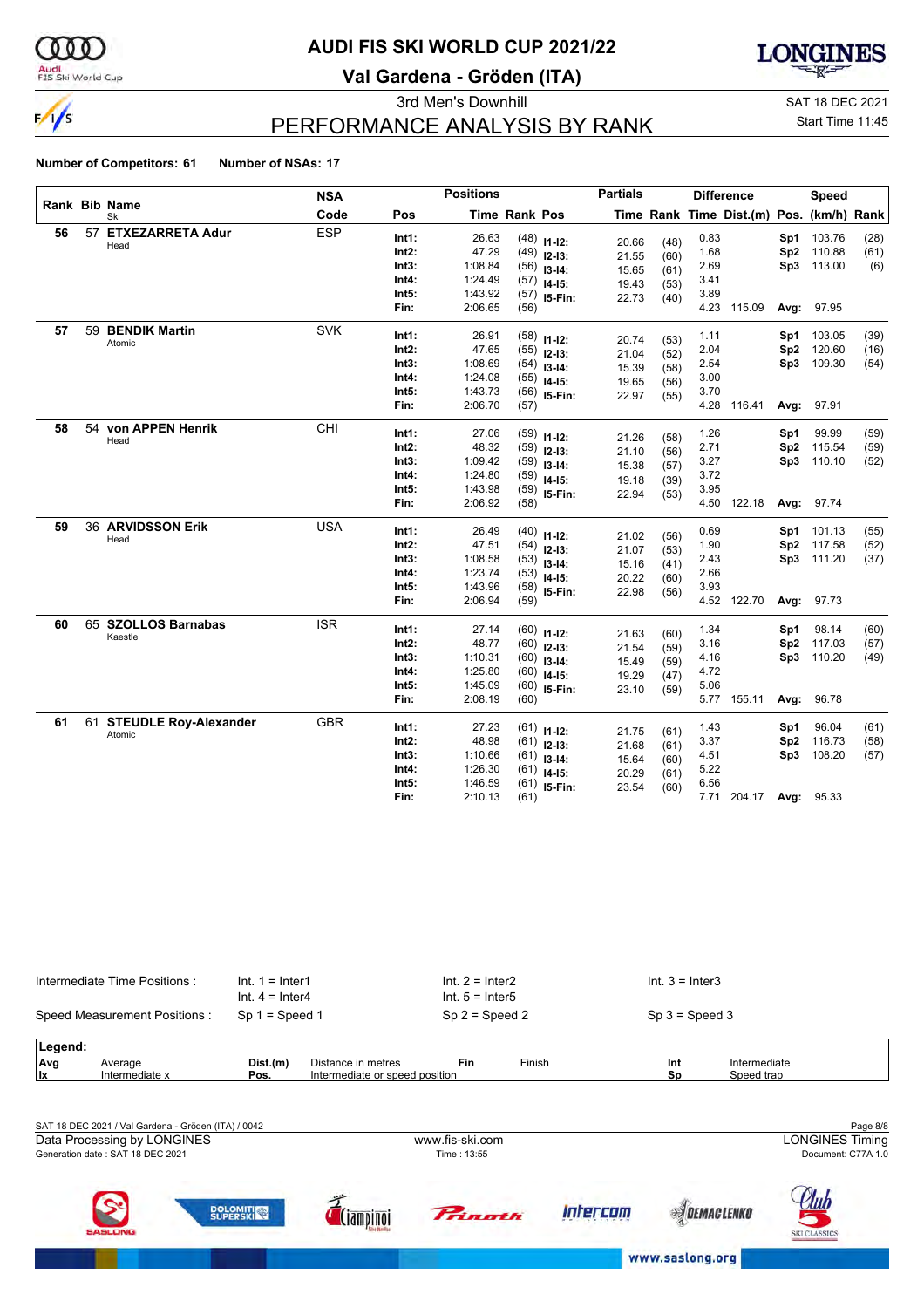# AUDI FIS SKI WORLD CUP 2021/22

## Val Gardena - Gröden (ITA)

3rd Men's Downhill

SAT 18 DEC 2021

Start Time 11:45

## PERFORMANCE ANALYSIS BY RANK

**Number of Competitors: 61** **Number of NSAs: 17**

| Rank | Bib | Name / Ski | NSA Code | Pos | Time | Rank | Pos | Time | Rank | Time | Dist.(m) | Pos. | (km/h) | Rank |
|---|---|---|---|---|---|---|---|---|---|---|---|---|---|---|
| 56 | 57 | **ETXEZARRETA Adur** Head | ESP | Int1: | 26.63 | (48) | I1-I2: | 20.66 | (48) | 0.83 | | Sp1 | 103.76 | (28) |
| | | | | Int2: | 47.29 | (49) | I2-I3: | 21.55 | (60) | 1.68 | | Sp2 | 110.88 | (61) |
| | | | | Int3: | 1:08.84 | (56) | I3-I4: | 15.65 | (61) | 2.69 | | Sp3 | 113.00 | (6) |
| | | | | Int4: | 1:24.49 | (57) | I4-I5: | 19.43 | (53) | 3.41 | | | | |
| | | | | Int5: | 1:43.92 | (57) | I5-Fin: | 22.73 | (40) | 3.89 | | | | |
| | | | | Fin: | 2:06.65 | (56) | | | | 4.23 | 115.09 | Avg: | 97.95 | |
| 57 | 59 | **BENDIK Martin** Atomic | SVK | Int1: | 26.91 | (58) | I1-I2: | 20.74 | (53) | 1.11 | | Sp1 | 103.05 | (39) |
| | | | | Int2: | 47.65 | (55) | I2-I3: | 21.04 | (52) | 2.04 | | Sp2 | 120.60 | (16) |
| | | | | Int3: | 1:08.69 | (54) | I3-I4: | 15.39 | (58) | 2.54 | | Sp3 | 109.30 | (54) |
| | | | | Int4: | 1:24.08 | (55) | I4-I5: | 19.65 | (56) | 3.00 | | | | |
| | | | | Int5: | 1:43.73 | (56) | I5-Fin: | 22.97 | (55) | 3.70 | | | | |
| | | | | Fin: | 2:06.70 | (57) | | | | 4.28 | 116.41 | Avg: | 97.91 | |
| 58 | 54 | **von APPEN Henrik** Head | CHI | Int1: | 27.06 | (59) | I1-I2: | 21.26 | (58) | 1.26 | | Sp1 | 99.99 | (59) |
| | | | | Int2: | 48.32 | (59) | I2-I3: | 21.10 | (56) | 2.71 | | Sp2 | 115.54 | (59) |
| | | | | Int3: | 1:09.42 | (59) | I3-I4: | 15.38 | (57) | 3.27 | | Sp3 | 110.10 | (52) |
| | | | | Int4: | 1:24.80 | (59) | I4-I5: | 19.18 | (39) | 3.72 | | | | |
| | | | | Int5: | 1:43.98 | (59) | I5-Fin: | 22.94 | (53) | 3.95 | | | | |
| | | | | Fin: | 2:06.92 | (58) | | | | 4.50 | 122.18 | Avg: | 97.74 | |
| 59 | 36 | **ARVIDSSON Erik** Head | USA | Int1: | 26.49 | (40) | I1-I2: | 21.02 | (56) | 0.69 | | Sp1 | 101.13 | (55) |
| | | | | Int2: | 47.51 | (54) | I2-I3: | 21.07 | (53) | 1.90 | | Sp2 | 117.58 | (52) |
| | | | | Int3: | 1:08.58 | (53) | I3-I4: | 15.16 | (41) | 2.43 | | Sp3 | 111.20 | (37) |
| | | | | Int4: | 1:23.74 | (53) | I4-I5: | 20.22 | (60) | 2.66 | | | | |
| | | | | Int5: | 1:43.96 | (58) | I5-Fin: | 22.98 | (56) | 3.93 | | | | |
| | | | | Fin: | 2:06.94 | (59) | | | | 4.52 | 122.70 | Avg: | 97.73 | |
| 60 | 65 | **SZOLLOS Barnabas** Kaestle | ISR | Int1: | 27.14 | (60) | I1-I2: | 21.63 | (60) | 1.34 | | Sp1 | 98.14 | (60) |
| | | | | Int2: | 48.77 | (60) | I2-I3: | 21.54 | (59) | 3.16 | | Sp2 | 117.03 | (57) |
| | | | | Int3: | 1:10.31 | (60) | I3-I4: | 15.49 | (59) | 4.16 | | Sp3 | 110.20 | (49) |
| | | | | Int4: | 1:25.80 | (60) | I4-I5: | 19.29 | (47) | 4.72 | | | | |
| | | | | Int5: | 1:45.09 | (60) | I5-Fin: | 23.10 | (59) | 5.06 | | | | |
| | | | | Fin: | 2:08.19 | (60) | | | | 5.77 | 155.11 | Avg: | 96.78 | |
| 61 | 61 | **STEUDLE Roy-Alexander** Atomic | GBR | Int1: | 27.23 | (61) | I1-I2: | 21.75 | (61) | 1.43 | | Sp1 | 96.04 | (61) |
| | | | | Int2: | 48.98 | (61) | I2-I3: | 21.68 | (61) | 3.37 | | Sp2 | 116.73 | (58) |
| | | | | Int3: | 1:10.66 | (61) | I3-I4: | 15.64 | (60) | 4.51 | | Sp3 | 108.20 | (57) |
| | | | | Int4: | 1:26.30 | (61) | I4-I5: | 20.29 | (61) | 5.22 | | | | |
| | | | | Int5: | 1:46.59 | (61) | I5-Fin: | 23.54 | (60) | 6.56 | | | | |
| | | | | Fin: | 2:10.13 | (61) | | | | 7.71 | 204.17 | Avg: | 95.33 | |

Intermediate Time Positions : Int. 1 = Inter1, Int. 2 = Inter2, Int. 3 = Inter3, Int. 4 = Inter4, Int. 5 = Inter5

Speed Measurement Positions : Sp 1 = Speed 1, Sp 2 = Speed 2, Sp 3 = Speed 3

**Legend:**

| | | | | | | | |
|---|---|---|---|---|---|---|---|
| Avg | Average | Dist.(m) | Distance in metres | Fin | Finish | Int | Intermediate |
| Ix | Intermediate x | Pos. | Intermediate or speed position | | | Sp | Speed trap |

SAT 18 DEC 2021 / Val Gardena - Gröden (ITA) / 0042

Data Processing by LONGINES — www.fis-ski.com — LONGINES Timing

Generation date : SAT 18 DEC 2021 — Time : 13:55 — Document: C77A 1.0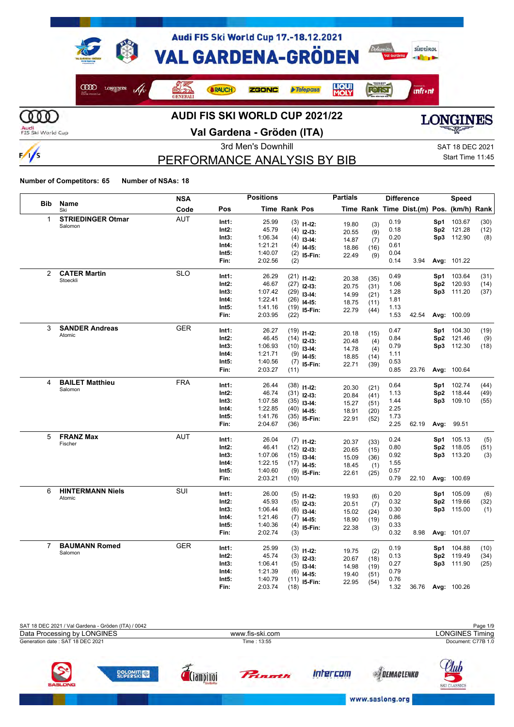Audi FIS Ski World Cup 17.-18.12.2021

# VAL GARDENA-GRÖDEN

## AUDI FIS SKI WORLD CUP 2021/22

## Val Gardena - Gröden (ITA)

3rd Men's Downhill

SAT 18 DEC 2021
Start Time 11:45

## PERFORMANCE ANALYSIS BY BIB

**Number of Competitors: 65** **Number of NSAs: 18**

| Bib | Name / Ski | NSA Code | Pos | Time | Rank | Pos | Time | Rank | Time | Dist.(m) | Pos. | (km/h) | Rank |
|---|---|---|---|---|---|---|---|---|---|---|---|---|---|
| | | | Positions | | | | Partials | | Difference | | Speed | | |
| 1 | **STRIEDINGER Otmar** Salomon | AUT | Int1: | 25.99 | (3) | I1-I2: | 19.80 | (3) | 0.19 | | Sp1 | 103.67 | (30) |
| | | | Int2: | 45.79 | (4) | I2-I3: | 20.55 | (9) | 0.18 | | Sp2 | 121.28 | (12) |
| | | | Int3: | 1:06.34 | (4) | I3-I4: | 14.87 | (7) | 0.20 | | Sp3 | 112.90 | (8) |
| | | | Int4: | 1:21.21 | (4) | I4-I5: | 18.86 | (16) | 0.61 | | | | |
| | | | Int5: | 1:40.07 | (2) | I5-Fin: | 22.49 | (9) | 0.04 | | | | |
| | | | Fin: | 2:02.56 | (2) | | | | 0.14 | 3.94 | Avg: | 101.22 | |
| 2 | **CATER Martin** Stoeckli | SLO | Int1: | 26.29 | (21) | I1-I2: | 20.38 | (35) | 0.49 | | Sp1 | 103.64 | (31) |
| | | | Int2: | 46.67 | (27) | I2-I3: | 20.75 | (31) | 1.06 | | Sp2 | 120.93 | (14) |
| | | | Int3: | 1:07.42 | (29) | I3-I4: | 14.99 | (21) | 1.28 | | Sp3 | 111.20 | (37) |
| | | | Int4: | 1:22.41 | (26) | I4-I5: | 18.75 | (11) | 1.81 | | | | |
| | | | Int5: | 1:41.16 | (19) | I5-Fin: | 22.79 | (44) | 1.13 | | | | |
| | | | Fin: | 2:03.95 | (22) | | | | 1.53 | 42.54 | Avg: | 100.09 | |
| 3 | **SANDER Andreas** Atomic | GER | Int1: | 26.27 | (19) | I1-I2: | 20.18 | (15) | 0.47 | | Sp1 | 104.30 | (19) |
| | | | Int2: | 46.45 | (14) | I2-I3: | 20.48 | (4) | 0.84 | | Sp2 | 121.46 | (9) |
| | | | Int3: | 1:06.93 | (10) | I3-I4: | 14.78 | (4) | 0.79 | | Sp3 | 112.30 | (18) |
| | | | Int4: | 1:21.71 | (9) | I4-I5: | 18.85 | (14) | 1.11 | | | | |
| | | | Int5: | 1:40.56 | (7) | I5-Fin: | 22.71 | (39) | 0.53 | | | | |
| | | | Fin: | 2:03.27 | (11) | | | | 0.85 | 23.76 | Avg: | 100.64 | |
| 4 | **BAILET Matthieu** Salomon | FRA | Int1: | 26.44 | (38) | I1-I2: | 20.30 | (21) | 0.64 | | Sp1 | 102.74 | (44) |
| | | | Int2: | 46.74 | (31) | I2-I3: | 20.84 | (41) | 1.13 | | Sp2 | 118.44 | (49) |
| | | | Int3: | 1:07.58 | (35) | I3-I4: | 15.27 | (51) | 1.44 | | Sp3 | 109.10 | (55) |
| | | | Int4: | 1:22.85 | (40) | I4-I5: | 18.91 | (20) | 2.25 | | | | |
| | | | Int5: | 1:41.76 | (35) | I5-Fin: | 22.91 | (52) | 1.73 | | | | |
| | | | Fin: | 2:04.67 | (36) | | | | 2.25 | 62.19 | Avg: | 99.51 | |
| 5 | **FRANZ Max** Fischer | AUT | Int1: | 26.04 | (7) | I1-I2: | 20.37 | (33) | 0.24 | | Sp1 | 105.13 | (5) |
| | | | Int2: | 46.41 | (12) | I2-I3: | 20.65 | (15) | 0.80 | | Sp2 | 118.05 | (51) |
| | | | Int3: | 1:07.06 | (15) | I3-I4: | 15.09 | (36) | 0.92 | | Sp3 | 113.20 | (3) |
| | | | Int4: | 1:22.15 | (17) | I4-I5: | 18.45 | (1) | 1.55 | | | | |
| | | | Int5: | 1:40.60 | (9) | I5-Fin: | 22.61 | (25) | 0.57 | | | | |
| | | | Fin: | 2:03.21 | (10) | | | | 0.79 | 22.10 | Avg: | 100.69 | |
| 6 | **HINTERMANN Niels** Atomic | SUI | Int1: | 26.00 | (5) | I1-I2: | 19.93 | (6) | 0.20 | | Sp1 | 105.09 | (6) |
| | | | Int2: | 45.93 | (5) | I2-I3: | 20.51 | (7) | 0.32 | | Sp2 | 119.66 | (32) |
| | | | Int3: | 1:06.44 | (6) | I3-I4: | 15.02 | (24) | 0.30 | | Sp3 | 115.00 | (1) |
| | | | Int4: | 1:21.46 | (7) | I4-I5: | 18.90 | (19) | 0.86 | | | | |
| | | | Int5: | 1:40.36 | (4) | I5-Fin: | 22.38 | (3) | 0.33 | | | | |
| | | | Fin: | 2:02.74 | (3) | | | | 0.32 | 8.98 | Avg: | 101.07 | |
| 7 | **BAUMANN Romed** Salomon | GER | Int1: | 25.99 | (3) | I1-I2: | 19.75 | (2) | 0.19 | | Sp1 | 104.88 | (10) |
| | | | Int2: | 45.74 | (3) | I2-I3: | 20.67 | (18) | 0.13 | | Sp2 | 119.49 | (34) |
| | | | Int3: | 1:06.41 | (5) | I3-I4: | 14.98 | (19) | 0.27 | | Sp3 | 111.90 | (25) |
| | | | Int4: | 1:21.39 | (6) | I4-I5: | 19.40 | (51) | 0.79 | | | | |
| | | | Int5: | 1:40.79 | (11) | I5-Fin: | 22.95 | (54) | 0.76 | | | | |
| | | | Fin: | 2:03.74 | (18) | | | | 1.32 | 36.76 | Avg: | 100.26 | |

SAT 18 DEC 2021 / Val Gardena - Gröden (ITA) / 0042
Data Processing by LONGINES — www.fis-ski.com — LONGINES Timing
Generation date : SAT 18 DEC 2021 — Time : 13:55 — Document: C77B 1.0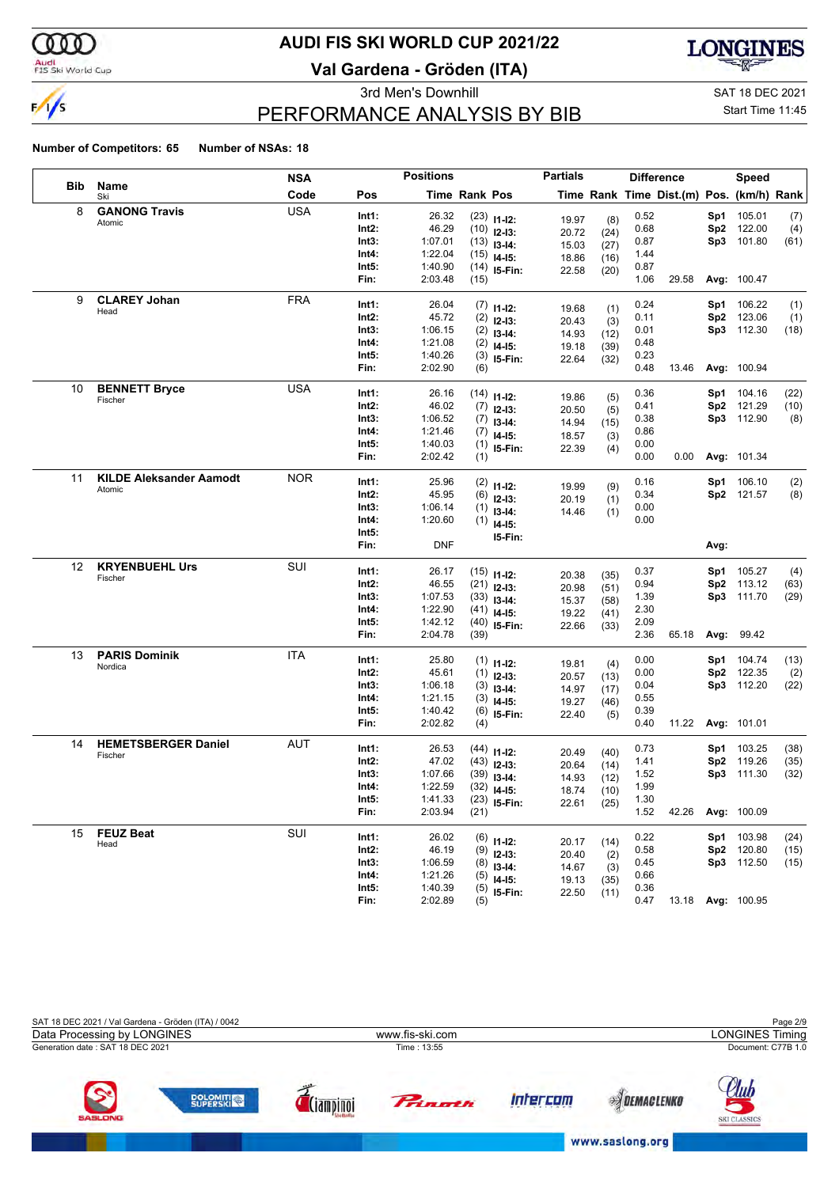# AUDI FIS SKI WORLD CUP 2021/22

## Val Gardena - Gröden (ITA)

3rd Men's Downhill

SAT 18 DEC 2021

Start Time 11:45

## PERFORMANCE ANALYSIS BY BIB

**Number of Competitors: 65** **Number of NSAs: 18**

| Bib | Name / Ski | NSA Code | Pos | Time | Rank | Pos | Partial Time | Rank | Diff. Time | Dist.(m) | Speed Pos. | (km/h) | Rank |
|---|---|---|---|---|---|---|---|---|---|---|---|---|---|
| 8 | **GANONG Travis** Atomic | USA | Int1: | 26.32 | (23) | I1-I2: | 19.97 | (8) | 0.52 | | Sp1 | 105.01 | (7) |
| | | | Int2: | 46.29 | (10) | I2-I3: | 20.72 | (24) | 0.68 | | Sp2 | 122.00 | (4) |
| | | | Int3: | 1:07.01 | (13) | I3-I4: | 15.03 | (27) | 0.87 | | Sp3 | 101.80 | (61) |
| | | | Int4: | 1:22.04 | (15) | I4-I5: | 18.86 | (16) | 1.44 | | | | |
| | | | Int5: | 1:40.90 | (14) | I5-Fin: | 22.58 | (20) | 0.87 | | | | |
| | | | Fin: | 2:03.48 | (15) | | | | 1.06 | 29.58 | Avg: | 100.47 | |
| 9 | **CLAREY Johan** Head | FRA | Int1: | 26.04 | (7) | I1-I2: | 19.68 | (1) | 0.24 | | Sp1 | 106.22 | (1) |
| | | | Int2: | 45.72 | (2) | I2-I3: | 20.43 | (3) | 0.11 | | Sp2 | 123.06 | (1) |
| | | | Int3: | 1:06.15 | (2) | I3-I4: | 14.93 | (12) | 0.01 | | Sp3 | 112.30 | (18) |
| | | | Int4: | 1:21.08 | (2) | I4-I5: | 19.18 | (39) | 0.48 | | | | |
| | | | Int5: | 1:40.26 | (3) | I5-Fin: | 22.64 | (32) | 0.23 | | | | |
| | | | Fin: | 2:02.90 | (6) | | | | 0.48 | 13.46 | Avg: | 100.94 | |
| 10 | **BENNETT Bryce** Fischer | USA | Int1: | 26.16 | (14) | I1-I2: | 19.86 | (5) | 0.36 | | Sp1 | 104.16 | (22) |
| | | | Int2: | 46.02 | (7) | I2-I3: | 20.50 | (5) | 0.41 | | Sp2 | 121.29 | (10) |
| | | | Int3: | 1:06.52 | (7) | I3-I4: | 14.94 | (15) | 0.38 | | Sp3 | 112.90 | (8) |
| | | | Int4: | 1:21.46 | (7) | I4-I5: | 18.57 | (3) | 0.86 | | | | |
| | | | Int5: | 1:40.03 | (1) | I5-Fin: | 22.39 | (4) | 0.00 | | | | |
| | | | Fin: | 2:02.42 | (1) | | | | 0.00 | 0.00 | Avg: | 101.34 | |
| 11 | **KILDE Aleksander Aamodt** Atomic | NOR | Int1: | 25.96 | (2) | I1-I2: | 19.99 | (9) | 0.16 | | Sp1 | 106.10 | (2) |
| | | | Int2: | 45.95 | (6) | I2-I3: | 20.19 | (1) | 0.34 | | Sp2 | 121.57 | (8) |
| | | | Int3: | 1:06.14 | (1) | I3-I4: | 14.46 | (1) | 0.00 | | | | |
| | | | Int4: | 1:20.60 | (1) | I4-I5: | | | 0.00 | | | | |
| | | | Int5: | | | I5-Fin: | | | | | | | |
| | | | Fin: | DNF | | | | | | | Avg: | | |
| 12 | **KRYENBUEHL Urs** Fischer | SUI | Int1: | 26.17 | (15) | I1-I2: | 20.38 | (35) | 0.37 | | Sp1 | 105.27 | (4) |
| | | | Int2: | 46.55 | (21) | I2-I3: | 20.98 | (51) | 0.94 | | Sp2 | 113.12 | (63) |
| | | | Int3: | 1:07.53 | (33) | I3-I4: | 15.37 | (58) | 1.39 | | Sp3 | 111.70 | (29) |
| | | | Int4: | 1:22.90 | (41) | I4-I5: | 19.22 | (41) | 2.30 | | | | |
| | | | Int5: | 1:42.12 | (40) | I5-Fin: | 22.66 | (33) | 2.09 | | | | |
| | | | Fin: | 2:04.78 | (39) | | | | 2.36 | 65.18 | Avg: | 99.42 | |
| 13 | **PARIS Dominik** Nordica | ITA | Int1: | 25.80 | (1) | I1-I2: | 19.81 | (4) | 0.00 | | Sp1 | 104.74 | (13) |
| | | | Int2: | 45.61 | (1) | I2-I3: | 20.57 | (13) | 0.00 | | Sp2 | 122.35 | (2) |
| | | | Int3: | 1:06.18 | (3) | I3-I4: | 14.97 | (17) | 0.04 | | Sp3 | 112.20 | (22) |
| | | | Int4: | 1:21.15 | (3) | I4-I5: | 19.27 | (46) | 0.55 | | | | |
| | | | Int5: | 1:40.42 | (6) | I5-Fin: | 22.40 | (5) | 0.39 | | | | |
| | | | Fin: | 2:02.82 | (4) | | | | 0.40 | 11.22 | Avg: | 101.01 | |
| 14 | **HEMETSBERGER Daniel** Fischer | AUT | Int1: | 26.53 | (44) | I1-I2: | 20.49 | (40) | 0.73 | | Sp1 | 103.25 | (38) |
| | | | Int2: | 47.02 | (43) | I2-I3: | 20.64 | (14) | 1.41 | | Sp2 | 119.26 | (35) |
| | | | Int3: | 1:07.66 | (39) | I3-I4: | 14.93 | (12) | 1.52 | | Sp3 | 111.30 | (32) |
| | | | Int4: | 1:22.59 | (32) | I4-I5: | 18.74 | (10) | 1.99 | | | | |
| | | | Int5: | 1:41.33 | (23) | I5-Fin: | 22.61 | (25) | 1.30 | | | | |
| | | | Fin: | 2:03.94 | (21) | | | | 1.52 | 42.26 | Avg: | 100.09 | |
| 15 | **FEUZ Beat** Head | SUI | Int1: | 26.02 | (6) | I1-I2: | 20.17 | (14) | 0.22 | | Sp1 | 103.98 | (24) |
| | | | Int2: | 46.19 | (9) | I2-I3: | 20.40 | (2) | 0.58 | | Sp2 | 120.80 | (15) |
| | | | Int3: | 1:06.59 | (8) | I3-I4: | 14.67 | (3) | 0.45 | | Sp3 | 112.50 | (15) |
| | | | Int4: | 1:21.26 | (5) | I4-I5: | 19.13 | (35) | 0.66 | | | | |
| | | | Int5: | 1:40.39 | (5) | I5-Fin: | 22.50 | (11) | 0.36 | | | | |
| | | | Fin: | 2:02.89 | (5) | | | | 0.47 | 13.18 | Avg: | 100.95 | |

SAT 18 DEC 2021 / Val Gardena - Gröden (ITA) / 0042

Data Processing by LONGINES — www.fis-ski.com — LONGINES Timing

Generation date : SAT 18 DEC 2021 — Time : 13:55 — Document: C77B 1.0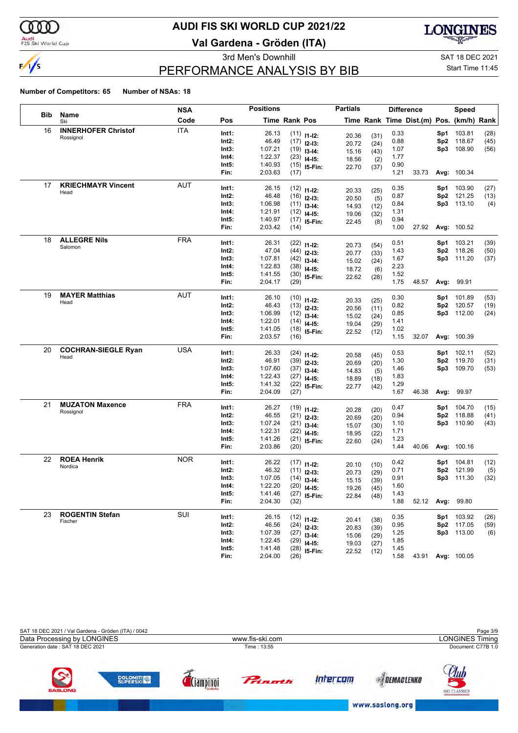# AUDI FIS SKI WORLD CUP 2021/22

## Val Gardena - Gröden (ITA)

3rd Men's Downhill

SAT 18 DEC 2021

Start Time 11:45

## PERFORMANCE ANALYSIS BY BIB

**Number of Competitors: 65** **Number of NSAs: 18**

| Bib | Name / Ski | NSA Code | Pos | Time | Rank | Pos | Partial Time | Partial Rank | Diff. Time | Dist.(m) | Speed Pos. | (km/h) | Rank |
|---|---|---|---|---|---|---|---|---|---|---|---|---|---|
| 16 | **INNERHOFER Christof** Rossignol | ITA | Int1: | 26.13 | (11) | I1-I2: | 20.36 | (31) | 0.33 | | Sp1 | 103.81 | (28) |
| | | | Int2: | 46.49 | (17) | I2-I3: | 20.72 | (24) | 0.88 | | Sp2 | 118.67 | (45) |
| | | | Int3: | 1:07.21 | (19) | I3-I4: | 15.16 | (43) | 1.07 | | Sp3 | 108.90 | (56) |
| | | | Int4: | 1:22.37 | (23) | I4-I5: | 18.56 | (2) | 1.77 | | | | |
| | | | Int5: | 1:40.93 | (15) | I5-Fin: | 22.70 | (37) | 0.90 | | | | |
| | | | Fin: | 2:03.63 | (17) | | | | 1.21 | 33.73 | Avg: | 100.34 | |
| 17 | **KRIECHMAYR Vincent** Head | AUT | Int1: | 26.15 | (12) | I1-I2: | 20.33 | (25) | 0.35 | | Sp1 | 103.90 | (27) |
| | | | Int2: | 46.48 | (16) | I2-I3: | 20.50 | (5) | 0.87 | | Sp2 | 121.25 | (13) |
| | | | Int3: | 1:06.98 | (11) | I3-I4: | 14.93 | (12) | 0.84 | | Sp3 | 113.10 | (4) |
| | | | Int4: | 1:21.91 | (12) | I4-I5: | 19.06 | (32) | 1.31 | | | | |
| | | | Int5: | 1:40.97 | (17) | I5-Fin: | 22.45 | (8) | 0.94 | | | | |
| | | | Fin: | 2:03.42 | (14) | | | | 1.00 | 27.92 | Avg: | 100.52 | |
| 18 | **ALLEGRE Nils** Salomon | FRA | Int1: | 26.31 | (22) | I1-I2: | 20.73 | (54) | 0.51 | | Sp1 | 103.21 | (39) |
| | | | Int2: | 47.04 | (44) | I2-I3: | 20.77 | (33) | 1.43 | | Sp2 | 118.26 | (50) |
| | | | Int3: | 1:07.81 | (42) | I3-I4: | 15.02 | (24) | 1.67 | | Sp3 | 111.20 | (37) |
| | | | Int4: | 1:22.83 | (38) | I4-I5: | 18.72 | (6) | 2.23 | | | | |
| | | | Int5: | 1:41.55 | (30) | I5-Fin: | 22.62 | (28) | 1.52 | | | | |
| | | | Fin: | 2:04.17 | (29) | | | | 1.75 | 48.57 | Avg: | 99.91 | |
| 19 | **MAYER Matthias** Head | AUT | Int1: | 26.10 | (10) | I1-I2: | 20.33 | (25) | 0.30 | | Sp1 | 101.89 | (53) |
| | | | Int2: | 46.43 | (13) | I2-I3: | 20.56 | (11) | 0.82 | | Sp2 | 120.57 | (19) |
| | | | Int3: | 1:06.99 | (12) | I3-I4: | 15.02 | (24) | 0.85 | | Sp3 | 112.00 | (24) |
| | | | Int4: | 1:22.01 | (14) | I4-I5: | 19.04 | (29) | 1.41 | | | | |
| | | | Int5: | 1:41.05 | (18) | I5-Fin: | 22.52 | (12) | 1.02 | | | | |
| | | | Fin: | 2:03.57 | (16) | | | | 1.15 | 32.07 | Avg: | 100.39 | |
| 20 | **COCHRAN-SIEGLE Ryan** Head | USA | Int1: | 26.33 | (24) | I1-I2: | 20.58 | (45) | 0.53 | | Sp1 | 102.11 | (52) |
| | | | Int2: | 46.91 | (39) | I2-I3: | 20.69 | (20) | 1.30 | | Sp2 | 119.70 | (31) |
| | | | Int3: | 1:07.60 | (37) | I3-I4: | 14.83 | (5) | 1.46 | | Sp3 | 109.70 | (53) |
| | | | Int4: | 1:22.43 | (27) | I4-I5: | 18.89 | (18) | 1.83 | | | | |
| | | | Int5: | 1:41.32 | (22) | I5-Fin: | 22.77 | (42) | 1.29 | | | | |
| | | | Fin: | 2:04.09 | (27) | | | | 1.67 | 46.38 | Avg: | 99.97 | |
| 21 | **MUZATON Maxence** Rossignol | FRA | Int1: | 26.27 | (19) | I1-I2: | 20.28 | (20) | 0.47 | | Sp1 | 104.70 | (15) |
| | | | Int2: | 46.55 | (21) | I2-I3: | 20.69 | (20) | 0.94 | | Sp2 | 118.88 | (41) |
| | | | Int3: | 1:07.24 | (21) | I3-I4: | 15.07 | (30) | 1.10 | | Sp3 | 110.90 | (43) |
| | | | Int4: | 1:22.31 | (22) | I4-I5: | 18.95 | (22) | 1.71 | | | | |
| | | | Int5: | 1:41.26 | (21) | I5-Fin: | 22.60 | (24) | 1.23 | | | | |
| | | | Fin: | 2:03.86 | (20) | | | | 1.44 | 40.06 | Avg: | 100.16 | |
| 22 | **ROEA Henrik** Nordica | NOR | Int1: | 26.22 | (17) | I1-I2: | 20.10 | (10) | 0.42 | | Sp1 | 104.81 | (12) |
| | | | Int2: | 46.32 | (11) | I2-I3: | 20.73 | (29) | 0.71 | | Sp2 | 121.99 | (5) |
| | | | Int3: | 1:07.05 | (14) | I3-I4: | 15.15 | (39) | 0.91 | | Sp3 | 111.30 | (32) |
| | | | Int4: | 1:22.20 | (20) | I4-I5: | 19.26 | (45) | 1.60 | | | | |
| | | | Int5: | 1:41.46 | (27) | I5-Fin: | 22.84 | (48) | 1.43 | | | | |
| | | | Fin: | 2:04.30 | (32) | | | | 1.88 | 52.12 | Avg: | 99.80 | |
| 23 | **ROGENTIN Stefan** Fischer | SUI | Int1: | 26.15 | (12) | I1-I2: | 20.41 | (38) | 0.35 | | Sp1 | 103.92 | (26) |
| | | | Int2: | 46.56 | (24) | I2-I3: | 20.83 | (39) | 0.95 | | Sp2 | 117.05 | (59) |
| | | | Int3: | 1:07.39 | (27) | I3-I4: | 15.06 | (29) | 1.25 | | Sp3 | 113.00 | (6) |
| | | | Int4: | 1:22.45 | (29) | I4-I5: | 19.03 | (27) | 1.85 | | | | |
| | | | Int5: | 1:41.48 | (28) | I5-Fin: | 22.52 | (12) | 1.45 | | | | |
| | | | Fin: | 2:04.00 | (26) | | | | 1.58 | 43.91 | Avg: | 100.05 | |

SAT 18 DEC 2021 / Val Gardena - Gröden (ITA) / 0042

Data Processing by LONGINES — www.fis-ski.com — LONGINES Timing

Generation date : SAT 18 DEC 2021 — Time : 13:55 — Document: C77B 1.0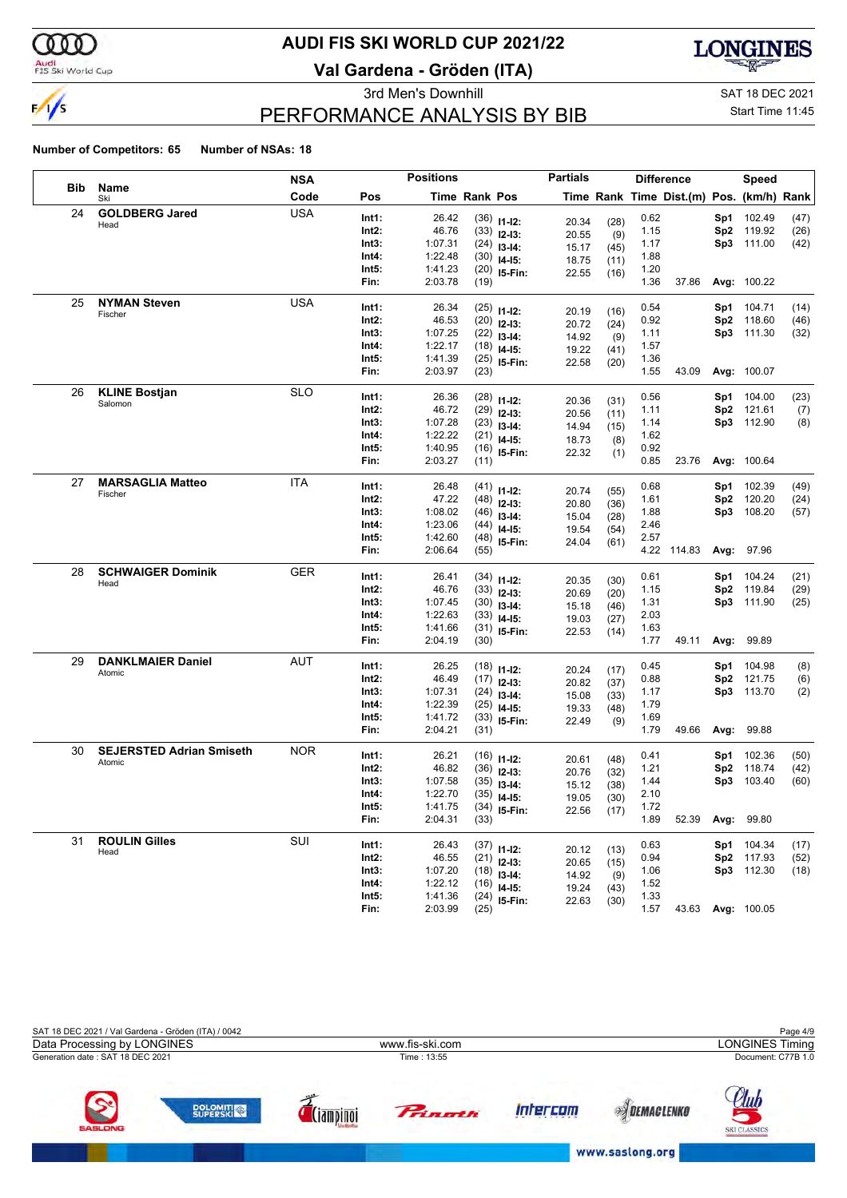# AUDI FIS SKI WORLD CUP 2021/22

## Val Gardena - Gröden (ITA)

3rd Men's Downhill

SAT 18 DEC 2021

Start Time 11:45

## PERFORMANCE ANALYSIS BY BIB

**Number of Competitors: 65** **Number of NSAs: 18**

| Bib | Name / Ski | NSA Code | Pos | Time | Rank | Pos | Partial Time | Rank | Diff. Time | Dist.(m) | Pos. | Speed (km/h) | Rank |
|---|---|---|---|---|---|---|---|---|---|---|---|---|---|
| 24 | **GOLDBERG Jared** | USA | Int1: | 26.42 | (36) | I1-I2: | 20.34 | (28) | 0.62 | | Sp1 | 102.49 | (47) |
| | Head | | Int2: | 46.76 | (33) | I2-I3: | 20.55 | (9) | 1.15 | | Sp2 | 119.92 | (26) |
| | | | Int3: | 1:07.31 | (24) | I3-I4: | 15.17 | (45) | 1.17 | | Sp3 | 111.00 | (42) |
| | | | Int4: | 1:22.48 | (30) | I4-I5: | 18.75 | (11) | 1.88 | | | | |
| | | | Int5: | 1:41.23 | (20) | I5-Fin: | 22.55 | (16) | 1.20 | | | | |
| | | | Fin: | 2:03.78 | (19) | | | | 1.36 | 37.86 | Avg: | 100.22 | |
| 25 | **NYMAN Steven** | USA | Int1: | 26.34 | (25) | I1-I2: | 20.19 | (16) | 0.54 | | Sp1 | 104.71 | (14) |
| | Fischer | | Int2: | 46.53 | (20) | I2-I3: | 20.72 | (24) | 0.92 | | Sp2 | 118.60 | (46) |
| | | | Int3: | 1:07.25 | (22) | I3-I4: | 14.92 | (9) | 1.11 | | Sp3 | 111.30 | (32) |
| | | | Int4: | 1:22.17 | (18) | I4-I5: | 19.22 | (41) | 1.57 | | | | |
| | | | Int5: | 1:41.39 | (25) | I5-Fin: | 22.58 | (20) | 1.36 | | | | |
| | | | Fin: | 2:03.97 | (23) | | | | 1.55 | 43.09 | Avg: | 100.07 | |
| 26 | **KLINE Bostjan** | SLO | Int1: | 26.36 | (28) | I1-I2: | 20.36 | (31) | 0.56 | | Sp1 | 104.00 | (23) |
| | Salomon | | Int2: | 46.72 | (29) | I2-I3: | 20.56 | (11) | 1.11 | | Sp2 | 121.61 | (7) |
| | | | Int3: | 1:07.28 | (23) | I3-I4: | 14.94 | (15) | 1.14 | | Sp3 | 112.90 | (8) |
| | | | Int4: | 1:22.22 | (21) | I4-I5: | 18.73 | (8) | 1.62 | | | | |
| | | | Int5: | 1:40.95 | (16) | I5-Fin: | 22.32 | (1) | 0.92 | | | | |
| | | | Fin: | 2:03.27 | (11) | | | | 0.85 | 23.76 | Avg: | 100.64 | |
| 27 | **MARSAGLIA Matteo** | ITA | Int1: | 26.48 | (41) | I1-I2: | 20.74 | (55) | 0.68 | | Sp1 | 102.39 | (49) |
| | Fischer | | Int2: | 47.22 | (48) | I2-I3: | 20.80 | (36) | 1.61 | | Sp2 | 120.20 | (24) |
| | | | Int3: | 1:08.02 | (46) | I3-I4: | 15.04 | (28) | 1.88 | | Sp3 | 108.20 | (57) |
| | | | Int4: | 1:23.06 | (44) | I4-I5: | 19.54 | (54) | 2.46 | | | | |
| | | | Int5: | 1:42.60 | (48) | I5-Fin: | 24.04 | (61) | 2.57 | | | | |
| | | | Fin: | 2:06.64 | (55) | | | | 4.22 | 114.83 | Avg: | 97.96 | |
| 28 | **SCHWAIGER Dominik** | GER | Int1: | 26.41 | (34) | I1-I2: | 20.35 | (30) | 0.61 | | Sp1 | 104.24 | (21) |
| | Head | | Int2: | 46.76 | (33) | I2-I3: | 20.69 | (20) | 1.15 | | Sp2 | 119.84 | (29) |
| | | | Int3: | 1:07.45 | (30) | I3-I4: | 15.18 | (46) | 1.31 | | Sp3 | 111.90 | (25) |
| | | | Int4: | 1:22.63 | (33) | I4-I5: | 19.03 | (27) | 2.03 | | | | |
| | | | Int5: | 1:41.66 | (31) | I5-Fin: | 22.53 | (14) | 1.63 | | | | |
| | | | Fin: | 2:04.19 | (30) | | | | 1.77 | 49.11 | Avg: | 99.89 | |
| 29 | **DANKLMAIER Daniel** | AUT | Int1: | 26.25 | (18) | I1-I2: | 20.24 | (17) | 0.45 | | Sp1 | 104.98 | (8) |
| | Atomic | | Int2: | 46.49 | (17) | I2-I3: | 20.82 | (37) | 0.88 | | Sp2 | 121.75 | (6) |
| | | | Int3: | 1:07.31 | (24) | I3-I4: | 15.08 | (33) | 1.17 | | Sp3 | 113.70 | (2) |
| | | | Int4: | 1:22.39 | (25) | I4-I5: | 19.33 | (48) | 1.79 | | | | |
| | | | Int5: | 1:41.72 | (33) | I5-Fin: | 22.49 | (9) | 1.69 | | | | |
| | | | Fin: | 2:04.21 | (31) | | | | 1.79 | 49.66 | Avg: | 99.88 | |
| 30 | **SEJERSTED Adrian Smiseth** | NOR | Int1: | 26.21 | (16) | I1-I2: | 20.61 | (48) | 0.41 | | Sp1 | 102.36 | (50) |
| | Atomic | | Int2: | 46.82 | (36) | I2-I3: | 20.76 | (32) | 1.21 | | Sp2 | 118.74 | (42) |
| | | | Int3: | 1:07.58 | (35) | I3-I4: | 15.12 | (38) | 1.44 | | Sp3 | 103.40 | (60) |
| | | | Int4: | 1:22.70 | (35) | I4-I5: | 19.05 | (30) | 2.10 | | | | |
| | | | Int5: | 1:41.75 | (34) | I5-Fin: | 22.56 | (17) | 1.72 | | | | |
| | | | Fin: | 2:04.31 | (33) | | | | 1.89 | 52.39 | Avg: | 99.80 | |
| 31 | **ROULIN Gilles** | SUI | Int1: | 26.43 | (37) | I1-I2: | 20.12 | (13) | 0.63 | | Sp1 | 104.34 | (17) |
| | Head | | Int2: | 46.55 | (21) | I2-I3: | 20.65 | (15) | 0.94 | | Sp2 | 117.93 | (52) |
| | | | Int3: | 1:07.20 | (18) | I3-I4: | 14.92 | (9) | 1.06 | | Sp3 | 112.30 | (18) |
| | | | Int4: | 1:22.12 | (16) | I4-I5: | 19.24 | (43) | 1.52 | | | | |
| | | | Int5: | 1:41.36 | (24) | I5-Fin: | 22.63 | (30) | 1.33 | | | | |
| | | | Fin: | 2:03.99 | (25) | | | | 1.57 | 43.63 | Avg: | 100.05 | |

SAT 18 DEC 2021 / Val Gardena - Gröden (ITA) / 0042

Data Processing by LONGINES — www.fis-ski.com — LONGINES Timing

Generation date : SAT 18 DEC 2021 — Time : 13:55 — Document: C77B 1.0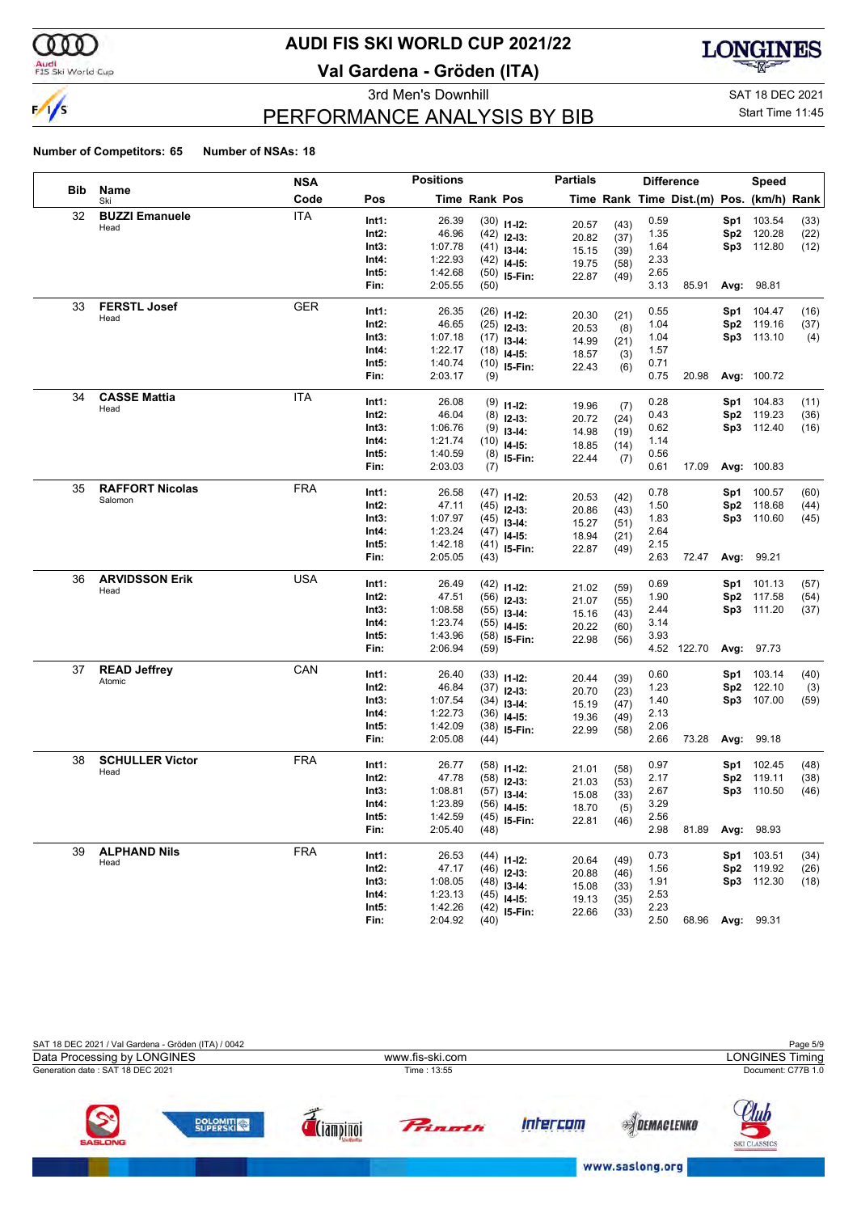# AUDI FIS SKI WORLD CUP 2021/22

## Val Gardena - Gröden (ITA)

3rd Men's Downhill

SAT 18 DEC 2021

Start Time 11:45

## PERFORMANCE ANALYSIS BY BIB

**Number of Competitors: 65** **Number of NSAs: 18**

| Bib | Name / Ski | NSA Code | Pos | Time | Rank | Pos | Partials Time | Rank | Difference Time | Dist.(m) | Speed Pos. | (km/h) | Rank |
|---|---|---|---|---|---|---|---|---|---|---|---|---|---|
| 32 | **BUZZI Emanuele** Head | ITA | Int1: | 26.39 | (30) | I1-I2: | 20.57 | (43) | 0.59 | | Sp1 | 103.54 | (33) |
| | | | Int2: | 46.96 | (42) | I2-I3: | 20.82 | (37) | 1.35 | | Sp2 | 120.28 | (22) |
| | | | Int3: | 1:07.78 | (41) | I3-I4: | 15.15 | (39) | 1.64 | | Sp3 | 112.80 | (12) |
| | | | Int4: | 1:22.93 | (42) | I4-I5: | 19.75 | (58) | 2.33 | | | | |
| | | | Int5: | 1:42.68 | (50) | I5-Fin: | 22.87 | (49) | 2.65 | | | | |
| | | | Fin: | 2:05.55 | (50) | | | | 3.13 | 85.91 | Avg: | 98.81 | |
| 33 | **FERSTL Josef** Head | GER | Int1: | 26.35 | (26) | I1-I2: | 20.30 | (21) | 0.55 | | Sp1 | 104.47 | (16) |
| | | | Int2: | 46.65 | (25) | I2-I3: | 20.53 | (8) | 1.04 | | Sp2 | 119.16 | (37) |
| | | | Int3: | 1:07.18 | (17) | I3-I4: | 14.99 | (21) | 1.04 | | Sp3 | 113.10 | (4) |
| | | | Int4: | 1:22.17 | (18) | I4-I5: | 18.57 | (3) | 1.57 | | | | |
| | | | Int5: | 1:40.74 | (10) | I5-Fin: | 22.43 | (6) | 0.71 | | | | |
| | | | Fin: | 2:03.17 | (9) | | | | 0.75 | 20.98 | Avg: | 100.72 | |
| 34 | **CASSE Mattia** Head | ITA | Int1: | 26.08 | (9) | I1-I2: | 19.96 | (7) | 0.28 | | Sp1 | 104.83 | (11) |
| | | | Int2: | 46.04 | (8) | I2-I3: | 20.72 | (24) | 0.43 | | Sp2 | 119.23 | (36) |
| | | | Int3: | 1:06.76 | (9) | I3-I4: | 14.98 | (19) | 0.62 | | Sp3 | 112.40 | (16) |
| | | | Int4: | 1:21.74 | (10) | I4-I5: | 18.85 | (14) | 1.14 | | | | |
| | | | Int5: | 1:40.59 | (8) | I5-Fin: | 22.44 | (7) | 0.56 | | | | |
| | | | Fin: | 2:03.03 | (7) | | | | 0.61 | 17.09 | Avg: | 100.83 | |
| 35 | **RAFFORT Nicolas** Salomon | FRA | Int1: | 26.58 | (47) | I1-I2: | 20.53 | (42) | 0.78 | | Sp1 | 100.57 | (60) |
| | | | Int2: | 47.11 | (45) | I2-I3: | 20.86 | (43) | 1.50 | | Sp2 | 118.68 | (44) |
| | | | Int3: | 1:07.97 | (45) | I3-I4: | 15.27 | (51) | 1.83 | | Sp3 | 110.60 | (45) |
| | | | Int4: | 1:23.24 | (47) | I4-I5: | 18.94 | (21) | 2.64 | | | | |
| | | | Int5: | 1:42.18 | (41) | I5-Fin: | 22.87 | (49) | 2.15 | | | | |
| | | | Fin: | 2:05.05 | (43) | | | | 2.63 | 72.47 | Avg: | 99.21 | |
| 36 | **ARVIDSSON Erik** Head | USA | Int1: | 26.49 | (42) | I1-I2: | 21.02 | (59) | 0.69 | | Sp1 | 101.13 | (57) |
| | | | Int2: | 47.51 | (56) | I2-I3: | 21.07 | (55) | 1.90 | | Sp2 | 117.58 | (54) |
| | | | Int3: | 1:08.58 | (55) | I3-I4: | 15.16 | (43) | 2.44 | | Sp3 | 111.20 | (37) |
| | | | Int4: | 1:23.74 | (55) | I4-I5: | 20.22 | (60) | 3.14 | | | | |
| | | | Int5: | 1:43.96 | (58) | I5-Fin: | 22.98 | (56) | 3.93 | | | | |
| | | | Fin: | 2:06.94 | (59) | | | | 4.52 | 122.70 | Avg: | 97.73 | |
| 37 | **READ Jeffrey** Atomic | CAN | Int1: | 26.40 | (33) | I1-I2: | 20.44 | (39) | 0.60 | | Sp1 | 103.14 | (40) |
| | | | Int2: | 46.84 | (37) | I2-I3: | 20.70 | (23) | 1.23 | | Sp2 | 122.10 | (3) |
| | | | Int3: | 1:07.54 | (34) | I3-I4: | 15.19 | (47) | 1.40 | | Sp3 | 107.00 | (59) |
| | | | Int4: | 1:22.73 | (36) | I4-I5: | 19.36 | (49) | 2.13 | | | | |
| | | | Int5: | 1:42.09 | (38) | I5-Fin: | 22.99 | (58) | 2.06 | | | | |
| | | | Fin: | 2:05.08 | (44) | | | | 2.66 | 73.28 | Avg: | 99.18 | |
| 38 | **SCHULLER Victor** Head | FRA | Int1: | 26.77 | (58) | I1-I2: | 21.01 | (58) | 0.97 | | Sp1 | 102.45 | (48) |
| | | | Int2: | 47.78 | (58) | I2-I3: | 21.03 | (53) | 2.17 | | Sp2 | 119.11 | (38) |
| | | | Int3: | 1:08.81 | (57) | I3-I4: | 15.08 | (33) | 2.67 | | Sp3 | 110.50 | (46) |
| | | | Int4: | 1:23.89 | (56) | I4-I5: | 18.70 | (5) | 3.29 | | | | |
| | | | Int5: | 1:42.59 | (45) | I5-Fin: | 22.81 | (46) | 2.56 | | | | |
| | | | Fin: | 2:05.40 | (48) | | | | 2.98 | 81.89 | Avg: | 98.93 | |
| 39 | **ALPHAND Nils** Head | FRA | Int1: | 26.53 | (44) | I1-I2: | 20.64 | (49) | 0.73 | | Sp1 | 103.51 | (34) |
| | | | Int2: | 47.17 | (46) | I2-I3: | 20.88 | (46) | 1.56 | | Sp2 | 119.92 | (26) |
| | | | Int3: | 1:08.05 | (48) | I3-I4: | 15.08 | (33) | 1.91 | | Sp3 | 112.30 | (18) |
| | | | Int4: | 1:23.13 | (45) | I4-I5: | 19.13 | (35) | 2.53 | | | | |
| | | | Int5: | 1:42.26 | (42) | I5-Fin: | 22.66 | (33) | 2.23 | | | | |
| | | | Fin: | 2:04.92 | (40) | | | | 2.50 | 68.96 | Avg: | 99.31 | |

SAT 18 DEC 2021 / Val Gardena - Gröden (ITA) / 0042

Data Processing by LONGINES — www.fis-ski.com — LONGINES Timing

Generation date : SAT 18 DEC 2021 — Time : 13:55 — Document: C77B 1.0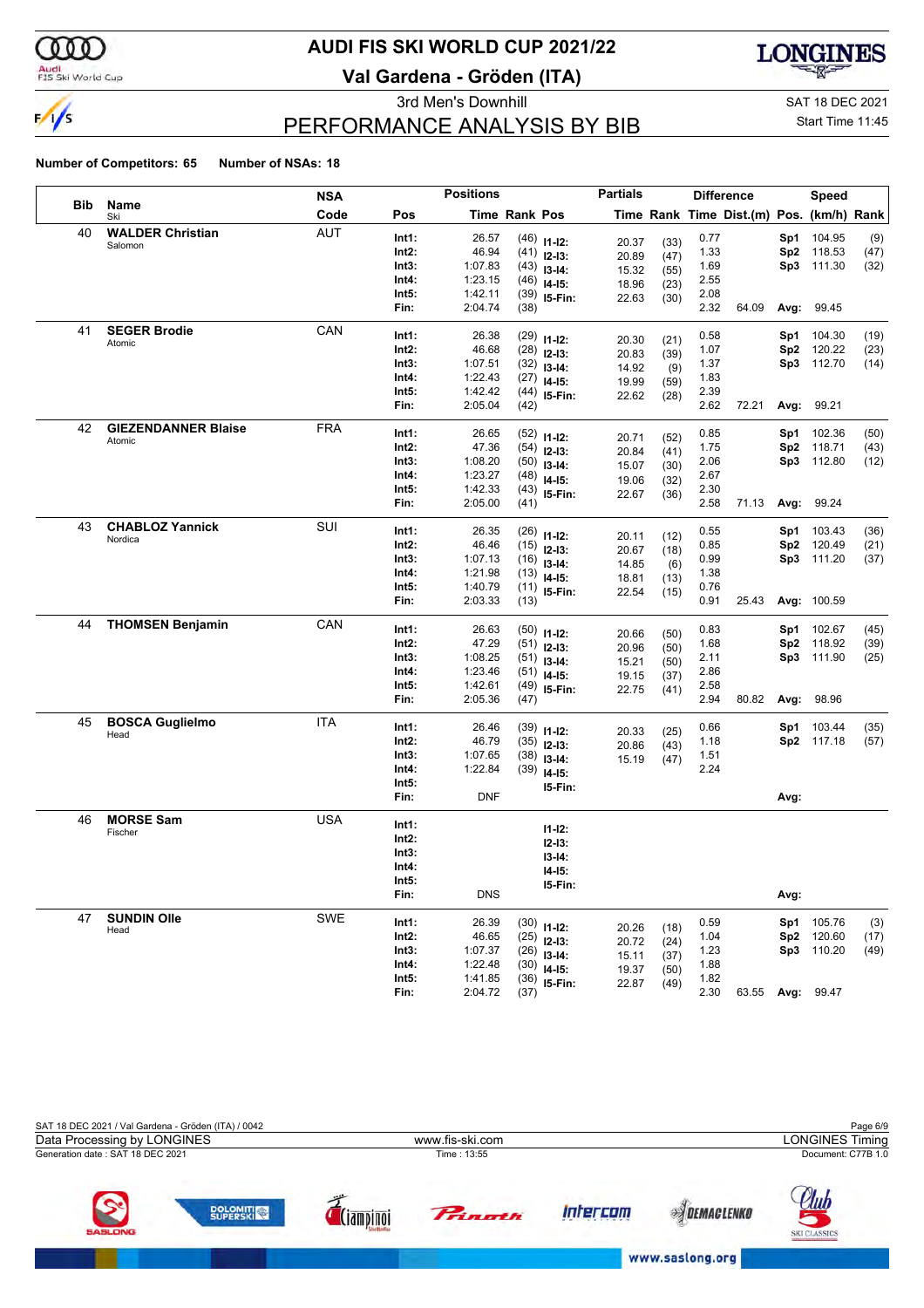# AUDI FIS SKI WORLD CUP 2021/22

## Val Gardena - Gröden (ITA)

3rd Men's Downhill

SAT 18 DEC 2021

Start Time 11:45

## PERFORMANCE ANALYSIS BY BIB

**Number of Competitors: 65**  **Number of NSAs: 18**

| Bib | Name / Ski | NSA Code | Pos | Time | Rank | Pos | Partial Time | Rank | Diff. Time | Dist.(m) | Pos. | Speed (km/h) | Rank |
|---|---|---|---|---|---|---|---|---|---|---|---|---|---|
| 40 | **WALDER Christian** Salomon | AUT | Int1: | 26.57 | (46) | I1-I2: | 20.37 | (33) | 0.77 | | Sp1 | 104.95 | (9) |
| | | | Int2: | 46.94 | (41) | I2-I3: | 20.89 | (47) | 1.33 | | Sp2 | 118.53 | (47) |
| | | | Int3: | 1:07.83 | (43) | I3-I4: | 15.32 | (55) | 1.69 | | Sp3 | 111.30 | (32) |
| | | | Int4: | 1:23.15 | (46) | I4-I5: | 18.96 | (23) | 2.55 | | | | |
| | | | Int5: | 1:42.11 | (39) | I5-Fin: | 22.63 | (30) | 2.08 | | | | |
| | | | Fin: | 2:04.74 | (38) | | | | 2.32 | 64.09 | Avg: | 99.45 | |
| 41 | **SEGER Brodie** Atomic | CAN | Int1: | 26.38 | (29) | I1-I2: | 20.30 | (21) | 0.58 | | Sp1 | 104.30 | (19) |
| | | | Int2: | 46.68 | (28) | I2-I3: | 20.83 | (39) | 1.07 | | Sp2 | 120.22 | (23) |
| | | | Int3: | 1:07.51 | (32) | I3-I4: | 14.92 | (9) | 1.37 | | Sp3 | 112.70 | (14) |
| | | | Int4: | 1:22.43 | (27) | I4-I5: | 19.99 | (59) | 1.83 | | | | |
| | | | Int5: | 1:42.42 | (44) | I5-Fin: | 22.62 | (28) | 2.39 | | | | |
| | | | Fin: | 2:05.04 | (42) | | | | 2.62 | 72.21 | Avg: | 99.21 | |
| 42 | **GIEZENDANNER Blaise** Atomic | FRA | Int1: | 26.65 | (52) | I1-I2: | 20.71 | (52) | 0.85 | | Sp1 | 102.36 | (50) |
| | | | Int2: | 47.36 | (54) | I2-I3: | 20.84 | (41) | 1.75 | | Sp2 | 118.71 | (43) |
| | | | Int3: | 1:08.20 | (50) | I3-I4: | 15.07 | (30) | 2.06 | | Sp3 | 112.80 | (12) |
| | | | Int4: | 1:23.27 | (48) | I4-I5: | 19.06 | (32) | 2.67 | | | | |
| | | | Int5: | 1:42.33 | (43) | I5-Fin: | 22.67 | (36) | 2.30 | | | | |
| | | | Fin: | 2:05.00 | (41) | | | | 2.58 | 71.13 | Avg: | 99.24 | |
| 43 | **CHABLOZ Yannick** Nordica | SUI | Int1: | 26.35 | (26) | I1-I2: | 20.11 | (12) | 0.55 | | Sp1 | 103.43 | (36) |
| | | | Int2: | 46.46 | (15) | I2-I3: | 20.67 | (18) | 0.85 | | Sp2 | 120.49 | (21) |
| | | | Int3: | 1:07.13 | (16) | I3-I4: | 14.85 | (6) | 0.99 | | Sp3 | 111.20 | (37) |
| | | | Int4: | 1:21.98 | (13) | I4-I5: | 18.81 | (13) | 1.38 | | | | |
| | | | Int5: | 1:40.79 | (11) | I5-Fin: | 22.54 | (15) | 0.76 | | | | |
| | | | Fin: | 2:03.33 | (13) | | | | 0.91 | 25.43 | Avg: | 100.59 | |
| 44 | **THOMSEN Benjamin** | CAN | Int1: | 26.63 | (50) | I1-I2: | 20.66 | (50) | 0.83 | | Sp1 | 102.67 | (45) |
| | | | Int2: | 47.29 | (51) | I2-I3: | 20.96 | (50) | 1.68 | | Sp2 | 118.92 | (39) |
| | | | Int3: | 1:08.25 | (51) | I3-I4: | 15.21 | (50) | 2.11 | | Sp3 | 111.90 | (25) |
| | | | Int4: | 1:23.46 | (51) | I4-I5: | 19.15 | (37) | 2.86 | | | | |
| | | | Int5: | 1:42.61 | (49) | I5-Fin: | 22.75 | (41) | 2.58 | | | | |
| | | | Fin: | 2:05.36 | (47) | | | | 2.94 | 80.82 | Avg: | 98.96 | |
| 45 | **BOSCA Guglielmo** Head | ITA | Int1: | 26.46 | (39) | I1-I2: | 20.33 | (25) | 0.66 | | Sp1 | 103.44 | (35) |
| | | | Int2: | 46.79 | (35) | I2-I3: | 20.86 | (43) | 1.18 | | Sp2 | 117.18 | (57) |
| | | | Int3: | 1:07.65 | (38) | I3-I4: | 15.19 | (47) | 1.51 | | | | |
| | | | Int4: | 1:22.84 | (39) | I4-I5: | | | 2.24 | | | | |
| | | | Int5: | | | I5-Fin: | | | | | | | |
| | | | Fin: | DNF | | | | | | | Avg: | | |
| 46 | **MORSE Sam** Fischer | USA | Int1: | | | I1-I2: | | | | | | | |
| | | | Int2: | | | I2-I3: | | | | | | | |
| | | | Int3: | | | I3-I4: | | | | | | | |
| | | | Int4: | | | I4-I5: | | | | | | | |
| | | | Int5: | | | I5-Fin: | | | | | | | |
| | | | Fin: | DNS | | | | | | | Avg: | | |
| 47 | **SUNDIN Olle** Head | SWE | Int1: | 26.39 | (30) | I1-I2: | 20.26 | (18) | 0.59 | | Sp1 | 105.76 | (3) |
| | | | Int2: | 46.65 | (25) | I2-I3: | 20.72 | (24) | 1.04 | | Sp2 | 120.60 | (17) |
| | | | Int3: | 1:07.37 | (26) | I3-I4: | 15.11 | (37) | 1.23 | | Sp3 | 110.20 | (49) |
| | | | Int4: | 1:22.48 | (30) | I4-I5: | 19.37 | (50) | 1.88 | | | | |
| | | | Int5: | 1:41.85 | (36) | I5-Fin: | 22.87 | (49) | 1.82 | | | | |
| | | | Fin: | 2:04.72 | (37) | | | | 2.30 | 63.55 | Avg: | 99.47 | |

SAT 18 DEC 2021 / Val Gardena - Gröden (ITA) / 0042

Data Processing by LONGINES — www.fis-ski.com — LONGINES Timing

Generation date : SAT 18 DEC 2021 — Time : 13:55 — Document: C77B 1.0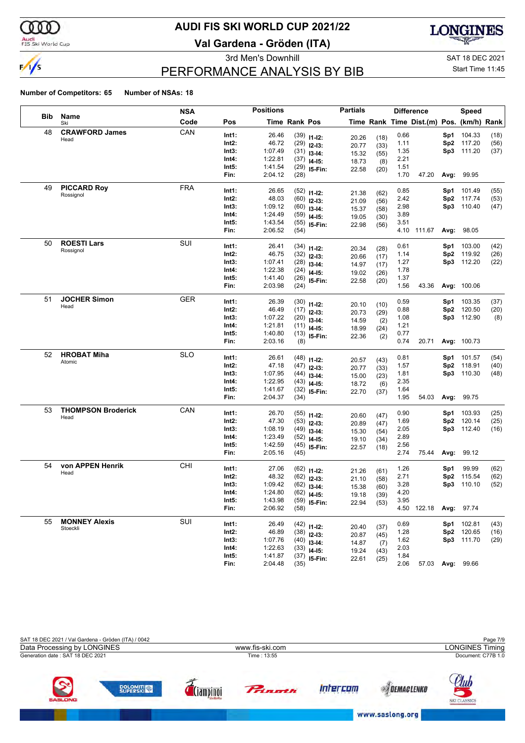# AUDI FIS SKI WORLD CUP 2021/22

## Val Gardena - Gröden (ITA)

3rd Men's Downhill

SAT 18 DEC 2021

Start Time 11:45

## PERFORMANCE ANALYSIS BY BIB

**Number of Competitors: 65** **Number of NSAs: 18**

| Bib | Name / Ski | NSA Code | Pos | Time | Rank | Pos | Time | Rank | Diff. Time | Dist.(m) | Pos. | Speed (km/h) | Rank |
|---|---|---|---|---|---|---|---|---|---|---|---|---|---|
| 48 | **CRAWFORD James** Head | CAN | Int1: | 26.46 | (39) | I1-I2: | 20.26 | (18) | 0.66 | | Sp1 | 104.33 | (18) |
| | | | Int2: | 46.72 | (29) | I2-I3: | 20.77 | (33) | 1.11 | | Sp2 | 117.20 | (56) |
| | | | Int3: | 1:07.49 | (31) | I3-I4: | 15.32 | (55) | 1.35 | | Sp3 | 111.20 | (37) |
| | | | Int4: | 1:22.81 | (37) | I4-I5: | 18.73 | (8) | 2.21 | | | | |
| | | | Int5: | 1:41.54 | (29) | I5-Fin: | 22.58 | (20) | 1.51 | | | | |
| | | | Fin: | 2:04.12 | (28) | | | | 1.70 | 47.20 | Avg: | 99.95 | |
| 49 | **PICCARD Roy** Rossignol | FRA | Int1: | 26.65 | (52) | I1-I2: | 21.38 | (62) | 0.85 | | Sp1 | 101.49 | (55) |
| | | | Int2: | 48.03 | (60) | I2-I3: | 21.09 | (56) | 2.42 | | Sp2 | 117.74 | (53) |
| | | | Int3: | 1:09.12 | (60) | I3-I4: | 15.37 | (58) | 2.98 | | Sp3 | 110.40 | (47) |
| | | | Int4: | 1:24.49 | (59) | I4-I5: | 19.05 | (30) | 3.89 | | | | |
| | | | Int5: | 1:43.54 | (55) | I5-Fin: | 22.98 | (56) | 3.51 | | | | |
| | | | Fin: | 2:06.52 | (54) | | | | 4.10 | 111.67 | Avg: | 98.05 | |
| 50 | **ROESTI Lars** Rossignol | SUI | Int1: | 26.41 | (34) | I1-I2: | 20.34 | (28) | 0.61 | | Sp1 | 103.00 | (42) |
| | | | Int2: | 46.75 | (32) | I2-I3: | 20.66 | (17) | 1.14 | | Sp2 | 119.92 | (26) |
| | | | Int3: | 1:07.41 | (28) | I3-I4: | 14.97 | (17) | 1.27 | | Sp3 | 112.20 | (22) |
| | | | Int4: | 1:22.38 | (24) | I4-I5: | 19.02 | (26) | 1.78 | | | | |
| | | | Int5: | 1:41.40 | (26) | I5-Fin: | 22.58 | (20) | 1.37 | | | | |
| | | | Fin: | 2:03.98 | (24) | | | | 1.56 | 43.36 | Avg: | 100.06 | |
| 51 | **JOCHER Simon** Head | GER | Int1: | 26.39 | (30) | I1-I2: | 20.10 | (10) | 0.59 | | Sp1 | 103.35 | (37) |
| | | | Int2: | 46.49 | (17) | I2-I3: | 20.73 | (29) | 0.88 | | Sp2 | 120.50 | (20) |
| | | | Int3: | 1:07.22 | (20) | I3-I4: | 14.59 | (2) | 1.08 | | Sp3 | 112.90 | (8) |
| | | | Int4: | 1:21.81 | (11) | I4-I5: | 18.99 | (24) | 1.21 | | | | |
| | | | Int5: | 1:40.80 | (13) | I5-Fin: | 22.36 | (2) | 0.77 | | | | |
| | | | Fin: | 2:03.16 | (8) | | | | 0.74 | 20.71 | Avg: | 100.73 | |
| 52 | **HROBAT Miha** Atomic | SLO | Int1: | 26.61 | (48) | I1-I2: | 20.57 | (43) | 0.81 | | Sp1 | 101.57 | (54) |
| | | | Int2: | 47.18 | (47) | I2-I3: | 20.77 | (33) | 1.57 | | Sp2 | 118.91 | (40) |
| | | | Int3: | 1:07.95 | (44) | I3-I4: | 15.00 | (23) | 1.81 | | Sp3 | 110.30 | (48) |
| | | | Int4: | 1:22.95 | (43) | I4-I5: | 18.72 | (6) | 2.35 | | | | |
| | | | Int5: | 1:41.67 | (32) | I5-Fin: | 22.70 | (37) | 1.64 | | | | |
| | | | Fin: | 2:04.37 | (34) | | | | 1.95 | 54.03 | Avg: | 99.75 | |
| 53 | **THOMPSON Broderick** Head | CAN | Int1: | 26.70 | (55) | I1-I2: | 20.60 | (47) | 0.90 | | Sp1 | 103.93 | (25) |
| | | | Int2: | 47.30 | (53) | I2-I3: | 20.89 | (47) | 1.69 | | Sp2 | 120.14 | (25) |
| | | | Int3: | 1:08.19 | (49) | I3-I4: | 15.30 | (54) | 2.05 | | Sp3 | 112.40 | (16) |
| | | | Int4: | 1:23.49 | (52) | I4-I5: | 19.10 | (34) | 2.89 | | | | |
| | | | Int5: | 1:42.59 | (45) | I5-Fin: | 22.57 | (18) | 2.56 | | | | |
| | | | Fin: | 2:05.16 | (45) | | | | 2.74 | 75.44 | Avg: | 99.12 | |
| 54 | **von APPEN Henrik** Head | CHI | Int1: | 27.06 | (62) | I1-I2: | 21.26 | (61) | 1.26 | | Sp1 | 99.99 | (62) |
| | | | Int2: | 48.32 | (62) | I2-I3: | 21.10 | (58) | 2.71 | | Sp2 | 115.54 | (62) |
| | | | Int3: | 1:09.42 | (62) | I3-I4: | 15.38 | (60) | 3.28 | | Sp3 | 110.10 | (52) |
| | | | Int4: | 1:24.80 | (62) | I4-I5: | 19.18 | (39) | 4.20 | | | | |
| | | | Int5: | 1:43.98 | (59) | I5-Fin: | 22.94 | (53) | 3.95 | | | | |
| | | | Fin: | 2:06.92 | (58) | | | | 4.50 | 122.18 | Avg: | 97.74 | |
| 55 | **MONNEY Alexis** Stoeckli | SUI | Int1: | 26.49 | (42) | I1-I2: | 20.40 | (37) | 0.69 | | Sp1 | 102.81 | (43) |
| | | | Int2: | 46.89 | (38) | I2-I3: | 20.87 | (45) | 1.28 | | Sp2 | 120.65 | (16) |
| | | | Int3: | 1:07.76 | (40) | I3-I4: | 14.87 | (7) | 1.62 | | Sp3 | 111.70 | (29) |
| | | | Int4: | 1:22.63 | (33) | I4-I5: | 19.24 | (43) | 2.03 | | | | |
| | | | Int5: | 1:41.87 | (37) | I5-Fin: | 22.61 | (25) | 1.84 | | | | |
| | | | Fin: | 2:04.48 | (35) | | | | 2.06 | 57.03 | Avg: | 99.66 | |

SAT 18 DEC 2021 / Val Gardena - Gröden (ITA) / 0042

Data Processing by LONGINES — www.fis-ski.com — LONGINES Timing

Generation date : SAT 18 DEC 2021 — Time : 13:55 — Document: C77B 1.0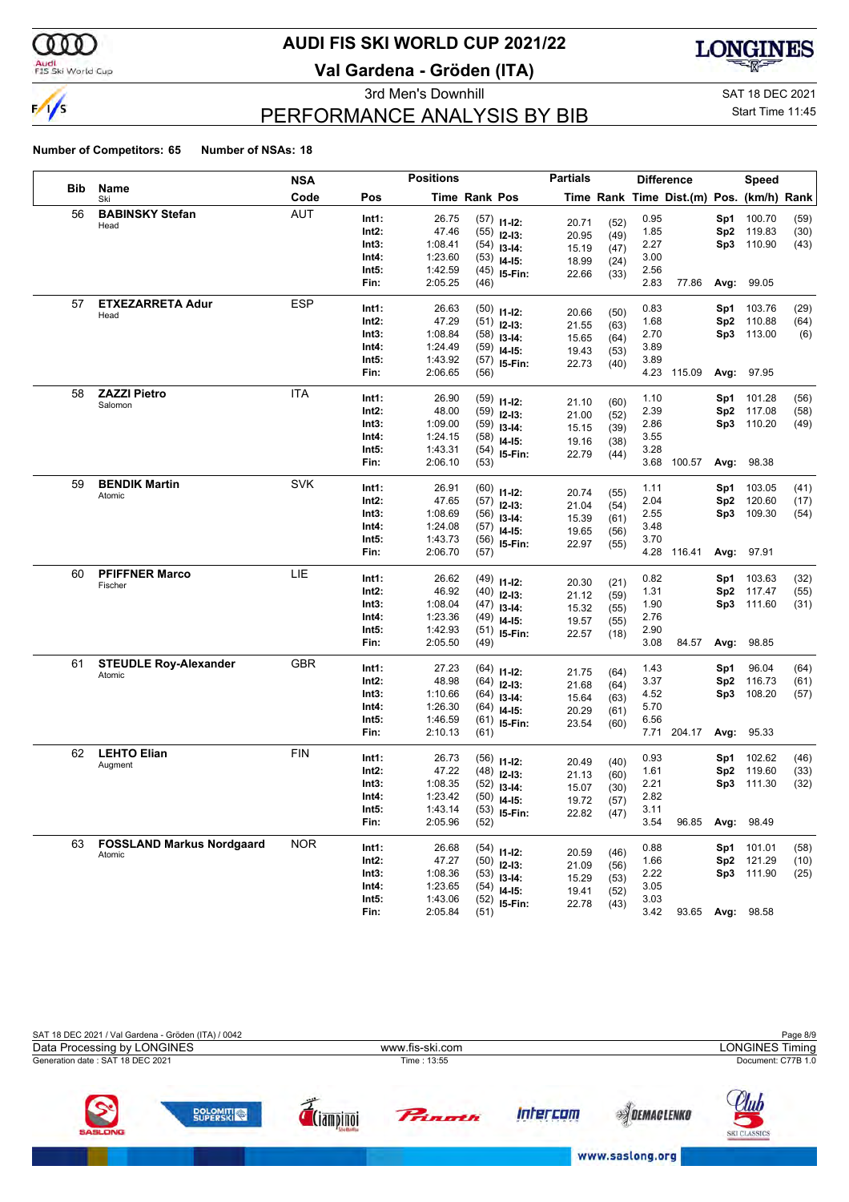# AUDI FIS SKI WORLD CUP 2021/22

## Val Gardena - Gröden (ITA)

3rd Men's Downhill

SAT 18 DEC 2021

Start Time 11:45

## PERFORMANCE ANALYSIS BY BIB

**Number of Competitors: 65** **Number of NSAs: 18**

| Bib | Name / Ski | NSA Code | Pos | Positions Time | Rank | Pos | Partials Time | Rank | Difference Time | Dist.(m) | Pos. | Speed (km/h) | Rank |
|---|---|---|---|---|---|---|---|---|---|---|---|---|---|
| 56 | **BABINSKY Stefan** Head | AUT | Int1: | 26.75 | (57) | I1-I2: | 20.71 | (52) | 0.95 | | Sp1 | 100.70 | (59) |
| | | | Int2: | 47.46 | (55) | I2-I3: | 20.95 | (49) | 1.85 | | Sp2 | 119.83 | (30) |
| | | | Int3: | 1:08.41 | (54) | I3-I4: | 15.19 | (47) | 2.27 | | Sp3 | 110.90 | (43) |
| | | | Int4: | 1:23.60 | (53) | I4-I5: | 18.99 | (24) | 3.00 | | | | |
| | | | Int5: | 1:42.59 | (45) | I5-Fin: | 22.66 | (33) | 2.56 | | | | |
| | | | Fin: | 2:05.25 | (46) | | | | 2.83 | 77.86 | Avg: | 99.05 | |
| 57 | **ETXEZARRETA Adur** Head | ESP | Int1: | 26.63 | (50) | I1-I2: | 20.66 | (50) | 0.83 | | Sp1 | 103.76 | (29) |
| | | | Int2: | 47.29 | (51) | I2-I3: | 21.55 | (63) | 1.68 | | Sp2 | 110.88 | (64) |
| | | | Int3: | 1:08.84 | (58) | I3-I4: | 15.65 | (64) | 2.70 | | Sp3 | 113.00 | (6) |
| | | | Int4: | 1:24.49 | (59) | I4-I5: | 19.43 | (53) | 3.89 | | | | |
| | | | Int5: | 1:43.92 | (57) | I5-Fin: | 22.73 | (40) | 3.89 | | | | |
| | | | Fin: | 2:06.65 | (56) | | | | 4.23 | 115.09 | Avg: | 97.95 | |
| 58 | **ZAZZI Pietro** Salomon | ITA | Int1: | 26.90 | (59) | I1-I2: | 21.10 | (60) | 1.10 | | Sp1 | 101.28 | (56) |
| | | | Int2: | 48.00 | (59) | I2-I3: | 21.00 | (52) | 2.39 | | Sp2 | 117.08 | (58) |
| | | | Int3: | 1:09.00 | (59) | I3-I4: | 15.15 | (39) | 2.86 | | Sp3 | 110.20 | (49) |
| | | | Int4: | 1:24.15 | (58) | I4-I5: | 19.16 | (38) | 3.55 | | | | |
| | | | Int5: | 1:43.31 | (54) | I5-Fin: | 22.79 | (44) | 3.28 | | | | |
| | | | Fin: | 2:06.10 | (53) | | | | 3.68 | 100.57 | Avg: | 98.38 | |
| 59 | **BENDIK Martin** Atomic | SVK | Int1: | 26.91 | (60) | I1-I2: | 20.74 | (55) | 1.11 | | Sp1 | 103.05 | (41) |
| | | | Int2: | 47.65 | (57) | I2-I3: | 21.04 | (54) | 2.04 | | Sp2 | 120.60 | (17) |
| | | | Int3: | 1:08.69 | (56) | I3-I4: | 15.39 | (61) | 2.55 | | Sp3 | 109.30 | (54) |
| | | | Int4: | 1:24.08 | (57) | I4-I5: | 19.65 | (56) | 3.48 | | | | |
| | | | Int5: | 1:43.73 | (56) | I5-Fin: | 22.97 | (55) | 3.70 | | | | |
| | | | Fin: | 2:06.70 | (57) | | | | 4.28 | 116.41 | Avg: | 97.91 | |
| 60 | **PFIFFNER Marco** Fischer | LIE | Int1: | 26.62 | (49) | I1-I2: | 20.30 | (21) | 0.82 | | Sp1 | 103.63 | (32) |
| | | | Int2: | 46.92 | (40) | I2-I3: | 21.12 | (59) | 1.31 | | Sp2 | 117.47 | (55) |
| | | | Int3: | 1:08.04 | (47) | I3-I4: | 15.32 | (55) | 1.90 | | Sp3 | 111.60 | (31) |
| | | | Int4: | 1:23.36 | (49) | I4-I5: | 19.57 | (55) | 2.76 | | | | |
| | | | Int5: | 1:42.93 | (51) | I5-Fin: | 22.57 | (18) | 2.90 | | | | |
| | | | Fin: | 2:05.50 | (49) | | | | 3.08 | 84.57 | Avg: | 98.85 | |
| 61 | **STEUDLE Roy-Alexander** Atomic | GBR | Int1: | 27.23 | (64) | I1-I2: | 21.75 | (64) | 1.43 | | Sp1 | 96.04 | (64) |
| | | | Int2: | 48.98 | (64) | I2-I3: | 21.68 | (64) | 3.37 | | Sp2 | 116.73 | (61) |
| | | | Int3: | 1:10.66 | (64) | I3-I4: | 15.64 | (63) | 4.52 | | Sp3 | 108.20 | (57) |
| | | | Int4: | 1:26.30 | (64) | I4-I5: | 20.29 | (61) | 5.70 | | | | |
| | | | Int5: | 1:46.59 | (61) | I5-Fin: | 23.54 | (60) | 6.56 | | | | |
| | | | Fin: | 2:10.13 | (61) | | | | 7.71 | 204.17 | Avg: | 95.33 | |
| 62 | **LEHTO Elian** Augment | FIN | Int1: | 26.73 | (56) | I1-I2: | 20.49 | (40) | 0.93 | | Sp1 | 102.62 | (46) |
| | | | Int2: | 47.22 | (48) | I2-I3: | 21.13 | (60) | 1.61 | | Sp2 | 119.60 | (33) |
| | | | Int3: | 1:08.35 | (52) | I3-I4: | 15.07 | (30) | 2.21 | | Sp3 | 111.30 | (32) |
| | | | Int4: | 1:23.42 | (50) | I4-I5: | 19.72 | (57) | 2.82 | | | | |
| | | | Int5: | 1:43.14 | (53) | I5-Fin: | 22.82 | (47) | 3.11 | | | | |
| | | | Fin: | 2:05.96 | (52) | | | | 3.54 | 96.85 | Avg: | 98.49 | |
| 63 | **FOSSLAND Markus Nordgaard** Atomic | NOR | Int1: | 26.68 | (54) | I1-I2: | 20.59 | (46) | 0.88 | | Sp1 | 101.01 | (58) |
| | | | Int2: | 47.27 | (50) | I2-I3: | 21.09 | (56) | 1.66 | | Sp2 | 121.29 | (10) |
| | | | Int3: | 1:08.36 | (53) | I3-I4: | 15.29 | (53) | 2.22 | | Sp3 | 111.90 | (25) |
| | | | Int4: | 1:23.65 | (54) | I4-I5: | 19.41 | (52) | 3.05 | | | | |
| | | | Int5: | 1:43.06 | (52) | I5-Fin: | 22.78 | (43) | 3.03 | | | | |
| | | | Fin: | 2:05.84 | (51) | | | | 3.42 | 93.65 | Avg: | 98.58 | |

SAT 18 DEC 2021 / Val Gardena - Gröden (ITA) / 0042

Data Processing by LONGINES — www.fis-ski.com — LONGINES Timing

Generation date : SAT 18 DEC 2021 — Time : 13:55 — Document: C77B 1.0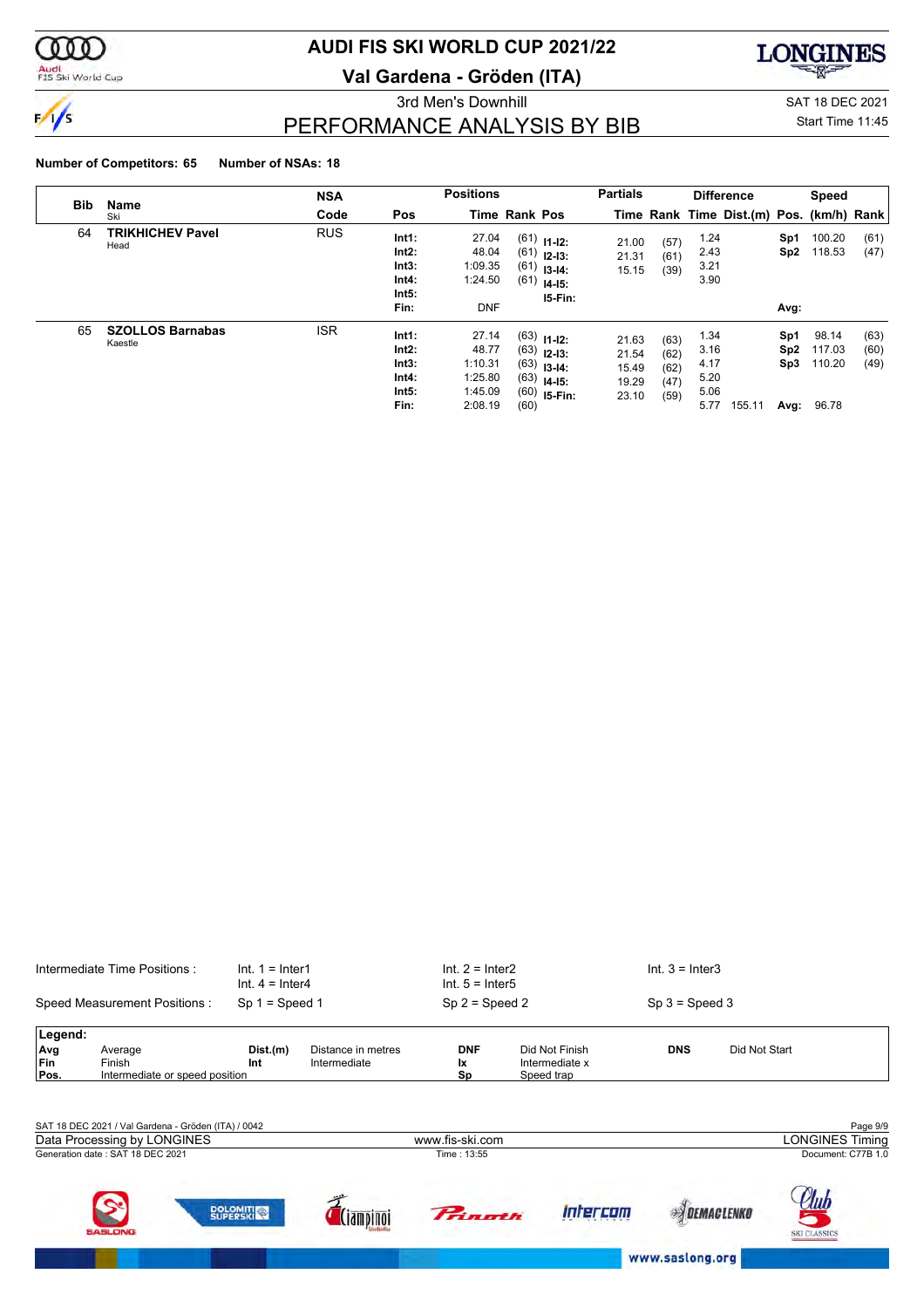# AUDI FIS SKI WORLD CUP 2021/22

## Val Gardena - Gröden (ITA)

3rd Men's Downhill

SAT 18 DEC 2021

Start Time 11:45

## PERFORMANCE ANALYSIS BY BIB

**Number of Competitors: 65** **Number of NSAs: 18**

| Bib | Name / Ski | NSA Code | Pos | Positions Time | Rank | Pos | Partials Time | Rank | Difference Time | Dist.(m) | Pos. | Speed (km/h) | Rank |
|---|---|---|---|---|---|---|---|---|---|---|---|---|---|
| 64 | **TRIKHICHEV Pavel** Head | RUS | Int1: | 27.04 | (61) | I1-I2: | 21.00 | (57) | 1.24 | | Sp1 | 100.20 | (61) |
| | | | Int2: | 48.04 | (61) | I2-I3: | 21.31 | (61) | 2.43 | | Sp2 | 118.53 | (47) |
| | | | Int3: | 1:09.35 | (61) | I3-I4: | 15.15 | (39) | 3.21 | | | | |
| | | | Int4: | 1:24.50 | (61) | I4-I5: | | | 3.90 | | | | |
| | | | Int5: | | | I5-Fin: | | | | | | | |
| | | | Fin: | DNF | | | | | | | Avg: | | |
| 65 | **SZOLLOS Barnabas** Kaestle | ISR | Int1: | 27.14 | (63) | I1-I2: | 21.63 | (63) | 1.34 | | Sp1 | 98.14 | (63) |
| | | | Int2: | 48.77 | (63) | I2-I3: | 21.54 | (62) | 3.16 | | Sp2 | 117.03 | (60) |
| | | | Int3: | 1:10.31 | (63) | I3-I4: | 15.49 | (62) | 4.17 | | Sp3 | 110.20 | (49) |
| | | | Int4: | 1:25.80 | (63) | I4-I5: | 19.29 | (47) | 5.20 | | | | |
| | | | Int5: | 1:45.09 | (60) | I5-Fin: | 23.10 | (59) | 5.06 | | | | |
| | | | Fin: | 2:08.19 | (60) | | | | 5.77 | 155.11 | Avg: | 96.78 | |

Intermediate Time Positions : Int. 1 = Inter1, Int. 2 = Inter2, Int. 3 = Inter3, Int. 4 = Inter4, Int. 5 = Inter5

Speed Measurement Positions : Sp 1 = Speed 1, Sp 2 = Speed 2, Sp 3 = Speed 3

**Legend:**

| | | | | | | | |
|---|---|---|---|---|---|---|---|
| **Avg** | Average | **Dist.(m)** | Distance in metres | **DNF** | Did Not Finish | **DNS** | Did Not Start |
| **Fin** | Finish | **Int** | Intermediate | **Ix** | Intermediate x | | |
| **Pos.** | Intermediate or speed position | | | **Sp** | Speed trap | | |

SAT 18 DEC 2021 / Val Gardena - Gröden (ITA) / 0042

Data Processing by LONGINES — www.fis-ski.com — LONGINES Timing

Generation date : SAT 18 DEC 2021 — Time : 13:55 — Document: C77B 1.0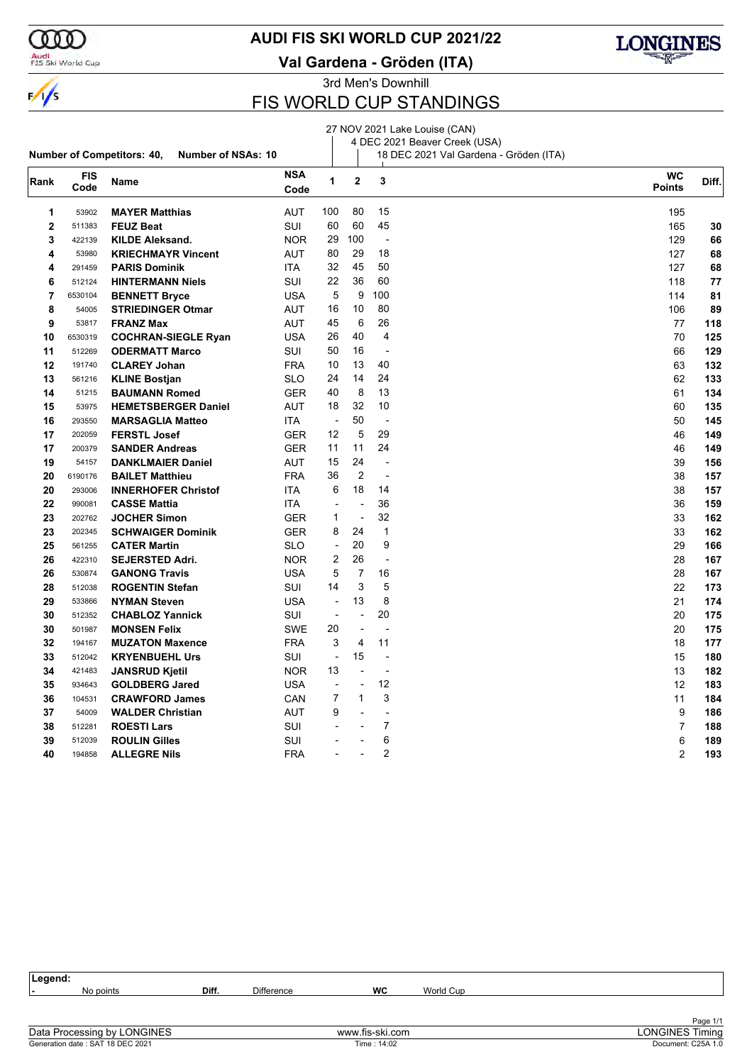# AUDI FIS SKI WORLD CUP 2021/22

## Val Gardena - Gröden (ITA)

### 3rd Men's Downhill

## FIS WORLD CUP STANDINGS

1. 27 NOV 2021 Lake Louise (CAN)
2. 4 DEC 2021 Beaver Creek (USA)
3. 18 DEC 2021 Val Gardena - Gröden (ITA)

**Number of Competitors: 40, Number of NSAs: 10**

| Rank | FIS Code | Name | NSA Code | 1 | 2 | 3 | WC Points | Diff. |
|---|---|---|---|---|---|---|---|---|
| 1 | 53902 | **MAYER Matthias** | AUT | 100 | 80 | 15 | 195 | |
| 2 | 511383 | **FEUZ Beat** | SUI | 60 | 60 | 45 | 165 | **30** |
| 3 | 422139 | **KILDE Aleksand.** | NOR | 29 | 100 | - | 129 | **66** |
| 4 | 53980 | **KRIECHMAYR Vincent** | AUT | 80 | 29 | 18 | 127 | **68** |
| 4 | 291459 | **PARIS Dominik** | ITA | 32 | 45 | 50 | 127 | **68** |
| 6 | 512124 | **HINTERMANN Niels** | SUI | 22 | 36 | 60 | 118 | **77** |
| 7 | 6530104 | **BENNETT Bryce** | USA | 5 | 9 | 100 | 114 | **81** |
| 8 | 54005 | **STRIEDINGER Otmar** | AUT | 16 | 10 | 80 | 106 | **89** |
| 9 | 53817 | **FRANZ Max** | AUT | 45 | 6 | 26 | 77 | **118** |
| 10 | 6530319 | **COCHRAN-SIEGLE Ryan** | USA | 26 | 40 | 4 | 70 | **125** |
| 11 | 512269 | **ODERMATT Marco** | SUI | 50 | 16 | - | 66 | **129** |
| 12 | 191740 | **CLAREY Johan** | FRA | 10 | 13 | 40 | 63 | **132** |
| 13 | 561216 | **KLINE Bostjan** | SLO | 24 | 14 | 24 | 62 | **133** |
| 14 | 51215 | **BAUMANN Romed** | GER | 40 | 8 | 13 | 61 | **134** |
| 15 | 53975 | **HEMETSBERGER Daniel** | AUT | 18 | 32 | 10 | 60 | **135** |
| 16 | 293550 | **MARSAGLIA Matteo** | ITA | - | 50 | - | 50 | **145** |
| 17 | 202059 | **FERSTL Josef** | GER | 12 | 5 | 29 | 46 | **149** |
| 17 | 200379 | **SANDER Andreas** | GER | 11 | 11 | 24 | 46 | **149** |
| 19 | 54157 | **DANKLMAIER Daniel** | AUT | 15 | 24 | - | 39 | **156** |
| 20 | 6190176 | **BAILET Matthieu** | FRA | 36 | 2 | - | 38 | **157** |
| 20 | 293006 | **INNERHOFER Christof** | ITA | 6 | 18 | 14 | 38 | **157** |
| 22 | 990081 | **CASSE Mattia** | ITA | - | - | 36 | 36 | **159** |
| 23 | 202762 | **JOCHER Simon** | GER | 1 | - | 32 | 33 | **162** |
| 23 | 202345 | **SCHWAIGER Dominik** | GER | 8 | 24 | 1 | 33 | **162** |
| 25 | 561255 | **CATER Martin** | SLO | - | 20 | 9 | 29 | **166** |
| 26 | 422310 | **SEJERSTED Adri.** | NOR | 2 | 26 | - | 28 | **167** |
| 26 | 530874 | **GANONG Travis** | USA | 5 | 7 | 16 | 28 | **167** |
| 28 | 512038 | **ROGENTIN Stefan** | SUI | 14 | 3 | 5 | 22 | **173** |
| 29 | 533866 | **NYMAN Steven** | USA | - | 13 | 8 | 21 | **174** |
| 30 | 512352 | **CHABLOZ Yannick** | SUI | - | - | 20 | 20 | **175** |
| 30 | 501987 | **MONSEN Felix** | SWE | 20 | - | - | 20 | **175** |
| 32 | 194167 | **MUZATON Maxence** | FRA | 3 | 4 | 11 | 18 | **177** |
| 33 | 512042 | **KRYENBUEHL Urs** | SUI | - | 15 | - | 15 | **180** |
| 34 | 421483 | **JANSRUD Kjetil** | NOR | 13 | - | - | 13 | **182** |
| 35 | 934643 | **GOLDBERG Jared** | USA | - | - | 12 | 12 | **183** |
| 36 | 104531 | **CRAWFORD James** | CAN | 7 | 1 | 3 | 11 | **184** |
| 37 | 54009 | **WALDER Christian** | AUT | 9 | - | - | 9 | **186** |
| 38 | 512281 | **ROESTI Lars** | SUI | - | - | 7 | 7 | **188** |
| 39 | 512039 | **ROULIN Gilles** | SUI | - | - | 6 | 6 | **189** |
| 40 | 194858 | **ALLEGRE Nils** | FRA | - | - | 2 | 2 | **193** |

**Legend:**
- No points | **Diff.** Difference | **WC** World Cup

Data Processing by LONGINES | www.fis-ski.com | LONGINES Timing
Generation date : SAT 18 DEC 2021 | Time : 14:02 | Document: C25A 1.0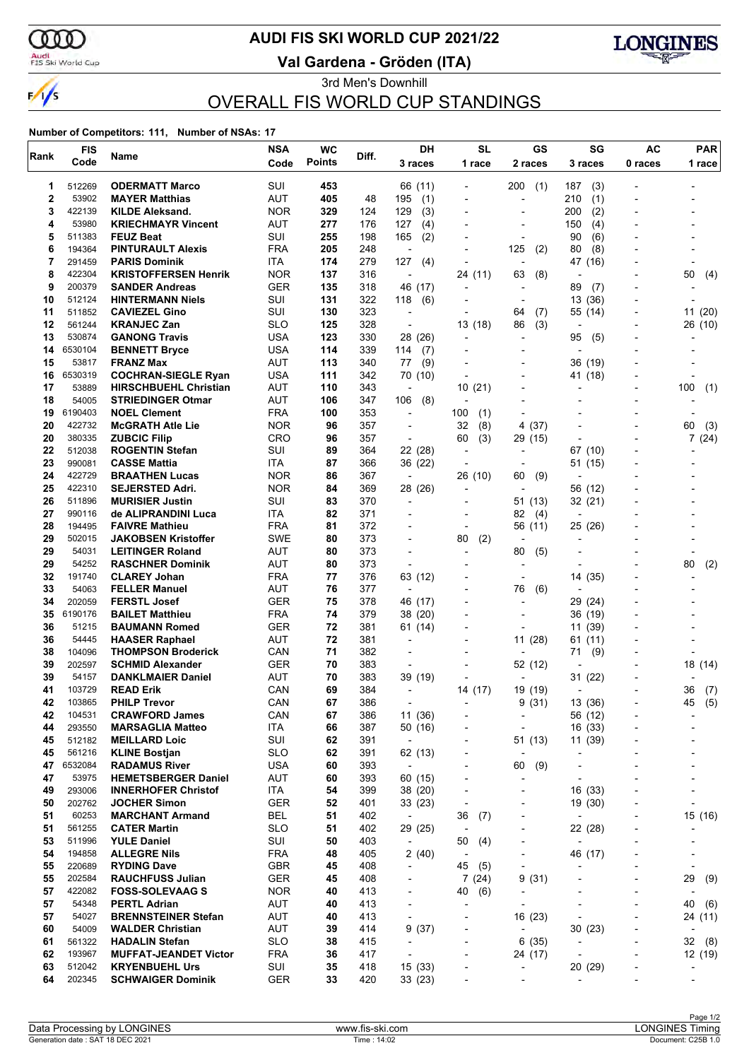# AUDI FIS SKI WORLD CUP 2021/22

**Val Gardena - Gröden (ITA)**

3rd Men's Downhill

## OVERALL FIS WORLD CUP STANDINGS

**Number of Competitors: 111, Number of NSAs: 17**

| Rank | FIS Code | Name | NSA Code | WC Points | Diff. | DH 3 races | SL 1 race | GS 2 races | SG 3 races | AC 0 races | PAR 1 race |
|---|---|---|---|---|---|---|---|---|---|---|---|
| 1 | 512269 | **ODERMATT Marco** | SUI | **453** | | 66 (11) | - | 200 (1) | 187 (3) | - | - |
| 2 | 53902 | **MAYER Matthias** | AUT | **405** | 48 | 195 (1) | - | - | 210 (1) | - | - |
| 3 | 422139 | **KILDE Aleksand.** | NOR | **329** | 124 | 129 (3) | - | - | 200 (2) | - | - |
| 4 | 53980 | **KRIECHMAYR Vincent** | AUT | **277** | 176 | 127 (4) | - | - | 150 (4) | - | - |
| 5 | 511383 | **FEUZ Beat** | SUI | **255** | 198 | 165 (2) | - | - | 90 (6) | - | - |
| 6 | 194364 | **PINTURAULT Alexis** | FRA | **205** | 248 | - | - | 125 (2) | 80 (8) | - | - |
| 7 | 291459 | **PARIS Dominik** | ITA | **174** | 279 | 127 (4) | - | - | 47 (16) | - | - |
| 8 | 422304 | **KRISTOFFERSEN Henrik** | NOR | **137** | 316 | - | 24 (11) | 63 (8) | - | - | 50 (4) |
| 9 | 200379 | **SANDER Andreas** | GER | **135** | 318 | 46 (17) | - | - | 89 (7) | - | - |
| 10 | 512124 | **HINTERMANN Niels** | SUI | **131** | 322 | 118 (6) | - | - | 13 (36) | - | - |
| 11 | 511852 | **CAVIEZEL Gino** | SUI | **130** | 323 | - | - | 64 (7) | 55 (14) | - | 11 (20) |
| 12 | 561244 | **KRANJEC Zan** | SLO | **125** | 328 | - | 13 (18) | 86 (3) | - | - | 26 (10) |
| 13 | 530874 | **GANONG Travis** | USA | **123** | 330 | 28 (26) | - | - | 95 (5) | - | - |
| 14 | 6530104 | **BENNETT Bryce** | USA | **114** | 339 | 114 (7) | - | - | - | - | - |
| 15 | 53817 | **FRANZ Max** | AUT | **113** | 340 | 77 (9) | - | - | 36 (19) | - | - |
| 16 | 6530319 | **COCHRAN-SIEGLE Ryan** | USA | **111** | 342 | 70 (10) | - | - | 41 (18) | - | - |
| 17 | 53889 | **HIRSCHBUEHL Christian** | AUT | **110** | 343 | - | 10 (21) | - | - | - | 100 (1) |
| 18 | 54005 | **STRIEDINGER Otmar** | AUT | **106** | 347 | 106 (8) | - | - | - | - | - |
| 19 | 6190403 | **NOEL Clement** | FRA | **100** | 353 | - | 100 (1) | - | - | - | - |
| 20 | 422732 | **McGRATH Atle Lie** | NOR | **96** | 357 | - | 32 (8) | 4 (37) | - | - | 60 (3) |
| 20 | 380335 | **ZUBCIC Filip** | CRO | **96** | 357 | - | 60 (3) | 29 (15) | - | - | 7 (24) |
| 22 | 512038 | **ROGENTIN Stefan** | SUI | **89** | 364 | 22 (28) | - | - | 67 (10) | - | - |
| 23 | 990081 | **CASSE Mattia** | ITA | **87** | 366 | 36 (22) | - | - | 51 (15) | - | - |
| 24 | 422729 | **BRAATHEN Lucas** | NOR | **86** | 367 | - | 26 (10) | 60 (9) | - | - | - |
| 25 | 422310 | **SEJERSTED Adri.** | NOR | **84** | 369 | 28 (26) | - | - | 56 (12) | - | - |
| 26 | 511896 | **MURISIER Justin** | SUI | **83** | 370 | - | - | 51 (13) | 32 (21) | - | - |
| 27 | 990116 | **de ALIPRANDINI Luca** | ITA | **82** | 371 | - | - | 82 (4) | - | - | - |
| 28 | 194495 | **FAIVRE Mathieu** | FRA | **81** | 372 | - | - | 56 (11) | 25 (26) | - | - |
| 29 | 502015 | **JAKOBSEN Kristoffer** | SWE | **80** | 373 | - | 80 (2) | - | - | - | - |
| 29 | 54031 | **LEITINGER Roland** | AUT | **80** | 373 | - | - | 80 (5) | - | - | - |
| 29 | 54252 | **RASCHNER Dominik** | AUT | **80** | 373 | - | - | - | - | - | 80 (2) |
| 32 | 191740 | **CLAREY Johan** | FRA | **77** | 376 | 63 (12) | - | - | 14 (35) | - | - |
| 33 | 54063 | **FELLER Manuel** | AUT | **76** | 377 | - | - | 76 (6) | - | - | - |
| 34 | 202059 | **FERSTL Josef** | GER | **75** | 378 | 46 (17) | - | - | 29 (24) | - | - |
| 35 | 6190176 | **BAILET Matthieu** | FRA | **74** | 379 | 38 (20) | - | - | 36 (19) | - | - |
| 36 | 51215 | **BAUMANN Romed** | GER | **72** | 381 | 61 (14) | - | - | 11 (39) | - | - |
| 36 | 54445 | **HAASER Raphael** | AUT | **72** | 381 | - | - | 11 (28) | 61 (11) | - | - |
| 38 | 104096 | **THOMPSON Broderick** | CAN | **71** | 382 | - | - | - | 71 (9) | - | - |
| 39 | 202597 | **SCHMID Alexander** | GER | **70** | 383 | - | - | 52 (12) | - | - | 18 (14) |
| 39 | 54157 | **DANKLMAIER Daniel** | AUT | **70** | 383 | 39 (19) | - | - | 31 (22) | - | - |
| 41 | 103729 | **READ Erik** | CAN | **69** | 384 | - | 14 (17) | 19 (19) | - | - | 36 (7) |
| 42 | 103865 | **PHILP Trevor** | CAN | **67** | 386 | - | - | 9 (31) | 13 (36) | - | 45 (5) |
| 42 | 104531 | **CRAWFORD James** | CAN | **67** | 386 | 11 (36) | - | - | 56 (12) | - | - |
| 44 | 293550 | **MARSAGLIA Matteo** | ITA | **66** | 387 | 50 (16) | - | - | 16 (33) | - | - |
| 45 | 512182 | **MEILLARD Loic** | SUI | **62** | 391 | - | - | 51 (13) | 11 (39) | - | - |
| 45 | 561216 | **KLINE Bostjan** | SLO | **62** | 391 | 62 (13) | - | - | - | - | - |
| 47 | 6532084 | **RADAMUS River** | USA | **60** | 393 | - | - | 60 (9) | - | - | - |
| 47 | 53975 | **HEMETSBERGER Daniel** | AUT | **60** | 393 | 60 (15) | - | - | - | - | - |
| 49 | 293006 | **INNERHOFER Christof** | ITA | **54** | 399 | 38 (20) | - | - | 16 (33) | - | - |
| 50 | 202762 | **JOCHER Simon** | GER | **52** | 401 | 33 (23) | - | - | 19 (30) | - | - |
| 51 | 60253 | **MARCHANT Armand** | BEL | **51** | 402 | - | 36 (7) | - | - | - | 15 (16) |
| 51 | 561255 | **CATER Martin** | SLO | **51** | 402 | 29 (25) | - | - | 22 (28) | - | - |
| 53 | 511996 | **YULE Daniel** | SUI | **50** | 403 | - | 50 (4) | - | - | - | - |
| 54 | 194858 | **ALLEGRE Nils** | FRA | **48** | 405 | 2 (40) | - | - | 46 (17) | - | - |
| 55 | 220689 | **RYDING Dave** | GBR | **45** | 408 | - | 45 (5) | - | - | - | - |
| 55 | 202584 | **RAUCHFUSS Julian** | GER | **45** | 408 | - | 7 (24) | 9 (31) | - | - | 29 (9) |
| 57 | 422082 | **FOSS-SOLEVAAG S** | NOR | **40** | 413 | - | 40 (6) | - | - | - | - |
| 57 | 54348 | **PERTL Adrian** | AUT | **40** | 413 | - | - | - | - | - | 40 (6) |
| 57 | 54027 | **BRENNSTEINER Stefan** | AUT | **40** | 413 | - | - | 16 (23) | - | - | 24 (11) |
| 60 | 54009 | **WALDER Christian** | AUT | **39** | 414 | 9 (37) | - | - | 30 (23) | - | - |
| 61 | 561322 | **HADALIN Stefan** | SLO | **38** | 415 | - | - | 6 (35) | - | - | 32 (8) |
| 62 | 193967 | **MUFFAT-JEANDET Victor** | FRA | **36** | 417 | - | - | 24 (17) | - | - | 12 (19) |
| 63 | 512042 | **KRYENBUEHL Urs** | SUI | **35** | 418 | 15 (33) | - | - | 20 (29) | - | - |
| 64 | 202345 | **SCHWAIGER Dominik** | GER | **33** | 420 | 33 (23) | - | - | - | - | - |

Data Processing by LONGINES — www.fis-ski.com — LONGINES Timing

Generation date : SAT 18 DEC 2021 — Time : 14:02 — Document: C25B 1.0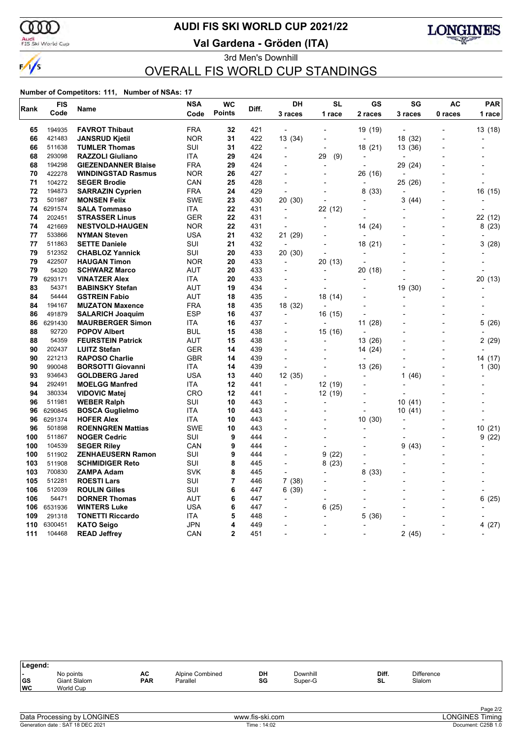# AUDI FIS SKI WORLD CUP 2021/22

## Val Gardena - Gröden (ITA)

3rd Men's Downhill

## OVERALL FIS WORLD CUP STANDINGS

**Number of Competitors: 111, Number of NSAs: 17**

| Rank | FIS Code | Name | NSA Code | WC Points | Diff. | DH 3 races | SL 1 race | GS 2 races | SG 3 races | AC 0 races | PAR 1 race |
|---|---|---|---|---|---|---|---|---|---|---|---|
| 65 | 194935 | **FAVROT Thibaut** | FRA | **32** | 421 | - | - | 19 (19) | - | - | 13 (18) |
| 66 | 421483 | **JANSRUD Kjetil** | NOR | **31** | 422 | 13 (34) | - | - | 18 (32) | - | - |
| 66 | 511638 | **TUMLER Thomas** | SUI | **31** | 422 | - | - | 18 (21) | 13 (36) | - | - |
| 68 | 293098 | **RAZZOLI Giuliano** | ITA | **29** | 424 | - | 29 (9) | - | - | - | - |
| 68 | 194298 | **GIEZENDANNER Blaise** | FRA | **29** | 424 | - | - | - | 29 (24) | - | - |
| 70 | 422278 | **WINDINGSTAD Rasmus** | NOR | **26** | 427 | - | - | 26 (16) | - | - | - |
| 71 | 104272 | **SEGER Brodie** | CAN | **25** | 428 | - | - | - | 25 (26) | - | - |
| 72 | 194873 | **SARRAZIN Cyprien** | FRA | **24** | 429 | - | - | 8 (33) | - | - | 16 (15) |
| 73 | 501987 | **MONSEN Felix** | SWE | **23** | 430 | 20 (30) | - | - | 3 (44) | - | - |
| 74 | 6291574 | **SALA Tommaso** | ITA | **22** | 431 | - | 22 (12) | - | - | - | - |
| 74 | 202451 | **STRASSER Linus** | GER | **22** | 431 | - | - | - | - | - | 22 (12) |
| 74 | 421669 | **NESTVOLD-HAUGEN** | NOR | **22** | 431 | - | - | 14 (24) | - | - | 8 (23) |
| 77 | 533866 | **NYMAN Steven** | USA | **21** | 432 | 21 (29) | - | - | - | - | - |
| 77 | 511863 | **SETTE Daniele** | SUI | **21** | 432 | - | - | 18 (21) | - | - | 3 (28) |
| 79 | 512352 | **CHABLOZ Yannick** | SUI | **20** | 433 | 20 (30) | - | - | - | - | - |
| 79 | 422507 | **HAUGAN Timon** | NOR | **20** | 433 | - | 20 (13) | - | - | - | - |
| 79 | 54320 | **SCHWARZ Marco** | AUT | **20** | 433 | - | - | 20 (18) | - | - | - |
| 79 | 6293171 | **VINATZER Alex** | ITA | **20** | 433 | - | - | - | - | - | 20 (13) |
| 83 | 54371 | **BABINSKY Stefan** | AUT | **19** | 434 | - | - | - | 19 (30) | - | - |
| 84 | 54444 | **GSTREIN Fabio** | AUT | **18** | 435 | - | 18 (14) | - | - | - | - |
| 84 | 194167 | **MUZATON Maxence** | FRA | **18** | 435 | 18 (32) | - | - | - | - | - |
| 86 | 491879 | **SALARICH Joaquim** | ESP | **16** | 437 | - | 16 (15) | - | - | - | - |
| 86 | 6291430 | **MAURBERGER Simon** | ITA | **16** | 437 | - | - | 11 (28) | - | - | 5 (26) |
| 88 | 92720 | **POPOV Albert** | BUL | **15** | 438 | - | 15 (16) | - | - | - | - |
| 88 | 54359 | **FEURSTEIN Patrick** | AUT | **15** | 438 | - | - | 13 (26) | - | - | 2 (29) |
| 90 | 202437 | **LUITZ Stefan** | GER | **14** | 439 | - | - | 14 (24) | - | - | - |
| 90 | 221213 | **RAPOSO Charlie** | GBR | **14** | 439 | - | - | - | - | - | 14 (17) |
| 90 | 990048 | **BORSOTTI Giovanni** | ITA | **14** | 439 | - | - | 13 (26) | - | - | 1 (30) |
| 93 | 934643 | **GOLDBERG Jared** | USA | **13** | 440 | 12 (35) | - | - | 1 (46) | - | - |
| 94 | 292491 | **MOELGG Manfred** | ITA | **12** | 441 | - | 12 (19) | - | - | - | - |
| 94 | 380334 | **VIDOVIC Matej** | CRO | **12** | 441 | - | 12 (19) | - | - | - | - |
| 96 | 511981 | **WEBER Ralph** | SUI | **10** | 443 | - | - | - | 10 (41) | - | - |
| 96 | 6290845 | **BOSCA Guglielmo** | ITA | **10** | 443 | - | - | - | 10 (41) | - | - |
| 96 | 6291374 | **HOFER Alex** | ITA | **10** | 443 | - | - | 10 (30) | - | - | - |
| 96 | 501898 | **ROENNGREN Mattias** | SWE | **10** | 443 | - | - | - | - | - | 10 (21) |
| 100 | 511867 | **NOGER Cedric** | SUI | **9** | 444 | - | - | - | - | - | 9 (22) |
| 100 | 104539 | **SEGER Riley** | CAN | **9** | 444 | - | - | - | 9 (43) | - | - |
| 100 | 511902 | **ZENHAEUSERN Ramon** | SUI | **9** | 444 | - | 9 (22) | - | - | - | - |
| 103 | 511908 | **SCHMIDIGER Reto** | SUI | **8** | 445 | - | 8 (23) | - | - | - | - |
| 103 | 700830 | **ZAMPA Adam** | SVK | **8** | 445 | - | - | 8 (33) | - | - | - |
| 105 | 512281 | **ROESTI Lars** | SUI | **7** | 446 | 7 (38) | - | - | - | - | - |
| 106 | 512039 | **ROULIN Gilles** | SUI | **6** | 447 | 6 (39) | - | - | - | - | - |
| 106 | 54471 | **DORNER Thomas** | AUT | **6** | 447 | - | - | - | - | - | 6 (25) |
| 106 | 6531936 | **WINTERS Luke** | USA | **6** | 447 | - | 6 (25) | - | - | - | - |
| 109 | 291318 | **TONETTI Riccardo** | ITA | **5** | 448 | - | - | 5 (36) | - | - | - |
| 110 | 6300451 | **KATO Seigo** | JPN | **4** | 449 | - | - | - | - | - | 4 (27) |
| 111 | 104468 | **READ Jeffrey** | CAN | **2** | 451 | - | - | - | 2 (45) | - | - |

**Legend:**

| | | | | | | | |
|---|---|---|---|---|---|---|---|
| - | No points | AC | Alpine Combined | DH | Downhill | Diff. | Difference |
| GS | Giant Slalom | PAR | Parallel | SG | Super-G | SL | Slalom |
| WC | World Cup | | | | | | |

Data Processing by LONGINES — www.fis-ski.com — LONGINES Timing

Generation date : SAT 18 DEC 2021 — Time : 14:02 — Document: C25B 1.0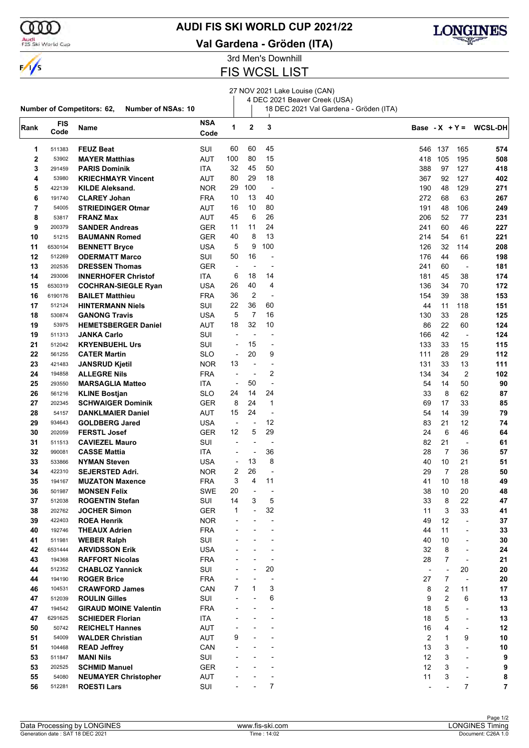# AUDI FIS SKI WORLD CUP 2021/22

**Val Gardena - Gröden (ITA)**

3rd Men's Downhill

## FIS WCSL LIST

**Number of Competitors: 62, Number of NSAs: 10**

1. 27 NOV 2021 Lake Louise (CAN)
2. 4 DEC 2021 Beaver Creek (USA)
3. 18 DEC 2021 Val Gardena - Gröden (ITA)

| Rank | FIS Code | Name | NSA Code | 1 | 2 | 3 | Base | -X | +Y = | WCSL-DH |
|---|---|---|---|---|---|---|---|---|---|---|
| 1 | 511383 | **FEUZ Beat** | SUI | 60 | 60 | 45 | 546 | 137 | 165 | **574** |
| 2 | 53902 | **MAYER Matthias** | AUT | 100 | 80 | 15 | 418 | 105 | 195 | **508** |
| 3 | 291459 | **PARIS Dominik** | ITA | 32 | 45 | 50 | 388 | 97 | 127 | **418** |
| 4 | 53980 | **KRIECHMAYR Vincent** | AUT | 80 | 29 | 18 | 367 | 92 | 127 | **402** |
| 5 | 422139 | **KILDE Aleksand.** | NOR | 29 | 100 | - | 190 | 48 | 129 | **271** |
| 6 | 191740 | **CLAREY Johan** | FRA | 10 | 13 | 40 | 272 | 68 | 63 | **267** |
| 7 | 54005 | **STRIEDINGER Otmar** | AUT | 16 | 10 | 80 | 191 | 48 | 106 | **249** |
| 8 | 53817 | **FRANZ Max** | AUT | 45 | 6 | 26 | 206 | 52 | 77 | **231** |
| 9 | 200379 | **SANDER Andreas** | GER | 11 | 11 | 24 | 241 | 60 | 46 | **227** |
| 10 | 51215 | **BAUMANN Romed** | GER | 40 | 8 | 13 | 214 | 54 | 61 | **221** |
| 11 | 6530104 | **BENNETT Bryce** | USA | 5 | 9 | 100 | 126 | 32 | 114 | **208** |
| 12 | 512269 | **ODERMATT Marco** | SUI | 50 | 16 | - | 176 | 44 | 66 | **198** |
| 13 | 202535 | **DRESSEN Thomas** | GER | - | - | - | 241 | 60 | - | **181** |
| 14 | 293006 | **INNERHOFER Christof** | ITA | 6 | 18 | 14 | 181 | 45 | 38 | **174** |
| 15 | 6530319 | **COCHRAN-SIEGLE Ryan** | USA | 26 | 40 | 4 | 136 | 34 | 70 | **172** |
| 16 | 6190176 | **BAILET Matthieu** | FRA | 36 | 2 | - | 154 | 39 | 38 | **153** |
| 17 | 512124 | **HINTERMANN Niels** | SUI | 22 | 36 | 60 | 44 | 11 | 118 | **151** |
| 18 | 530874 | **GANONG Travis** | USA | 5 | 7 | 16 | 130 | 33 | 28 | **125** |
| 19 | 53975 | **HEMETSBERGER Daniel** | AUT | 18 | 32 | 10 | 86 | 22 | 60 | **124** |
| 19 | 511313 | **JANKA Carlo** | SUI | - | - | - | 166 | 42 | - | **124** |
| 21 | 512042 | **KRYENBUEHL Urs** | SUI | - | 15 | - | 133 | 33 | 15 | **115** |
| 22 | 561255 | **CATER Martin** | SLO | - | 20 | 9 | 111 | 28 | 29 | **112** |
| 23 | 421483 | **JANSRUD Kjetil** | NOR | 13 | - | - | 131 | 33 | 13 | **111** |
| 24 | 194858 | **ALLEGRE Nils** | FRA | - | - | 2 | 134 | 34 | 2 | **102** |
| 25 | 293550 | **MARSAGLIA Matteo** | ITA | - | 50 | - | 54 | 14 | 50 | **90** |
| 26 | 561216 | **KLINE Bostjan** | SLO | 24 | 14 | 24 | 33 | 8 | 62 | **87** |
| 27 | 202345 | **SCHWAIGER Dominik** | GER | 8 | 24 | 1 | 69 | 17 | 33 | **85** |
| 28 | 54157 | **DANKLMAIER Daniel** | AUT | 15 | 24 | - | 54 | 14 | 39 | **79** |
| 29 | 934643 | **GOLDBERG Jared** | USA | - | - | 12 | 83 | 21 | 12 | **74** |
| 30 | 202059 | **FERSTL Josef** | GER | 12 | 5 | 29 | 24 | 6 | 46 | **64** |
| 31 | 511513 | **CAVIEZEL Mauro** | SUI | - | - | - | 82 | 21 | - | **61** |
| 32 | 990081 | **CASSE Mattia** | ITA | - | - | 36 | 28 | 7 | 36 | **57** |
| 33 | 533866 | **NYMAN Steven** | USA | - | 13 | 8 | 40 | 10 | 21 | **51** |
| 34 | 422310 | **SEJERSTED Adri.** | NOR | 2 | 26 | - | 29 | 7 | 28 | **50** |
| 35 | 194167 | **MUZATON Maxence** | FRA | 3 | 4 | 11 | 41 | 10 | 18 | **49** |
| 36 | 501987 | **MONSEN Felix** | SWE | 20 | - | - | 38 | 10 | 20 | **48** |
| 37 | 512038 | **ROGENTIN Stefan** | SUI | 14 | 3 | 5 | 33 | 8 | 22 | **47** |
| 38 | 202762 | **JOCHER Simon** | GER | 1 | - | 32 | 11 | 3 | 33 | **41** |
| 39 | 422403 | **ROEA Henrik** | NOR | - | - | - | 49 | 12 | - | **37** |
| 40 | 192746 | **THEAUX Adrien** | FRA | - | - | - | 44 | 11 | - | **33** |
| 41 | 511981 | **WEBER Ralph** | SUI | - | - | - | 40 | 10 | - | **30** |
| 42 | 6531444 | **ARVIDSSON Erik** | USA | - | - | - | 32 | 8 | - | **24** |
| 43 | 194368 | **RAFFORT Nicolas** | FRA | - | - | - | 28 | 7 | - | **21** |
| 44 | 512352 | **CHABLOZ Yannick** | SUI | - | - | 20 | - | - | 20 | **20** |
| 44 | 194190 | **ROGER Brice** | FRA | - | - | - | 27 | 7 | - | **20** |
| 46 | 104531 | **CRAWFORD James** | CAN | 7 | 1 | 3 | 8 | 2 | 11 | **17** |
| 47 | 512039 | **ROULIN Gilles** | SUI | - | - | 6 | 9 | 2 | 6 | **13** |
| 47 | 194542 | **GIRAUD MOINE Valentin** | FRA | - | - | - | 18 | 5 | - | **13** |
| 47 | 6291625 | **SCHIEDER Florian** | ITA | - | - | - | 18 | 5 | - | **13** |
| 50 | 50742 | **REICHELT Hannes** | AUT | - | - | - | 16 | 4 | - | **12** |
| 51 | 54009 | **WALDER Christian** | AUT | 9 | - | - | 2 | 1 | 9 | **10** |
| 51 | 104468 | **READ Jeffrey** | CAN | - | - | - | 13 | 3 | - | **10** |
| 53 | 511847 | **MANI Nils** | SUI | - | - | - | 12 | 3 | - | **9** |
| 53 | 202525 | **SCHMID Manuel** | GER | - | - | - | 12 | 3 | - | **9** |
| 55 | 54080 | **NEUMAYER Christopher** | AUT | - | - | - | 11 | 3 | - | **8** |
| 56 | 512281 | **ROESTI Lars** | SUI | - | - | 7 | - | - | 7 | **7** |

Data Processing by LONGINES | www.fis-ski.com | LONGINES Timing

Generation date : SAT 18 DEC 2021 | Time : 14:02 | Document: C26A 1.0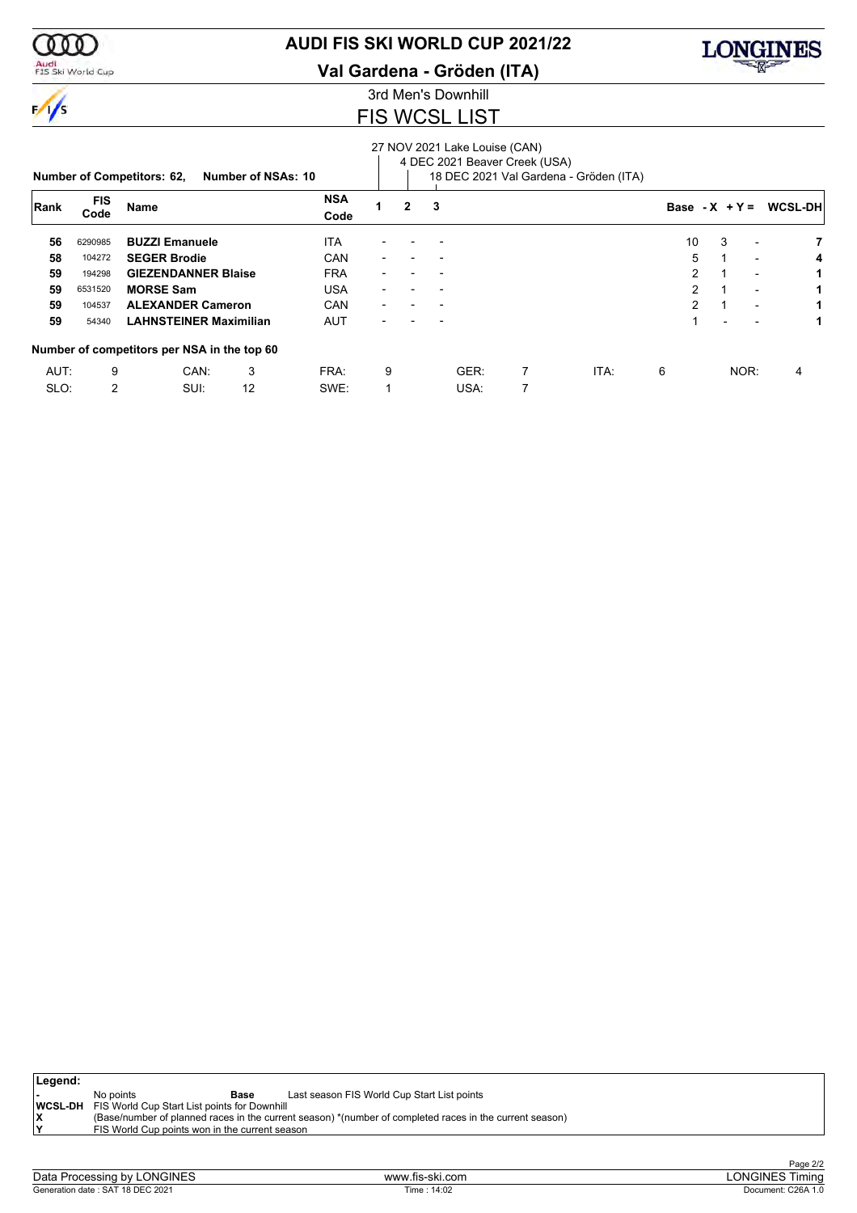# AUDI FIS SKI WORLD CUP 2021/22

## Val Gardena - Gröden (ITA)

### 3rd Men's Downhill

## FIS WCSL LIST

Number of Competitors: 62, Number of NSAs: 10

1: 27 NOV 2021 Lake Louise (CAN)
2: 4 DEC 2021 Beaver Creek (USA)
3: 18 DEC 2021 Val Gardena - Gröden (ITA)

| Rank | FIS Code | Name | NSA Code | 1 | 2 | 3 | Base | -X | +Y = | WCSL-DH |
|---|---|---|---|---|---|---|---|---|---|---|
| 56 | 6290985 | **BUZZI Emanuele** | ITA | - | - | - | 10 | 3 | - | **7** |
| 58 | 104272 | **SEGER Brodie** | CAN | - | - | - | 5 | 1 | - | **4** |
| 59 | 194298 | **GIEZENDANNER Blaise** | FRA | - | - | - | 2 | 1 | - | **1** |
| 59 | 6531520 | **MORSE Sam** | USA | - | - | - | 2 | 1 | - | **1** |
| 59 | 104537 | **ALEXANDER Cameron** | CAN | - | - | - | 2 | 1 | - | **1** |
| 59 | 54340 | **LAHNSTEINER Maximilian** | AUT | - | - | - | 1 | - | - | **1** |

**Number of competitors per NSA in the top 60**

| | | | | | | | | | |
|---|---|---|---|---|---|---|---|---|---|
| AUT: | 9 | CAN: | 3 | FRA: | 9 | GER: | 7 | ITA: | 6 |
| NOR: | 4 | SLO: | 2 | SUI: | 12 | SWE: | 1 | USA: | 7 |

**Legend:**

- **-** No points
- **Base** Last season FIS World Cup Start List points
- **WCSL-DH** FIS World Cup Start List points for Downhill
- **X** (Base/number of planned races in the current season) *(number of completed races in the current season)
- **Y** FIS World Cup points won in the current season

Data Processing by LONGINES — www.fis-ski.com — LONGINES Timing

Generation date : SAT 18 DEC 2021 — Time : 14:02 — Document: C26A 1.0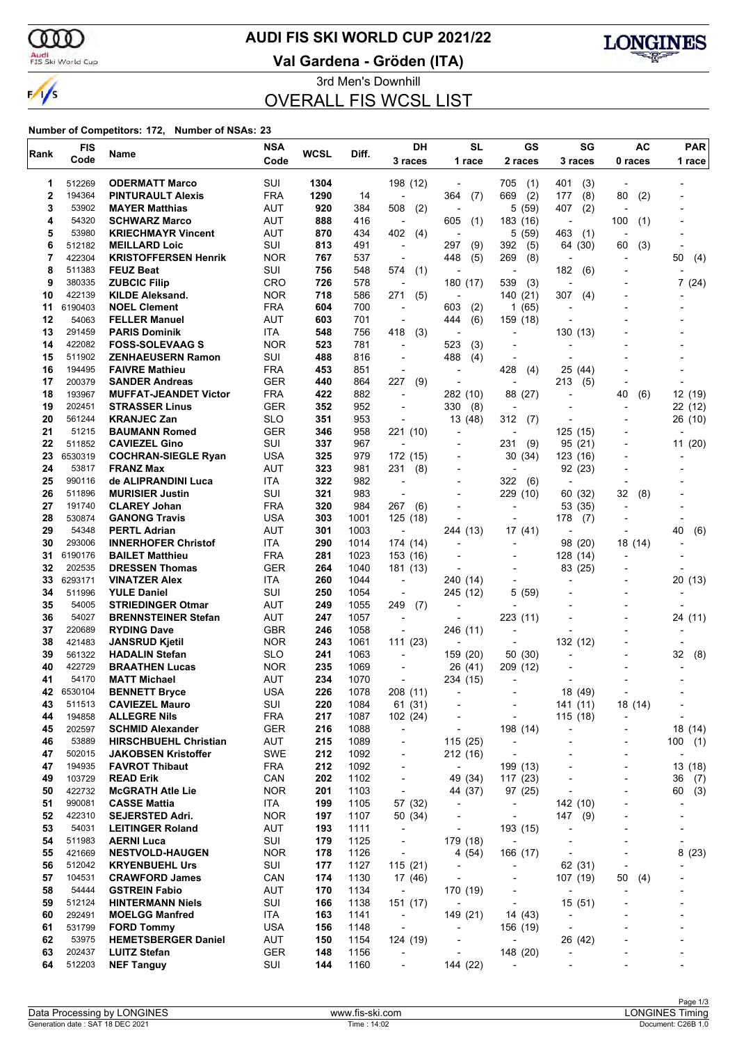# AUDI FIS SKI WORLD CUP 2021/22

## Val Gardena - Gröden (ITA)

3rd Men's Downhill

## OVERALL FIS WCSL LIST

**Number of Competitors: 172, Number of NSAs: 23**

| Rank | FIS Code | Name | NSA Code | WCSL | Diff. | DH 3 races | SL 1 race | GS 2 races | SG 3 races | AC 0 races | PAR 1 race |
|---|---|---|---|---|---|---|---|---|---|---|---|
| 1 | 512269 | **ODERMATT Marco** | SUI | **1304** | | 198 (12) | - | 705 (1) | 401 (3) | - | - |
| 2 | 194364 | **PINTURAULT Alexis** | FRA | **1290** | 14 | - | 364 (7) | 669 (2) | 177 (8) | 80 (2) | - |
| 3 | 53902 | **MAYER Matthias** | AUT | **920** | 384 | 508 (2) | - | 5 (59) | 407 (2) | - | - |
| 4 | 54320 | **SCHWARZ Marco** | AUT | **888** | 416 | - | 605 (1) | 183 (16) | - | 100 (1) | - |
| 5 | 53980 | **KRIECHMAYR Vincent** | AUT | **870** | 434 | 402 (4) | - | 5 (59) | 463 (1) | - | - |
| 6 | 512182 | **MEILLARD Loic** | SUI | **813** | 491 | - | 297 (9) | 392 (5) | 64 (30) | 60 (3) | - |
| 7 | 422304 | **KRISTOFFERSEN Henrik** | NOR | **767** | 537 | - | 448 (5) | 269 (8) | - | - | 50 (4) |
| 8 | 511383 | **FEUZ Beat** | SUI | **756** | 548 | 574 (1) | - | - | 182 (6) | - | - |
| 9 | 380335 | **ZUBCIC Filip** | CRO | **726** | 578 | - | 180 (17) | 539 (3) | - | - | 7 (24) |
| 10 | 422139 | **KILDE Aleksand.** | NOR | **718** | 586 | 271 (5) | - | 140 (21) | 307 (4) | - | - |
| 11 | 6190403 | **NOEL Clement** | FRA | **604** | 700 | - | 603 (2) | 1 (65) | - | - | - |
| 12 | 54063 | **FELLER Manuel** | AUT | **603** | 701 | - | 444 (6) | 159 (18) | - | - | - |
| 13 | 291459 | **PARIS Dominik** | ITA | **548** | 756 | 418 (3) | - | - | 130 (13) | - | - |
| 14 | 422082 | **FOSS-SOLEVAAG S** | NOR | **523** | 781 | - | 523 (3) | - | - | - | - |
| 15 | 511902 | **ZENHAEUSERN Ramon** | SUI | **488** | 816 | - | 488 (4) | - | - | - | - |
| 16 | 194495 | **FAIVRE Mathieu** | FRA | **453** | 851 | - | - | 428 (4) | 25 (44) | - | - |
| 17 | 200379 | **SANDER Andreas** | GER | **440** | 864 | 227 (9) | - | - | 213 (5) | - | - |
| 18 | 193967 | **MUFFAT-JEANDET Victor** | FRA | **422** | 882 | - | 282 (10) | 88 (27) | - | 40 (6) | 12 (19) |
| 19 | 202451 | **STRASSER Linus** | GER | **352** | 952 | - | 330 (8) | - | - | - | 22 (12) |
| 20 | 561244 | **KRANJEC Zan** | SLO | **351** | 953 | - | 13 (48) | 312 (7) | - | - | 26 (10) |
| 21 | 51215 | **BAUMANN Romed** | GER | **346** | 958 | 221 (10) | - | - | 125 (15) | - | - |
| 22 | 511852 | **CAVIEZEL Gino** | SUI | **337** | 967 | - | - | 231 (9) | 95 (21) | - | 11 (20) |
| 23 | 6530319 | **COCHRAN-SIEGLE Ryan** | USA | **325** | 979 | 172 (15) | - | 30 (34) | 123 (16) | - | - |
| 24 | 53817 | **FRANZ Max** | AUT | **323** | 981 | 231 (8) | - | - | 92 (23) | - | - |
| 25 | 990116 | **de ALIPRANDINI Luca** | ITA | **322** | 982 | - | - | 322 (6) | - | - | - |
| 26 | 511896 | **MURISIER Justin** | SUI | **321** | 983 | - | - | 229 (10) | 60 (32) | 32 (8) | - |
| 27 | 191740 | **CLAREY Johan** | FRA | **320** | 984 | 267 (6) | - | - | 53 (35) | - | - |
| 28 | 530874 | **GANONG Travis** | USA | **303** | 1001 | 125 (18) | - | - | 178 (7) | - | - |
| 29 | 54348 | **PERTL Adrian** | AUT | **301** | 1003 | - | 244 (13) | 17 (41) | - | - | 40 (6) |
| 30 | 293006 | **INNERHOFER Christof** | ITA | **290** | 1014 | 174 (14) | - | - | 98 (20) | 18 (14) | - |
| 31 | 6190176 | **BAILET Matthieu** | FRA | **281** | 1023 | 153 (16) | - | - | 128 (14) | - | - |
| 32 | 202535 | **DRESSEN Thomas** | GER | **264** | 1040 | 181 (13) | - | - | 83 (25) | - | - |
| 33 | 6293171 | **VINATZER Alex** | ITA | **260** | 1044 | - | 240 (14) | - | - | - | 20 (13) |
| 34 | 511996 | **YULE Daniel** | SUI | **250** | 1054 | - | 245 (12) | 5 (59) | - | - | - |
| 35 | 54005 | **STRIEDINGER Otmar** | AUT | **249** | 1055 | 249 (7) | - | - | - | - | - |
| 36 | 54027 | **BRENNSTEINER Stefan** | AUT | **247** | 1057 | - | - | 223 (11) | - | - | 24 (11) |
| 37 | 220689 | **RYDING Dave** | GBR | **246** | 1058 | - | 246 (11) | - | - | - | - |
| 38 | 421483 | **JANSRUD Kjetil** | NOR | **243** | 1061 | 111 (23) | - | - | 132 (12) | - | - |
| 39 | 561322 | **HADALIN Stefan** | SLO | **241** | 1063 | - | 159 (20) | 50 (30) | - | - | 32 (8) |
| 40 | 422729 | **BRAATHEN Lucas** | NOR | **235** | 1069 | - | 26 (41) | 209 (12) | - | - | - |
| 41 | 54170 | **MATT Michael** | AUT | **234** | 1070 | - | 234 (15) | - | - | - | - |
| 42 | 6530104 | **BENNETT Bryce** | USA | **226** | 1078 | 208 (11) | - | - | 18 (49) | - | - |
| 43 | 511513 | **CAVIEZEL Mauro** | SUI | **220** | 1084 | 61 (31) | - | - | 141 (11) | 18 (14) | - |
| 44 | 194858 | **ALLEGRE Nils** | FRA | **217** | 1087 | 102 (24) | - | - | 115 (18) | - | - |
| 45 | 202597 | **SCHMID Alexander** | GER | **216** | 1088 | - | - | 198 (14) | - | - | 18 (14) |
| 46 | 53889 | **HIRSCHBUEHL Christian** | AUT | **215** | 1089 | - | 115 (25) | - | - | - | 100 (1) |
| 47 | 502015 | **JAKOBSEN Kristoffer** | SWE | **212** | 1092 | - | 212 (16) | - | - | - | - |
| 47 | 194935 | **FAVROT Thibaut** | FRA | **212** | 1092 | - | - | 199 (13) | - | - | 13 (18) |
| 49 | 103729 | **READ Erik** | CAN | **202** | 1102 | - | 49 (34) | 117 (23) | - | - | 36 (7) |
| 50 | 422732 | **McGRATH Atle Lie** | NOR | **201** | 1103 | - | 44 (37) | 97 (25) | - | - | 60 (3) |
| 51 | 990081 | **CASSE Mattia** | ITA | **199** | 1105 | 57 (32) | - | - | 142 (10) | - | - |
| 52 | 422310 | **SEJERSTED Adri.** | NOR | **197** | 1107 | 50 (34) | - | - | 147 (9) | - | - |
| 53 | 54031 | **LEITINGER Roland** | AUT | **193** | 1111 | - | - | 193 (15) | - | - | - |
| 54 | 511983 | **AERNI Luca** | SUI | **179** | 1125 | - | 179 (18) | - | - | - | - |
| 55 | 421669 | **NESTVOLD-HAUGEN** | NOR | **178** | 1126 | - | 4 (54) | 166 (17) | - | - | 8 (23) |
| 56 | 512042 | **KRYENBUEHL Urs** | SUI | **177** | 1127 | 115 (21) | - | - | 62 (31) | - | - |
| 57 | 104531 | **CRAWFORD James** | CAN | **174** | 1130 | 17 (46) | - | - | 107 (19) | 50 (4) | - |
| 58 | 54444 | **GSTREIN Fabio** | AUT | **170** | 1134 | - | 170 (19) | - | - | - | - |
| 59 | 512124 | **HINTERMANN Niels** | SUI | **166** | 1138 | 151 (17) | - | - | 15 (51) | - | - |
| 60 | 292491 | **MOELGG Manfred** | ITA | **163** | 1141 | - | 149 (21) | 14 (43) | - | - | - |
| 61 | 531799 | **FORD Tommy** | USA | **156** | 1148 | - | - | 156 (19) | - | - | - |
| 62 | 53975 | **HEMETSBERGER Daniel** | AUT | **150** | 1154 | 124 (19) | - | - | 26 (42) | - | - |
| 63 | 202437 | **LUITZ Stefan** | GER | **148** | 1156 | - | - | 148 (20) | - | - | - |
| 64 | 512203 | **NEF Tanguy** | SUI | **144** | 1160 | - | 144 (22) | - | - | - | - |

Data Processing by LONGINES | www.fis-ski.com | LONGINES Timing

Generation date : SAT 18 DEC 2021 | Time : 14:02 | Document: C26B 1.0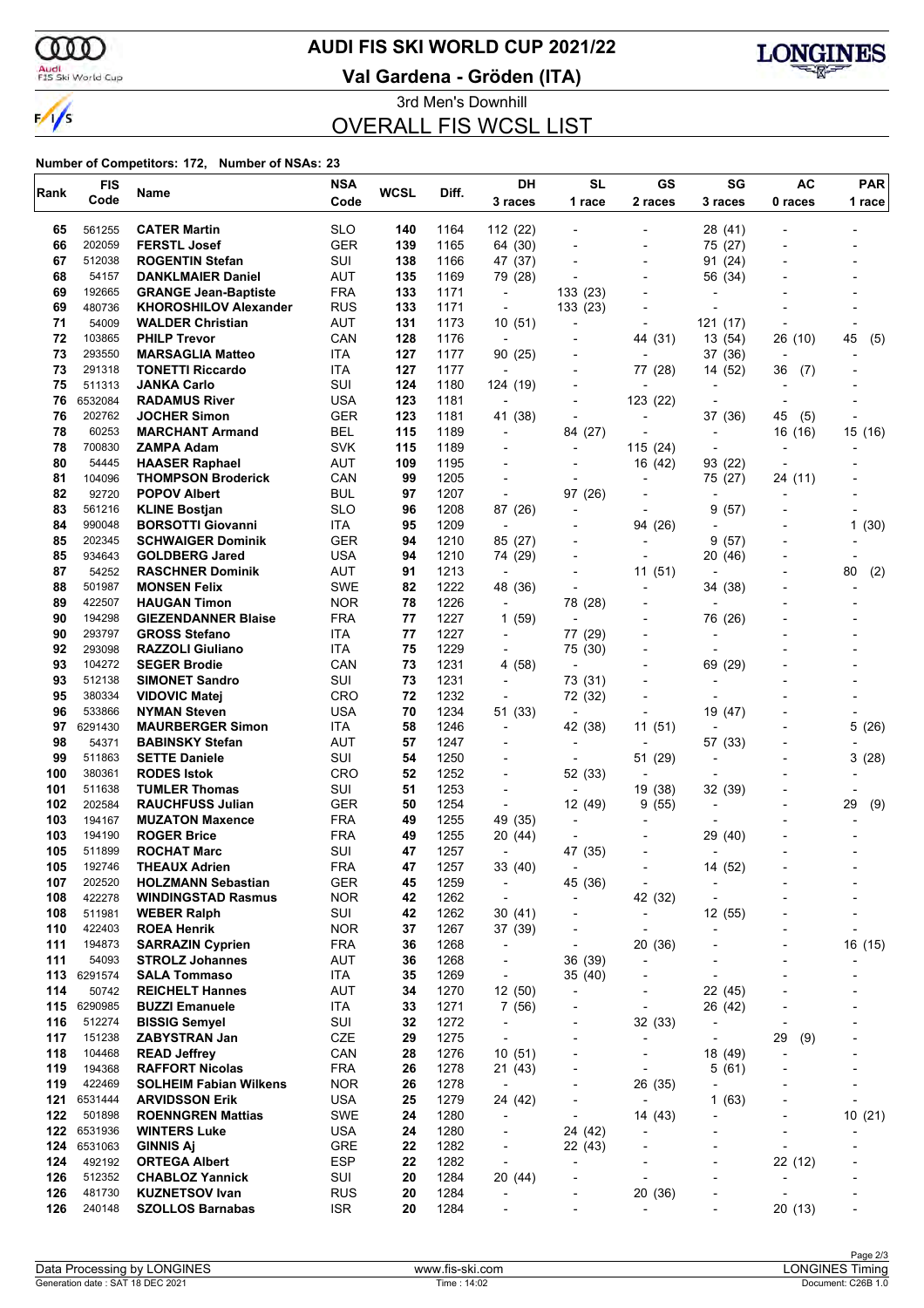# AUDI FIS SKI WORLD CUP 2021/22

## Val Gardena - Gröden (ITA)

### 3rd Men's Downhill

## OVERALL FIS WCSL LIST

**Number of Competitors: 172, Number of NSAs: 23**

| Rank | FIS Code | Name | NSA Code | WCSL | Diff. | DH 3 races | SL 1 race | GS 2 races | SG 3 races | AC 0 races | PAR 1 race |
|---|---|---|---|---|---|---|---|---|---|---|---|
| 65 | 561255 | **CATER Martin** | SLO | **140** | 1164 | 112 (22) | - | - | 28 (41) | - | - |
| 66 | 202059 | **FERSTL Josef** | GER | **139** | 1165 | 64 (30) | - | - | 75 (27) | - | - |
| 67 | 512038 | **ROGENTIN Stefan** | SUI | **138** | 1166 | 47 (37) | - | - | 91 (24) | - | - |
| 68 | 54157 | **DANKLMAIER Daniel** | AUT | **135** | 1169 | 79 (28) | - | - | 56 (34) | - | - |
| 69 | 192665 | **GRANGE Jean-Baptiste** | FRA | **133** | 1171 | - | 133 (23) | - | - | - | - |
| 69 | 480736 | **KHOROSHILOV Alexander** | RUS | **133** | 1171 | - | 133 (23) | - | - | - | - |
| 71 | 54009 | **WALDER Christian** | AUT | **131** | 1173 | 10 (51) | - | - | 121 (17) | - | - |
| 72 | 103865 | **PHILP Trevor** | CAN | **128** | 1176 | - | - | 44 (31) | 13 (54) | 26 (10) | 45 (5) |
| 73 | 293550 | **MARSAGLIA Matteo** | ITA | **127** | 1177 | 90 (25) | - | - | 37 (36) | - | - |
| 73 | 291318 | **TONETTI Riccardo** | ITA | **127** | 1177 | - | - | 77 (28) | 14 (52) | 36 (7) | - |
| 75 | 511313 | **JANKA Carlo** | SUI | **124** | 1180 | 124 (19) | - | - | - | - | - |
| 76 | 6532084 | **RADAMUS River** | USA | **123** | 1181 | - | - | 123 (22) | - | - | - |
| 76 | 202762 | **JOCHER Simon** | GER | **123** | 1181 | 41 (38) | - | - | 37 (36) | 45 (5) | - |
| 78 | 60253 | **MARCHANT Armand** | BEL | **115** | 1189 | - | 84 (27) | - | - | 16 (16) | 15 (16) |
| 78 | 700830 | **ZAMPA Adam** | SVK | **115** | 1189 | - | - | 115 (24) | - | - | - |
| 80 | 54445 | **HAASER Raphael** | AUT | **109** | 1195 | - | - | 16 (42) | 93 (22) | - | - |
| 81 | 104096 | **THOMPSON Broderick** | CAN | **99** | 1205 | - | - | - | 75 (27) | 24 (11) | - |
| 82 | 92720 | **POPOV Albert** | BUL | **97** | 1207 | - | 97 (26) | - | - | - | - |
| 83 | 561216 | **KLINE Bostjan** | SLO | **96** | 1208 | 87 (26) | - | - | 9 (57) | - | - |
| 84 | 990048 | **BORSOTTI Giovanni** | ITA | **95** | 1209 | - | - | 94 (26) | - | - | 1 (30) |
| 85 | 202345 | **SCHWAIGER Dominik** | GER | **94** | 1210 | 85 (27) | - | - | 9 (57) | - | - |
| 85 | 934643 | **GOLDBERG Jared** | USA | **94** | 1210 | 74 (29) | - | - | 20 (46) | - | - |
| 87 | 54252 | **RASCHNER Dominik** | AUT | **91** | 1213 | - | - | 11 (51) | - | - | 80 (2) |
| 88 | 501987 | **MONSEN Felix** | SWE | **82** | 1222 | 48 (36) | - | - | 34 (38) | - | - |
| 89 | 422507 | **HAUGAN Timon** | NOR | **78** | 1226 | - | 78 (28) | - | - | - | - |
| 90 | 194298 | **GIEZENDANNER Blaise** | FRA | **77** | 1227 | 1 (59) | - | - | 76 (26) | - | - |
| 90 | 293797 | **GROSS Stefano** | ITA | **77** | 1227 | - | 77 (29) | - | - | - | - |
| 92 | 293098 | **RAZZOLI Giuliano** | ITA | **75** | 1229 | - | 75 (30) | - | - | - | - |
| 93 | 104272 | **SEGER Brodie** | CAN | **73** | 1231 | 4 (58) | - | - | 69 (29) | - | - |
| 93 | 512138 | **SIMONET Sandro** | SUI | **73** | 1231 | - | 73 (31) | - | - | - | - |
| 95 | 380334 | **VIDOVIC Matej** | CRO | **72** | 1232 | - | 72 (32) | - | - | - | - |
| 96 | 533866 | **NYMAN Steven** | USA | **70** | 1234 | 51 (33) | - | - | 19 (47) | - | - |
| 97 | 6291430 | **MAURBERGER Simon** | ITA | **58** | 1246 | - | 42 (38) | 11 (51) | - | - | 5 (26) |
| 98 | 54371 | **BABINSKY Stefan** | AUT | **57** | 1247 | - | - | - | 57 (33) | - | - |
| 99 | 511863 | **SETTE Daniele** | SUI | **54** | 1250 | - | - | 51 (29) | - | - | 3 (28) |
| 100 | 380361 | **RODES Istok** | CRO | **52** | 1252 | - | 52 (33) | - | - | - | - |
| 101 | 511638 | **TUMLER Thomas** | SUI | **51** | 1253 | - | - | 19 (38) | 32 (39) | - | - |
| 102 | 202584 | **RAUCHFUSS Julian** | GER | **50** | 1254 | - | 12 (49) | 9 (55) | - | - | 29 (9) |
| 103 | 194167 | **MUZATON Maxence** | FRA | **49** | 1255 | 49 (35) | - | - | - | - | - |
| 103 | 194190 | **ROGER Brice** | FRA | **49** | 1255 | 20 (44) | - | - | 29 (40) | - | - |
| 105 | 511899 | **ROCHAT Marc** | SUI | **47** | 1257 | - | 47 (35) | - | - | - | - |
| 105 | 192746 | **THEAUX Adrien** | FRA | **47** | 1257 | 33 (40) | - | - | 14 (52) | - | - |
| 107 | 202520 | **HOLZMANN Sebastian** | GER | **45** | 1259 | - | 45 (36) | - | - | - | - |
| 108 | 422278 | **WINDINGSTAD Rasmus** | NOR | **42** | 1262 | - | - | 42 (32) | - | - | - |
| 108 | 511981 | **WEBER Ralph** | SUI | **42** | 1262 | 30 (41) | - | - | 12 (55) | - | - |
| 110 | 422403 | **ROEA Henrik** | NOR | **37** | 1267 | 37 (39) | - | - | - | - | - |
| 111 | 194873 | **SARRAZIN Cyprien** | FRA | **36** | 1268 | - | - | 20 (36) | - | - | 16 (15) |
| 111 | 54093 | **STROLZ Johannes** | AUT | **36** | 1268 | - | 36 (39) | - | - | - | - |
| 113 | 6291574 | **SALA Tommaso** | ITA | **35** | 1269 | - | 35 (40) | - | - | - | - |
| 114 | 50742 | **REICHELT Hannes** | AUT | **34** | 1270 | 12 (50) | - | - | 22 (45) | - | - |
| 115 | 6290985 | **BUZZI Emanuele** | ITA | **33** | 1271 | 7 (56) | - | - | 26 (42) | - | - |
| 116 | 512274 | **BISSIG Semyel** | SUI | **32** | 1272 | - | - | 32 (33) | - | - | - |
| 117 | 151238 | **ZABYSTRAN Jan** | CZE | **29** | 1275 | - | - | - | - | 29 (9) | - |
| 118 | 104468 | **READ Jeffrey** | CAN | **28** | 1276 | 10 (51) | - | - | 18 (49) | - | - |
| 119 | 194368 | **RAFFORT Nicolas** | FRA | **26** | 1278 | 21 (43) | - | - | 5 (61) | - | - |
| 119 | 422469 | **SOLHEIM Fabian Wilkens** | NOR | **26** | 1278 | - | - | 26 (35) | - | - | - |
| 121 | 6531444 | **ARVIDSSON Erik** | USA | **25** | 1279 | 24 (42) | - | - | 1 (63) | - | - |
| 122 | 501898 | **ROENNGREN Mattias** | SWE | **24** | 1280 | - | - | 14 (43) | - | - | 10 (21) |
| 122 | 6531936 | **WINTERS Luke** | USA | **24** | 1280 | - | 24 (42) | - | - | - | - |
| 124 | 6531063 | **GINNIS Aj** | GRE | **22** | 1282 | - | 22 (43) | - | - | - | - |
| 124 | 492192 | **ORTEGA Albert** | ESP | **22** | 1282 | - | - | - | - | 22 (12) | - |
| 126 | 512352 | **CHABLOZ Yannick** | SUI | **20** | 1284 | 20 (44) | - | - | - | - | - |
| 126 | 481730 | **KUZNETSOV Ivan** | RUS | **20** | 1284 | - | - | 20 (36) | - | - | - |
| 126 | 240148 | **SZOLLOS Barnabas** | ISR | **20** | 1284 | - | - | - | - | 20 (13) | - |

Data Processing by LONGINES | www.fis-ski.com | LONGINES Timing

Generation date : SAT 18 DEC 2021 | Time : 14:02 | Document: C26B 1.0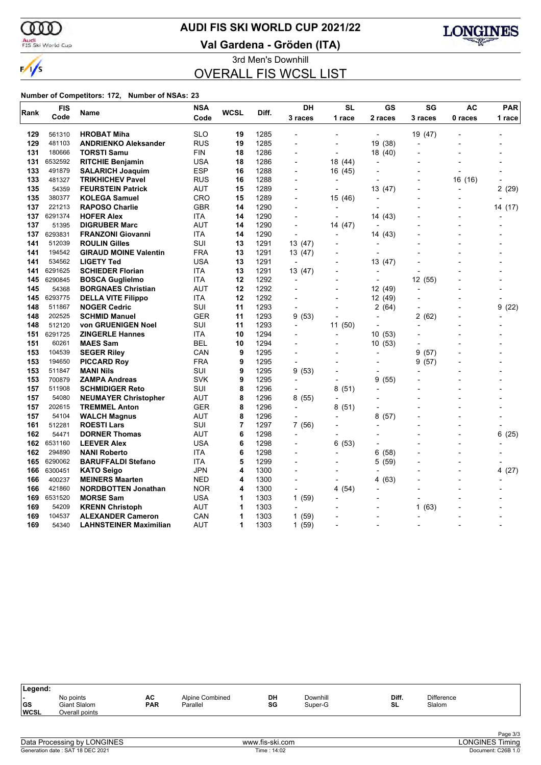# AUDI FIS SKI WORLD CUP 2021/22

## Val Gardena - Gröden (ITA)

### 3rd Men's Downhill

## OVERALL FIS WCSL LIST

**Number of Competitors: 172, Number of NSAs: 23**

| Rank | FIS Code | Name | NSA Code | WCSL | Diff. | DH 3 races | SL 1 race | GS 2 races | SG 3 races | AC 0 races | PAR 1 race |
|---|---|---|---|---|---|---|---|---|---|---|---|
| 129 | 561310 | **HROBAT Miha** | SLO | **19** | 1285 | - | - | - | 19 (47) | - | - |
| 129 | 481103 | **ANDRIENKO Aleksander** | RUS | **19** | 1285 | - | - | 19 (38) | - | - | - |
| 131 | 180666 | **TORSTI Samu** | FIN | **18** | 1286 | - | - | 18 (40) | - | - | - |
| 131 | 6532592 | **RITCHIE Benjamin** | USA | **18** | 1286 | - | 18 (44) | - | - | - | - |
| 133 | 491879 | **SALARICH Joaquim** | ESP | **16** | 1288 | - | 16 (45) | - | - | - | - |
| 133 | 481327 | **TRIKHICHEV Pavel** | RUS | **16** | 1288 | - | - | - | - | 16 (16) | - |
| 135 | 54359 | **FEURSTEIN Patrick** | AUT | **15** | 1289 | - | - | 13 (47) | - | - | 2 (29) |
| 135 | 380377 | **KOLEGA Samuel** | CRO | **15** | 1289 | - | 15 (46) | - | - | - | - |
| 137 | 221213 | **RAPOSO Charlie** | GBR | **14** | 1290 | - | - | - | - | - | 14 (17) |
| 137 | 6291374 | **HOFER Alex** | ITA | **14** | 1290 | - | - | 14 (43) | - | - | - |
| 137 | 51395 | **DIGRUBER Marc** | AUT | **14** | 1290 | - | 14 (47) | - | - | - | - |
| 137 | 6293831 | **FRANZONI Giovanni** | ITA | **14** | 1290 | - | - | 14 (43) | - | - | - |
| 141 | 512039 | **ROULIN Gilles** | SUI | **13** | 1291 | 13 (47) | - | - | - | - | - |
| 141 | 194542 | **GIRAUD MOINE Valentin** | FRA | **13** | 1291 | 13 (47) | - | - | - | - | - |
| 141 | 534562 | **LIGETY Ted** | USA | **13** | 1291 | - | - | 13 (47) | - | - | - |
| 141 | 6291625 | **SCHIEDER Florian** | ITA | **13** | 1291 | 13 (47) | - | - | - | - | - |
| 145 | 6290845 | **BOSCA Guglielmo** | ITA | **12** | 1292 | - | - | - | 12 (55) | - | - |
| 145 | 54368 | **BORGNAES Christian** | AUT | **12** | 1292 | - | - | 12 (49) | - | - | - |
| 145 | 6293775 | **DELLA VITE Filippo** | ITA | **12** | 1292 | - | - | 12 (49) | - | - | - |
| 148 | 511867 | **NOGER Cedric** | SUI | **11** | 1293 | - | - | 2 (64) | - | - | 9 (22) |
| 148 | 202525 | **SCHMID Manuel** | GER | **11** | 1293 | 9 (53) | - | - | 2 (62) | - | - |
| 148 | 512120 | **von GRUENIGEN Noel** | SUI | **11** | 1293 | - | 11 (50) | - | - | - | - |
| 151 | 6291725 | **ZINGERLE Hannes** | ITA | **10** | 1294 | - | - | 10 (53) | - | - | - |
| 151 | 60261 | **MAES Sam** | BEL | **10** | 1294 | - | - | 10 (53) | - | - | - |
| 153 | 104539 | **SEGER Riley** | CAN | **9** | 1295 | - | - | - | 9 (57) | - | - |
| 153 | 194650 | **PICCARD Roy** | FRA | **9** | 1295 | - | - | - | 9 (57) | - | - |
| 153 | 511847 | **MANI Nils** | SUI | **9** | 1295 | 9 (53) | - | - | - | - | - |
| 153 | 700879 | **ZAMPA Andreas** | SVK | **9** | 1295 | - | - | 9 (55) | - | - | - |
| 157 | 511908 | **SCHMIDIGER Reto** | SUI | **8** | 1296 | - | 8 (51) | - | - | - | - |
| 157 | 54080 | **NEUMAYER Christopher** | AUT | **8** | 1296 | 8 (55) | - | - | - | - | - |
| 157 | 202615 | **TREMMEL Anton** | GER | **8** | 1296 | - | 8 (51) | - | - | - | - |
| 157 | 54104 | **WALCH Magnus** | AUT | **8** | 1296 | - | - | 8 (57) | - | - | - |
| 161 | 512281 | **ROESTI Lars** | SUI | **7** | 1297 | 7 (56) | - | - | - | - | - |
| 162 | 54471 | **DORNER Thomas** | AUT | **6** | 1298 | - | - | - | - | - | 6 (25) |
| 162 | 6531160 | **LEEVER Alex** | USA | **6** | 1298 | - | 6 (53) | - | - | - | - |
| 162 | 294890 | **NANI Roberto** | ITA | **6** | 1298 | - | - | 6 (58) | - | - | - |
| 165 | 6290062 | **BARUFFALDI Stefano** | ITA | **5** | 1299 | - | - | 5 (59) | - | - | - |
| 166 | 6300451 | **KATO Seigo** | JPN | **4** | 1300 | - | - | - | - | - | 4 (27) |
| 166 | 400237 | **MEINERS Maarten** | NED | **4** | 1300 | - | - | 4 (63) | - | - | - |
| 166 | 421860 | **NORDBOTTEN Jonathan** | NOR | **4** | 1300 | - | 4 (54) | - | - | - | - |
| 169 | 6531520 | **MORSE Sam** | USA | **1** | 1303 | 1 (59) | - | - | - | - | - |
| 169 | 54209 | **KRENN Christoph** | AUT | **1** | 1303 | - | - | - | 1 (63) | - | - |
| 169 | 104537 | **ALEXANDER Cameron** | CAN | **1** | 1303 | 1 (59) | - | - | - | - | - |
| 169 | 54340 | **LAHNSTEINER Maximilian** | AUT | **1** | 1303 | 1 (59) | - | - | - | - | - |

**Legend:**

| | | | | | | | |
|---|---|---|---|---|---|---|---|
| - | No points | AC | Alpine Combined | DH | Downhill | Diff. | Difference |
| GS | Giant Slalom | PAR | Parallel | SG | Super-G | SL | Slalom |
| WCSL | Overall points | | | | | | |

Data Processing by LONGINES — www.fis-ski.com — LONGINES Timing

Generation date : SAT 18 DEC 2021 — Time : 14:02 — Document: C26B 1.0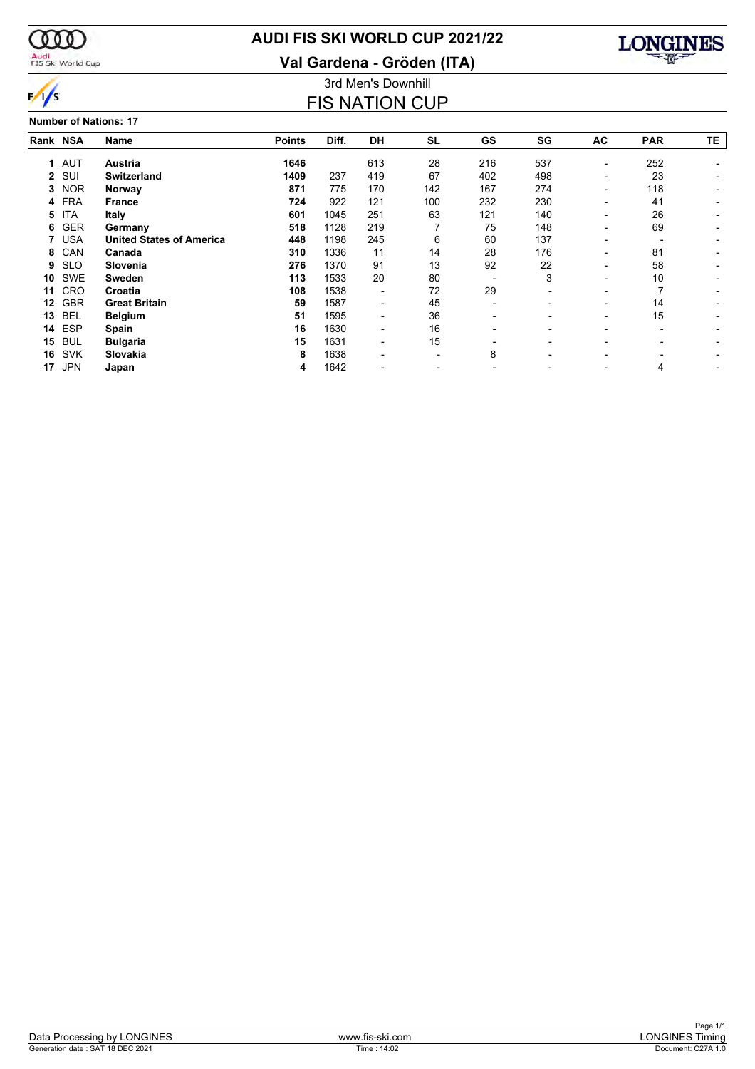# AUDI FIS SKI WORLD CUP 2021/22

## Val Gardena - Gröden (ITA)

### 3rd Men's Downhill

## FIS NATION CUP

**Number of Nations: 17**

| Rank | NSA | Name | Points | Diff. | DH | SL | GS | SG | AC | PAR | TE |
|---|---|---|---|---|---|---|---|---|---|---|---|
| 1 | AUT | **Austria** | **1646** | | 613 | 28 | 216 | 537 | - | 252 | - |
| 2 | SUI | **Switzerland** | **1409** | 237 | 419 | 67 | 402 | 498 | - | 23 | - |
| 3 | NOR | **Norway** | **871** | 775 | 170 | 142 | 167 | 274 | - | 118 | - |
| 4 | FRA | **France** | **724** | 922 | 121 | 100 | 232 | 230 | - | 41 | - |
| 5 | ITA | **Italy** | **601** | 1045 | 251 | 63 | 121 | 140 | - | 26 | - |
| 6 | GER | **Germany** | **518** | 1128 | 219 | 7 | 75 | 148 | - | 69 | - |
| 7 | USA | **United States of America** | **448** | 1198 | 245 | 6 | 60 | 137 | - | - | - |
| 8 | CAN | **Canada** | **310** | 1336 | 11 | 14 | 28 | 176 | - | 81 | - |
| 9 | SLO | **Slovenia** | **276** | 1370 | 91 | 13 | 92 | 22 | - | 58 | - |
| 10 | SWE | **Sweden** | **113** | 1533 | 20 | 80 | - | 3 | - | 10 | - |
| 11 | CRO | **Croatia** | **108** | 1538 | - | 72 | 29 | - | - | 7 | - |
| 12 | GBR | **Great Britain** | **59** | 1587 | - | 45 | - | - | - | 14 | - |
| 13 | BEL | **Belgium** | **51** | 1595 | - | 36 | - | - | - | 15 | - |
| 14 | ESP | **Spain** | **16** | 1630 | - | 16 | - | - | - | - | - |
| 15 | BUL | **Bulgaria** | **15** | 1631 | - | 15 | - | - | - | - | - |
| 16 | SVK | **Slovakia** | **8** | 1638 | - | - | 8 | - | - | - | - |
| 17 | JPN | **Japan** | **4** | 1642 | - | - | - | - | - | 4 | - |

Data Processing by LONGINES | www.fis-ski.com | LONGINES Timing

Generation date : SAT 18 DEC 2021 | Time : 14:02 | Document: C27A 1.0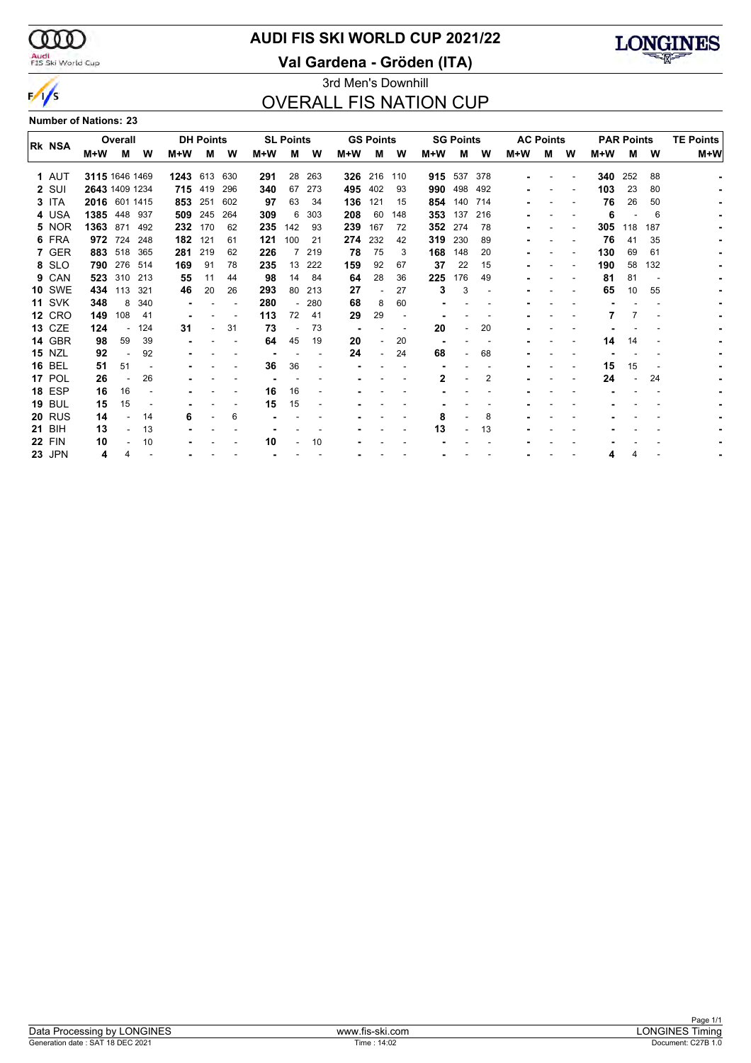# AUDI FIS SKI WORLD CUP 2021/22

## Val Gardena - Gröden (ITA)

3rd Men's Downhill

## OVERALL FIS NATION CUP

**Number of Nations: 23**

| Rk | NSA | Overall | | | DH Points | | | SL Points | | | GS Points | | | SG Points | | | AC Points | | | PAR Points | | | TE Points |
|---|---|---|---|---|---|---|---|---|---|---|---|---|---|---|---|---|---|---|---|---|---|---|---|
| | | M+W | M | W | M+W | M | W | M+W | M | W | M+W | M | W | M+W | M | W | M+W | M | W | M+W | M | W | M+W |
| 1 | AUT | **3115** | 1646 | 1469 | **1243** | 613 | 630 | **291** | 28 | 263 | **326** | 216 | 110 | **915** | 537 | 378 | - | - | - | **340** | 252 | 88 | - |
| 2 | SUI | **2643** | 1409 | 1234 | **715** | 419 | 296 | **340** | 67 | 273 | **495** | 402 | 93 | **990** | 498 | 492 | - | - | - | **103** | 23 | 80 | - |
| 3 | ITA | **2016** | 601 | 1415 | **853** | 251 | 602 | **97** | 63 | 34 | **136** | 121 | 15 | **854** | 140 | 714 | - | - | - | **76** | 26 | 50 | - |
| 4 | USA | **1385** | 448 | 937 | **509** | 245 | 264 | **309** | 6 | 303 | **208** | 60 | 148 | **353** | 137 | 216 | - | - | - | **6** | - | 6 | - |
| 5 | NOR | **1363** | 871 | 492 | **232** | 170 | 62 | **235** | 142 | 93 | **239** | 167 | 72 | **352** | 274 | 78 | - | - | - | **305** | 118 | 187 | - |
| 6 | FRA | **972** | 724 | 248 | **182** | 121 | 61 | **121** | 100 | 21 | **274** | 232 | 42 | **319** | 230 | 89 | - | - | - | **76** | 41 | 35 | - |
| 7 | GER | **883** | 518 | 365 | **281** | 219 | 62 | **226** | 7 | 219 | **78** | 75 | 3 | **168** | 148 | 20 | - | - | - | **130** | 69 | 61 | - |
| 8 | SLO | **790** | 276 | 514 | **169** | 91 | 78 | **235** | 13 | 222 | **159** | 92 | 67 | **37** | 22 | 15 | - | - | - | **190** | 58 | 132 | - |
| 9 | CAN | **523** | 310 | 213 | **55** | 11 | 44 | **98** | 14 | 84 | **64** | 28 | 36 | **225** | 176 | 49 | - | - | - | **81** | 81 | - | - |
| 10 | SWE | **434** | 113 | 321 | **46** | 20 | 26 | **293** | 80 | 213 | **27** | - | 27 | **3** | 3 | - | - | - | - | **65** | 10 | 55 | - |
| 11 | SVK | **348** | 8 | 340 | - | - | - | **280** | - | 280 | **68** | 8 | 60 | - | - | - | - | - | - | - | - | - | - |
| 12 | CRO | **149** | 108 | 41 | - | - | - | **113** | 72 | 41 | **29** | 29 | - | - | - | - | - | - | - | **7** | 7 | - | - |
| 13 | CZE | **124** | - | 124 | **31** | - | 31 | **73** | - | 73 | - | - | - | **20** | - | 20 | - | - | - | - | - | - | - |
| 14 | GBR | **98** | 59 | 39 | - | - | - | **64** | 45 | 19 | **20** | - | 20 | - | - | - | - | - | - | **14** | 14 | - | - |
| 15 | NZL | **92** | - | 92 | - | - | - | - | - | - | **24** | - | 24 | **68** | - | 68 | - | - | - | - | - | - | - |
| 16 | BEL | **51** | 51 | - | - | - | - | **36** | 36 | - | - | - | - | - | - | - | - | - | - | **15** | 15 | - | - |
| 17 | POL | **26** | - | 26 | - | - | - | - | - | - | - | - | - | **2** | - | 2 | - | - | - | **24** | - | 24 | - |
| 18 | ESP | **16** | 16 | - | - | - | - | **16** | 16 | - | - | - | - | - | - | - | - | - | - | - | - | - | - |
| 19 | BUL | **15** | 15 | - | - | - | - | **15** | 15 | - | - | - | - | - | - | - | - | - | - | - | - | - | - |
| 20 | RUS | **14** | - | 14 | **6** | - | 6 | - | - | - | - | - | - | **8** | - | 8 | - | - | - | - | - | - | - |
| 21 | BIH | **13** | - | 13 | - | - | - | - | - | - | - | - | - | **13** | - | 13 | - | - | - | - | - | - | - |
| 22 | FIN | **10** | - | 10 | - | - | - | **10** | - | 10 | - | - | - | - | - | - | - | - | - | - | - | - | - |
| 23 | JPN | **4** | 4 | - | - | - | - | - | - | - | - | - | - | - | - | - | - | - | - | **4** | 4 | - | - |

Data Processing by LONGINES | www.fis-ski.com | LONGINES Timing

Generation date : SAT 18 DEC 2021 | Time : 14:02 | Document: C27B 1.0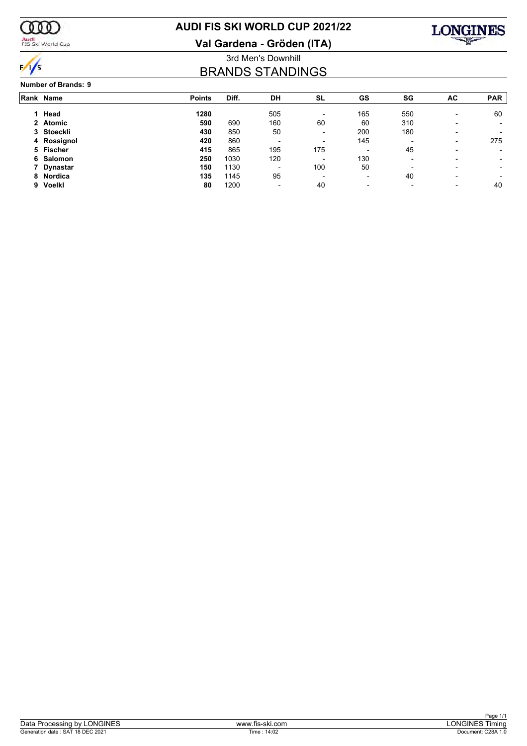# AUDI FIS SKI WORLD CUP 2021/22

## Val Gardena - Gröden (ITA)

3rd Men's Downhill

## BRANDS STANDINGS

**Number of Brands: 9**

| Rank | Name | Points | Diff. | DH | SL | GS | SG | AC | PAR |
|---|---|---|---|---|---|---|---|---|---|
| 1 | **Head** | **1280** | | 505 | - | 165 | 550 | - | 60 |
| 2 | **Atomic** | **590** | 690 | 160 | 60 | 60 | 310 | - | - |
| 3 | **Stoeckli** | **430** | 850 | 50 | - | 200 | 180 | - | - |
| 4 | **Rossignol** | **420** | 860 | - | - | 145 | - | - | 275 |
| 5 | **Fischer** | **415** | 865 | 195 | 175 | - | 45 | - | - |
| 6 | **Salomon** | **250** | 1030 | 120 | - | 130 | - | - | - |
| 7 | **Dynastar** | **150** | 1130 | - | 100 | 50 | - | - | - |
| 8 | **Nordica** | **135** | 1145 | 95 | - | - | 40 | - | - |
| 9 | **Voelkl** | **80** | 1200 | - | 40 | - | - | - | 40 |

Data Processing by LONGINES | www.fis-ski.com | LONGINES Timing

Generation date : SAT 18 DEC 2021 | Time : 14:02 | Document: C28A 1.0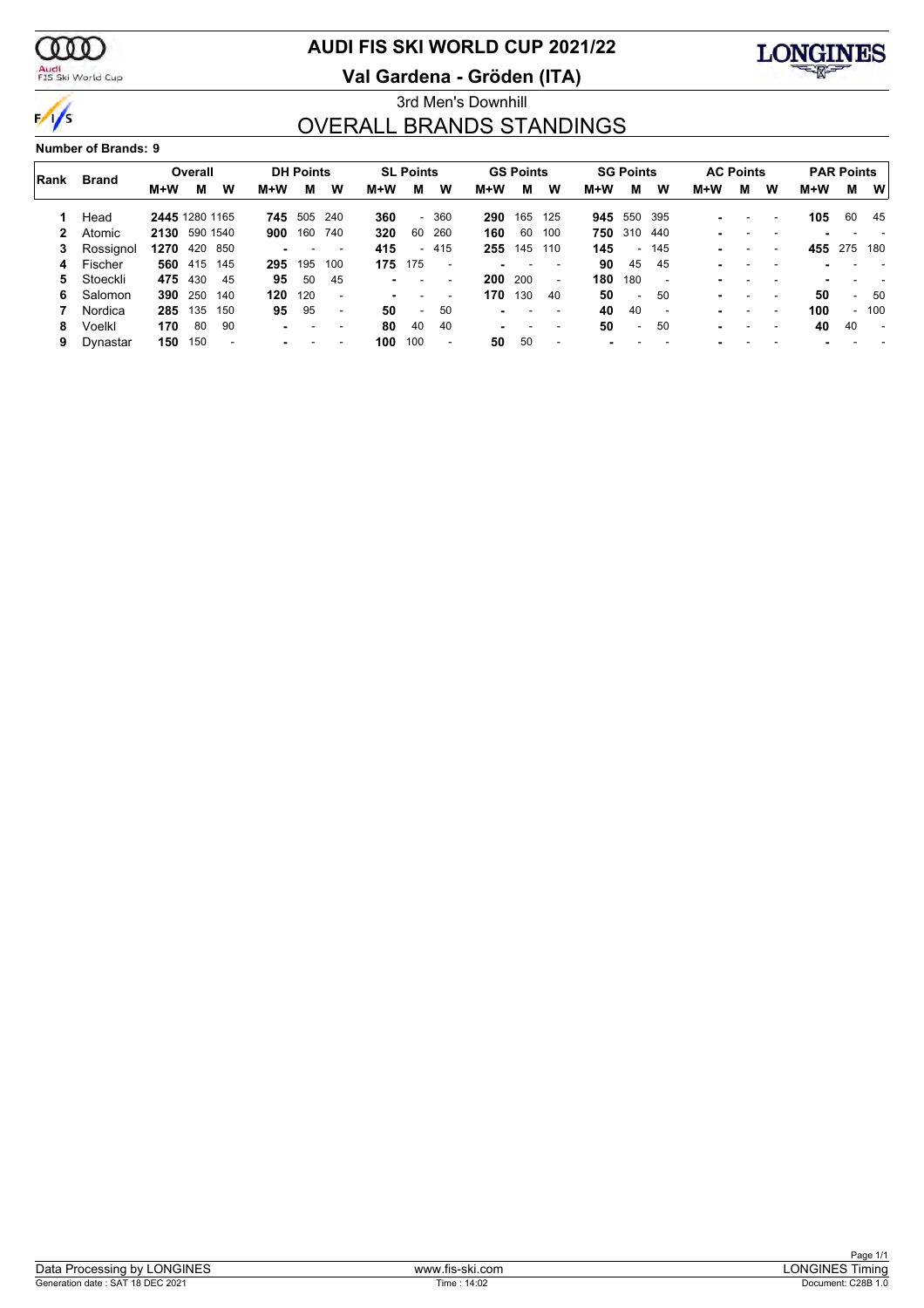# AUDI FIS SKI WORLD CUP 2021/22

## Val Gardena - Gröden (ITA)

3rd Men's Downhill

## OVERALL BRANDS STANDINGS

**Number of Brands: 9**

| Rank | Brand | Overall | | | DH Points | | | SL Points | | | GS Points | | | SG Points | | | AC Points | | | PAR Points | | |
|---|---|---|---|---|---|---|---|---|---|---|---|---|---|---|---|---|---|---|---|---|---|---|
| | | M+W | M | W | M+W | M | W | M+W | M | W | M+W | M | W | M+W | M | W | M+W | M | W | M+W | M | W |
| 1 | Head | **2445** | 1280 | 1165 | **745** | 505 | 240 | **360** | - | 360 | **290** | 165 | 125 | **945** | 550 | 395 | - | - | - | **105** | 60 | 45 |
| 2 | Atomic | **2130** | 590 | 1540 | **900** | 160 | 740 | **320** | 60 | 260 | **160** | 60 | 100 | **750** | 310 | 440 | - | - | - | - | - | - |
| 3 | Rossignol | **1270** | 420 | 850 | - | - | - | **415** | - | 415 | **255** | 145 | 110 | **145** | - | 145 | - | - | - | **455** | 275 | 180 |
| 4 | Fischer | **560** | 415 | 145 | **295** | 195 | 100 | **175** | 175 | - | - | - | - | **90** | 45 | 45 | - | - | - | - | - | - |
| 5 | Stoeckli | **475** | 430 | 45 | **95** | 50 | 45 | - | - | - | **200** | 200 | - | **180** | 180 | - | - | - | - | - | - | - |
| 6 | Salomon | **390** | 250 | 140 | **120** | 120 | - | - | - | - | **170** | 130 | 40 | **50** | - | 50 | - | - | - | **50** | - | 50 |
| 7 | Nordica | **285** | 135 | 150 | **95** | 95 | - | **50** | - | 50 | - | - | - | **40** | 40 | - | - | - | - | **100** | - | 100 |
| 8 | Voelkl | **170** | 80 | 90 | - | - | - | **80** | 40 | 40 | - | - | - | **50** | - | 50 | - | - | - | **40** | 40 | - |
| 9 | Dynastar | **150** | 150 | - | - | - | - | **100** | 100 | - | **50** | 50 | - | - | - | - | - | - | - | - | - | - |

Data Processing by LONGINES | www.fis-ski.com | LONGINES Timing

Generation date : SAT 18 DEC 2021 | Time : 14:02 | Document: C28B 1.0